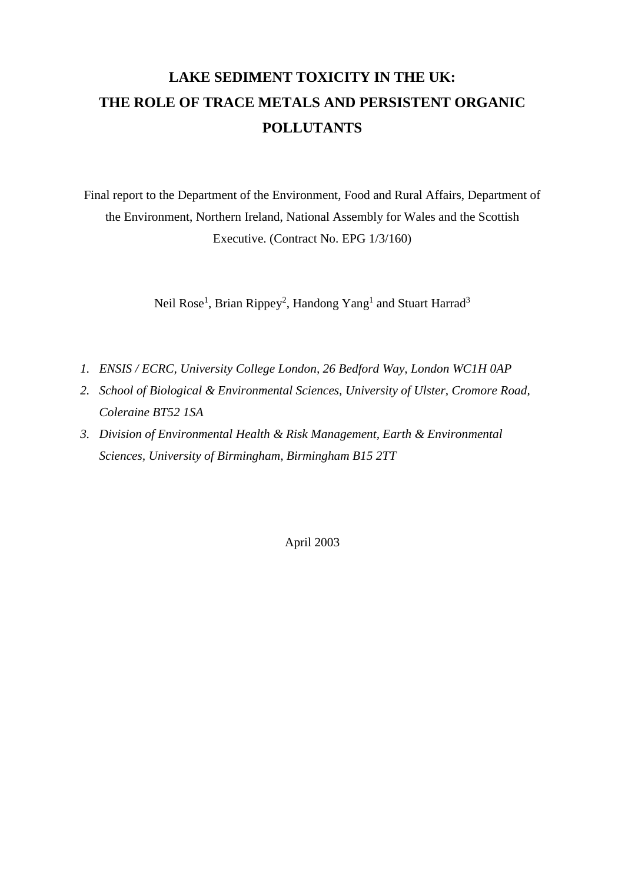# LAKE SEDIMENT TOXICITY IN THE UK: THE ROLE OF TRACE METALS AND PERSISTENT ORGANIC POLLUTANTS

Final report to the Department of the Environment, Food and Rural Affairs, Department of the Environment, Northern Ireland, National Assembly for Wales and the Scottish Executive. (Contract No. EPG 1/3/160)

Neil Rose[1], Brian Rippey[2], Handong Yang[1] and Stuart Harrad[3]

1. *ENSIS / ECRC, University College London, 26 Bedford Way, London WC1H 0AP*
2. *School of Biological & Environmental Sciences, University of Ulster, Cromore Road, Coleraine BT52 1SA*
3. *Division of Environmental Health & Risk Management, Earth & Environmental Sciences, University of Birmingham, Birmingham B15 2TT*

April 2003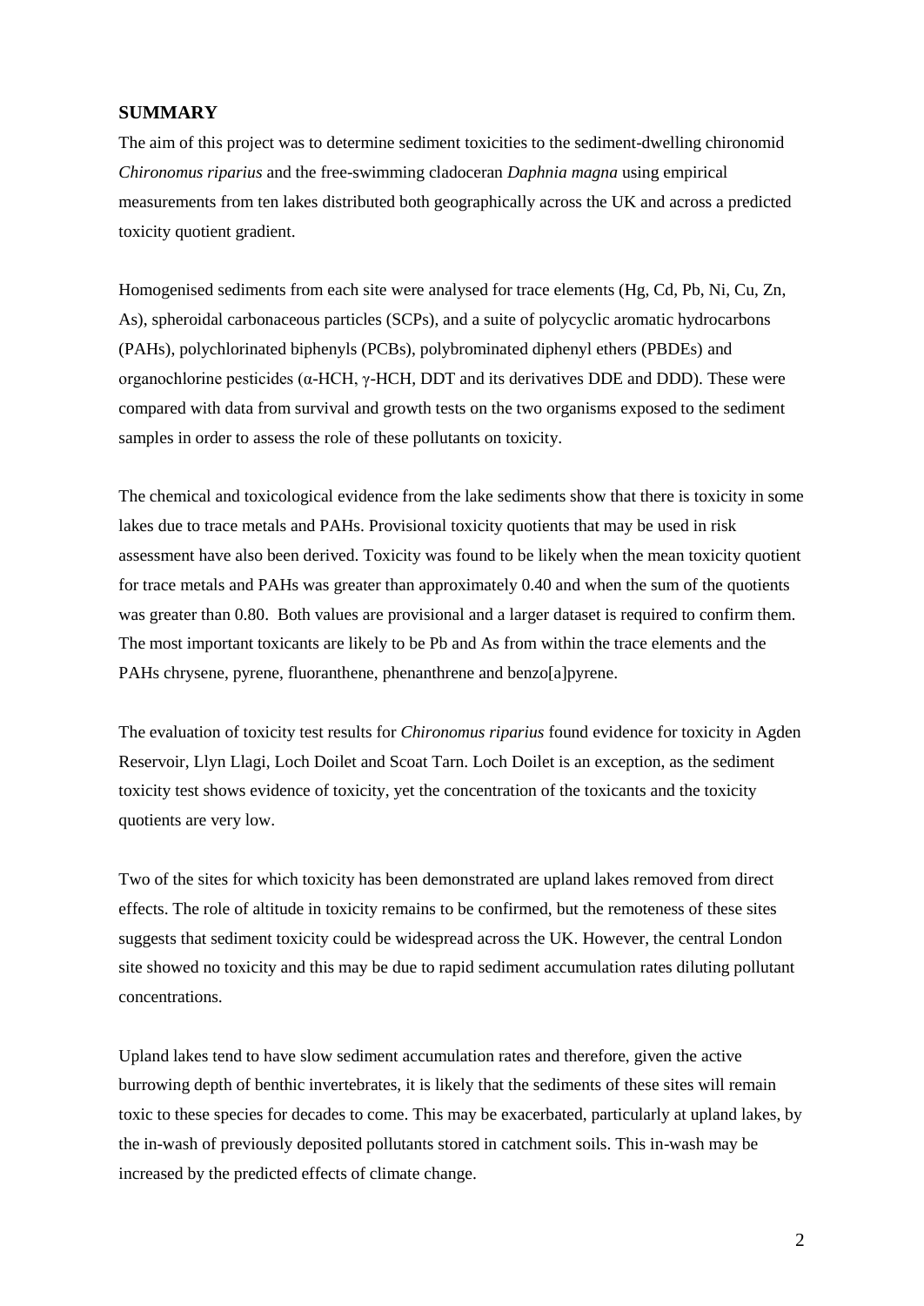## SUMMARY

The aim of this project was to determine sediment toxicities to the sediment-dwelling chironomid *Chironomus riparius* and the free-swimming cladoceran *Daphnia magna* using empirical measurements from ten lakes distributed both geographically across the UK and across a predicted toxicity quotient gradient.

Homogenised sediments from each site were analysed for trace elements (Hg, Cd, Pb, Ni, Cu, Zn, As), spheroidal carbonaceous particles (SCPs), and a suite of polycyclic aromatic hydrocarbons (PAHs), polychlorinated biphenyls (PCBs), polybrominated diphenyl ethers (PBDEs) and organochlorine pesticides (α-HCH, γ-HCH, DDT and its derivatives DDE and DDD). These were compared with data from survival and growth tests on the two organisms exposed to the sediment samples in order to assess the role of these pollutants on toxicity.

The chemical and toxicological evidence from the lake sediments show that there is toxicity in some lakes due to trace metals and PAHs. Provisional toxicity quotients that may be used in risk assessment have also been derived. Toxicity was found to be likely when the mean toxicity quotient for trace metals and PAHs was greater than approximately 0.40 and when the sum of the quotients was greater than 0.80. Both values are provisional and a larger dataset is required to confirm them. The most important toxicants are likely to be Pb and As from within the trace elements and the PAHs chrysene, pyrene, fluoranthene, phenanthrene and benzo[a]pyrene.

The evaluation of toxicity test results for *Chironomus riparius* found evidence for toxicity in Agden Reservoir, Llyn Llagi, Loch Doilet and Scoat Tarn. Loch Doilet is an exception, as the sediment toxicity test shows evidence of toxicity, yet the concentration of the toxicants and the toxicity quotients are very low.

Two of the sites for which toxicity has been demonstrated are upland lakes removed from direct effects. The role of altitude in toxicity remains to be confirmed, but the remoteness of these sites suggests that sediment toxicity could be widespread across the UK. However, the central London site showed no toxicity and this may be due to rapid sediment accumulation rates diluting pollutant concentrations.

Upland lakes tend to have slow sediment accumulation rates and therefore, given the active burrowing depth of benthic invertebrates, it is likely that the sediments of these sites will remain toxic to these species for decades to come. This may be exacerbated, particularly at upland lakes, by the in-wash of previously deposited pollutants stored in catchment soils. This in-wash may be increased by the predicted effects of climate change.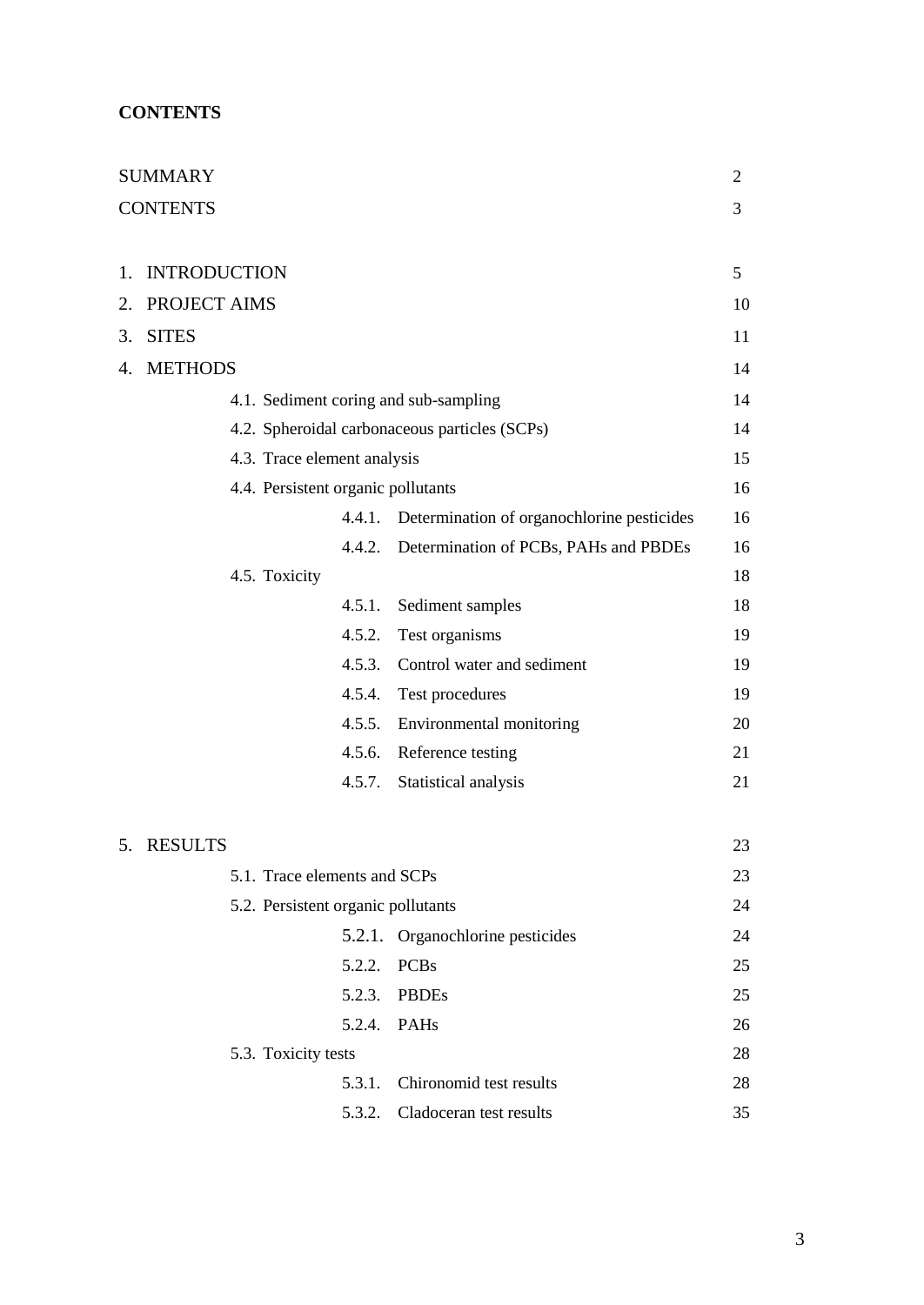**CONTENTS**

| | |
|---|---|
| SUMMARY | 2 |
| CONTENTS | 3 |
| 1. INTRODUCTION | 5 |
| 2. PROJECT AIMS | 10 |
| 3. SITES | 11 |
| 4. METHODS | 14 |
| 4.1. Sediment coring and sub-sampling | 14 |
| 4.2. Spheroidal carbonaceous particles (SCPs) | 14 |
| 4.3. Trace element analysis | 15 |
| 4.4. Persistent organic pollutants | 16 |
| 4.4.1. Determination of organochlorine pesticides | 16 |
| 4.4.2. Determination of PCBs, PAHs and PBDEs | 16 |
| 4.5. Toxicity | 18 |
| 4.5.1. Sediment samples | 18 |
| 4.5.2. Test organisms | 19 |
| 4.5.3. Control water and sediment | 19 |
| 4.5.4. Test procedures | 19 |
| 4.5.5. Environmental monitoring | 20 |
| 4.5.6. Reference testing | 21 |
| 4.5.7. Statistical analysis | 21 |
| 5. RESULTS | 23 |
| 5.1. Trace elements and SCPs | 23 |
| 5.2. Persistent organic pollutants | 24 |
| 5.2.1. Organochlorine pesticides | 24 |
| 5.2.2. PCBs | 25 |
| 5.2.3. PBDEs | 25 |
| 5.2.4. PAHs | 26 |
| 5.3. Toxicity tests | 28 |
| 5.3.1. Chironomid test results | 28 |
| 5.3.2. Cladoceran test results | 35 |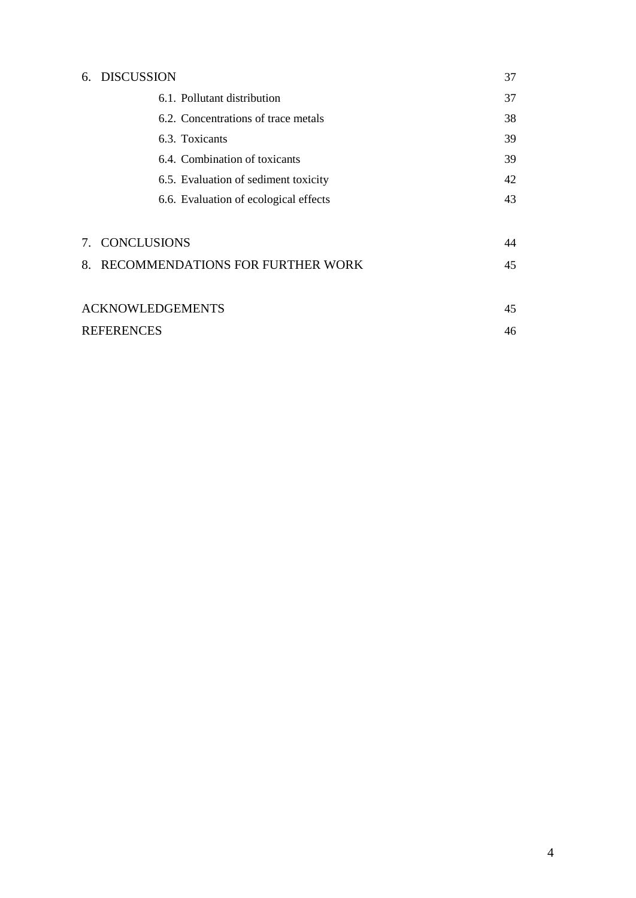| | |
|---|---|
| 6. DISCUSSION | 37 |
| 6.1. Pollutant distribution | 37 |
| 6.2. Concentrations of trace metals | 38 |
| 6.3. Toxicants | 39 |
| 6.4. Combination of toxicants | 39 |
| 6.5. Evaluation of sediment toxicity | 42 |
| 6.6. Evaluation of ecological effects | 43 |
| 7. CONCLUSIONS | 44 |
| 8. RECOMMENDATIONS FOR FURTHER WORK | 45 |
| ACKNOWLEDGEMENTS | 45 |
| REFERENCES | 46 |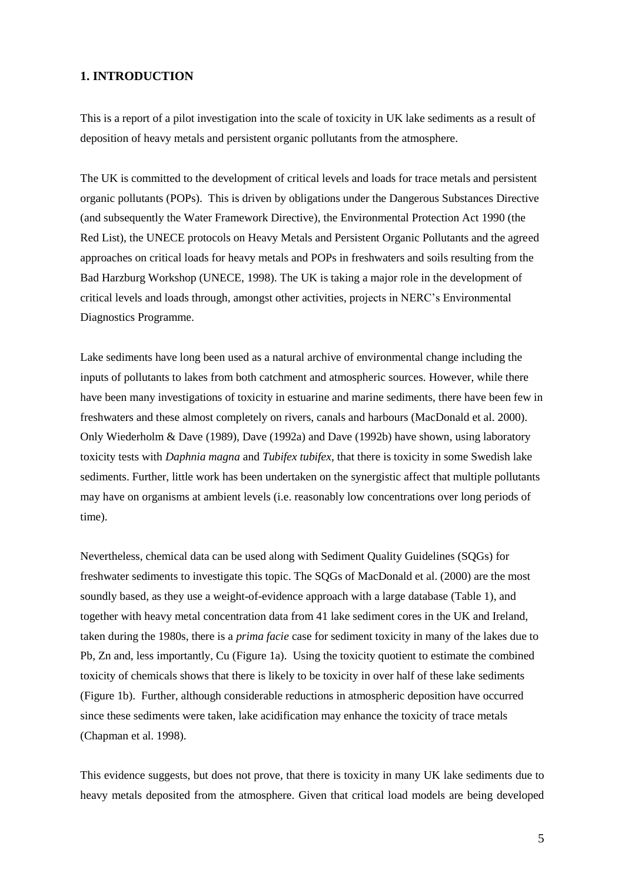## 1. INTRODUCTION

This is a report of a pilot investigation into the scale of toxicity in UK lake sediments as a result of deposition of heavy metals and persistent organic pollutants from the atmosphere.

The UK is committed to the development of critical levels and loads for trace metals and persistent organic pollutants (POPs). This is driven by obligations under the Dangerous Substances Directive (and subsequently the Water Framework Directive), the Environmental Protection Act 1990 (the Red List), the UNECE protocols on Heavy Metals and Persistent Organic Pollutants and the agreed approaches on critical loads for heavy metals and POPs in freshwaters and soils resulting from the Bad Harzburg Workshop (UNECE, 1998). The UK is taking a major role in the development of critical levels and loads through, amongst other activities, projects in NERC's Environmental Diagnostics Programme.

Lake sediments have long been used as a natural archive of environmental change including the inputs of pollutants to lakes from both catchment and atmospheric sources. However, while there have been many investigations of toxicity in estuarine and marine sediments, there have been few in freshwaters and these almost completely on rivers, canals and harbours (MacDonald et al. 2000). Only Wiederholm & Dave (1989), Dave (1992a) and Dave (1992b) have shown, using laboratory toxicity tests with *Daphnia magna* and *Tubifex tubifex*, that there is toxicity in some Swedish lake sediments. Further, little work has been undertaken on the synergistic affect that multiple pollutants may have on organisms at ambient levels (i.e. reasonably low concentrations over long periods of time).

Nevertheless, chemical data can be used along with Sediment Quality Guidelines (SQGs) for freshwater sediments to investigate this topic. The SQGs of MacDonald et al. (2000) are the most soundly based, as they use a weight-of-evidence approach with a large database (Table 1), and together with heavy metal concentration data from 41 lake sediment cores in the UK and Ireland, taken during the 1980s, there is a *prima facie* case for sediment toxicity in many of the lakes due to Pb, Zn and, less importantly, Cu (Figure 1a). Using the toxicity quotient to estimate the combined toxicity of chemicals shows that there is likely to be toxicity in over half of these lake sediments (Figure 1b). Further, although considerable reductions in atmospheric deposition have occurred since these sediments were taken, lake acidification may enhance the toxicity of trace metals (Chapman et al. 1998).

This evidence suggests, but does not prove, that there is toxicity in many UK lake sediments due to heavy metals deposited from the atmosphere. Given that critical load models are being developed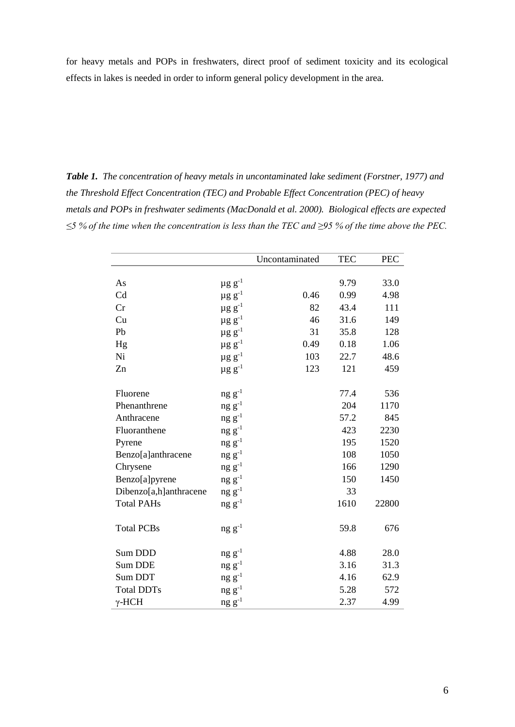for heavy metals and POPs in freshwaters, direct proof of sediment toxicity and its ecological effects in lakes is needed in order to inform general policy development in the area.

***Table 1.*** *The concentration of heavy metals in uncontaminated lake sediment (Forstner, 1977) and the Threshold Effect Concentration (TEC) and Probable Effect Concentration (PEC) of heavy metals and POPs in freshwater sediments (MacDonald et al. 2000). Biological effects are expected ≤5 % of the time when the concentration is less than the TEC and ≥95 % of the time above the PEC.*

| | | Uncontaminated | TEC | PEC |
|---|---|---|---|---|
| As | $\mu g\ g^{-1}$ | | 9.79 | 33.0 |
| Cd | $\mu g\ g^{-1}$ | 0.46 | 0.99 | 4.98 |
| Cr | $\mu g\ g^{-1}$ | 82 | 43.4 | 111 |
| Cu | $\mu g\ g^{-1}$ | 46 | 31.6 | 149 |
| Pb | $\mu g\ g^{-1}$ | 31 | 35.8 | 128 |
| Hg | $\mu g\ g^{-1}$ | 0.49 | 0.18 | 1.06 |
| Ni | $\mu g\ g^{-1}$ | 103 | 22.7 | 48.6 |
| Zn | $\mu g\ g^{-1}$ | 123 | 121 | 459 |
| Fluorene | $ng\ g^{-1}$ | | 77.4 | 536 |
| Phenanthrene | $ng\ g^{-1}$ | | 204 | 1170 |
| Anthracene | $ng\ g^{-1}$ | | 57.2 | 845 |
| Fluoranthene | $ng\ g^{-1}$ | | 423 | 2230 |
| Pyrene | $ng\ g^{-1}$ | | 195 | 1520 |
| Benzo[a]anthracene | $ng\ g^{-1}$ | | 108 | 1050 |
| Chrysene | $ng\ g^{-1}$ | | 166 | 1290 |
| Benzo[a]pyrene | $ng\ g^{-1}$ | | 150 | 1450 |
| Dibenzo[a,h]anthracene | $ng\ g^{-1}$ | | 33 | |
| Total PAHs | $ng\ g^{-1}$ | | 1610 | 22800 |
| Total PCBs | $ng\ g^{-1}$ | | 59.8 | 676 |
| Sum DDD | $ng\ g^{-1}$ | | 4.88 | 28.0 |
| Sum DDE | $ng\ g^{-1}$ | | 3.16 | 31.3 |
| Sum DDT | $ng\ g^{-1}$ | | 4.16 | 62.9 |
| Total DDTs | $ng\ g^{-1}$ | | 5.28 | 572 |
| γ-HCH | $ng\ g^{-1}$ | | 2.37 | 4.99 |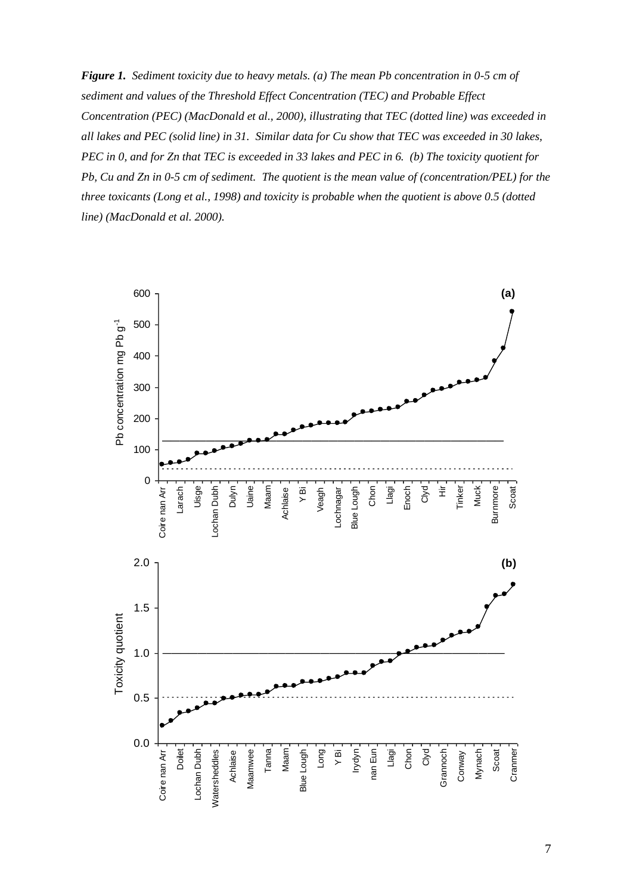***Figure 1.*** *Sediment toxicity due to heavy metals. (a) The mean Pb concentration in 0-5 cm of sediment and values of the Threshold Effect Concentration (TEC) and Probable Effect Concentration (PEC) (MacDonald et al., 2000), illustrating that TEC (dotted line) was exceeded in all lakes and PEC (solid line) in 31. Similar data for Cu show that TEC was exceeded in 30 lakes, PEC in 0, and for Zn that TEC is exceeded in 33 lakes and PEC in 6. (b) The toxicity quotient for Pb, Cu and Zn in 0-5 cm of sediment. The quotient is the mean value of (concentration/PEL) for the three toxicants (Long et al., 1998) and toxicity is probable when the quotient is above 0.5 (dotted line) (MacDonald et al. 2000).*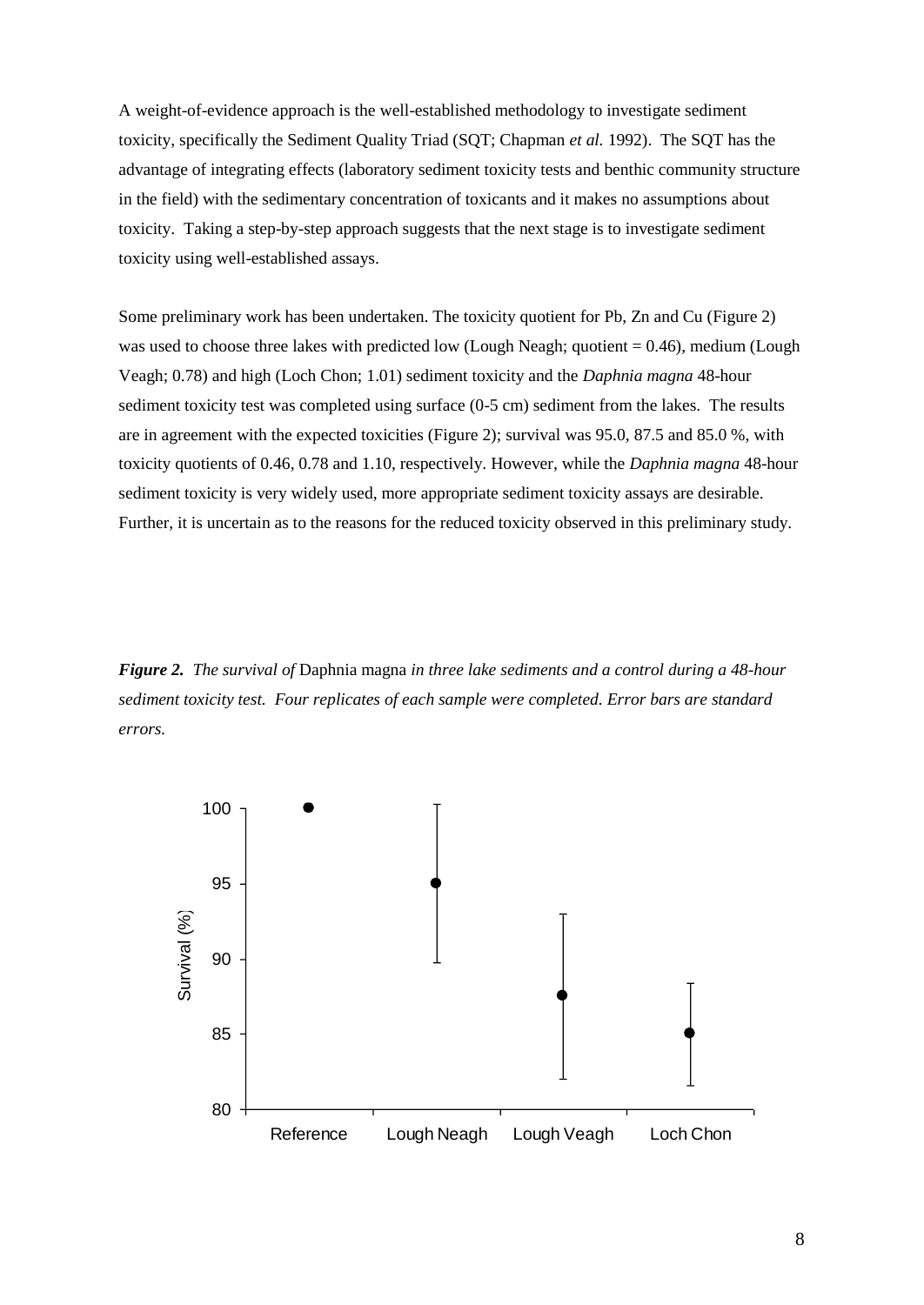A weight-of-evidence approach is the well-established methodology to investigate sediment toxicity, specifically the Sediment Quality Triad (SQT; Chapman *et al.* 1992). The SQT has the advantage of integrating effects (laboratory sediment toxicity tests and benthic community structure in the field) with the sedimentary concentration of toxicants and it makes no assumptions about toxicity. Taking a step-by-step approach suggests that the next stage is to investigate sediment toxicity using well-established assays.

Some preliminary work has been undertaken. The toxicity quotient for Pb, Zn and Cu (Figure 2) was used to choose three lakes with predicted low (Lough Neagh; quotient = 0.46), medium (Lough Veagh; 0.78) and high (Loch Chon; 1.01) sediment toxicity and the *Daphnia magna* 48-hour sediment toxicity test was completed using surface (0-5 cm) sediment from the lakes. The results are in agreement with the expected toxicities (Figure 2); survival was 95.0, 87.5 and 85.0 %, with toxicity quotients of 0.46, 0.78 and 1.10, respectively. However, while the *Daphnia magna* 48-hour sediment toxicity is very widely used, more appropriate sediment toxicity assays are desirable. Further, it is uncertain as to the reasons for the reduced toxicity observed in this preliminary study.

***Figure 2.*** *The survival of* Daphnia magna *in three lake sediments and a control during a 48-hour sediment toxicity test. Four replicates of each sample were completed. Error bars are standard errors.*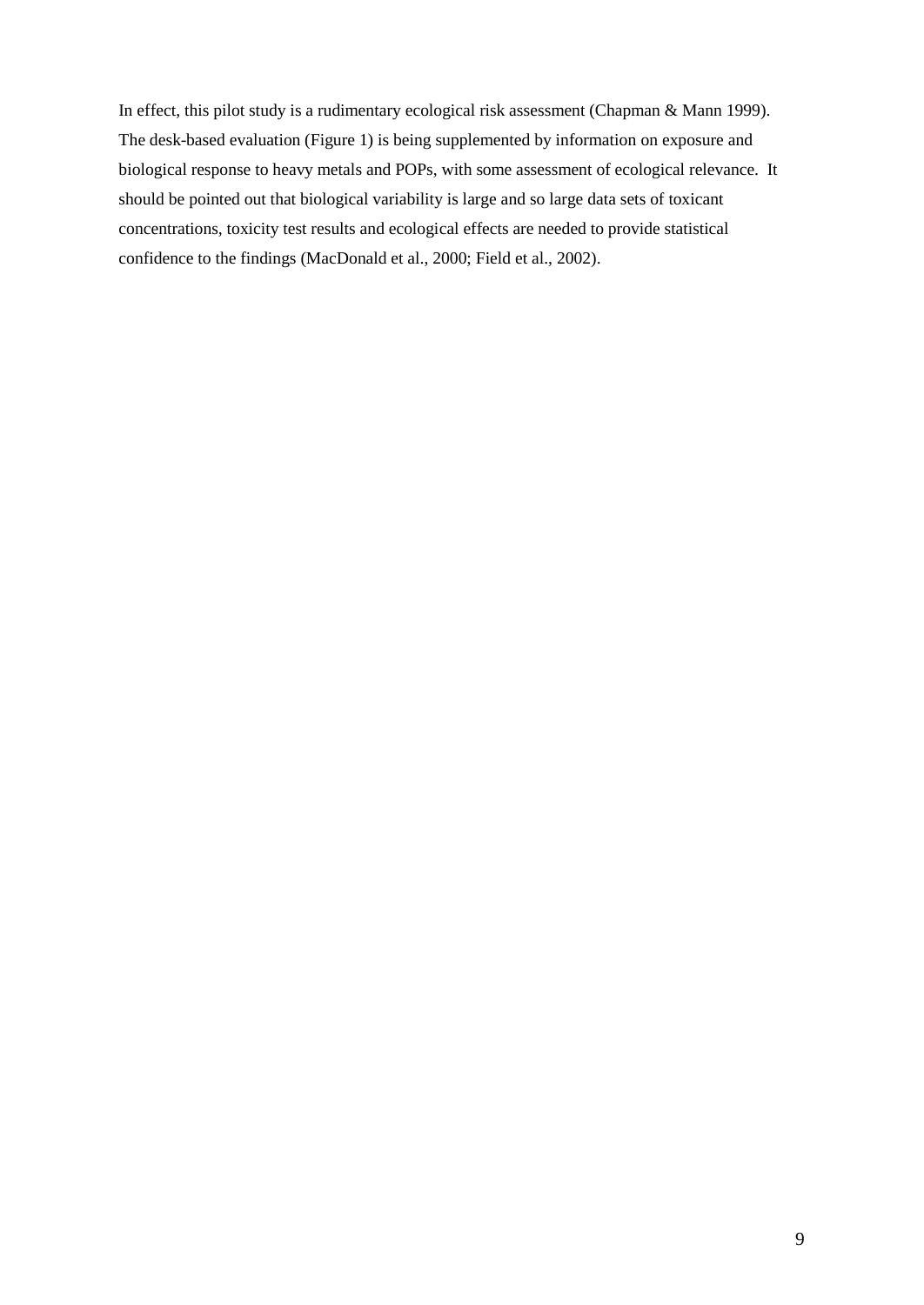In effect, this pilot study is a rudimentary ecological risk assessment (Chapman & Mann 1999). The desk-based evaluation (Figure 1) is being supplemented by information on exposure and biological response to heavy metals and POPs, with some assessment of ecological relevance. It should be pointed out that biological variability is large and so large data sets of toxicant concentrations, toxicity test results and ecological effects are needed to provide statistical confidence to the findings (MacDonald et al., 2000; Field et al., 2002).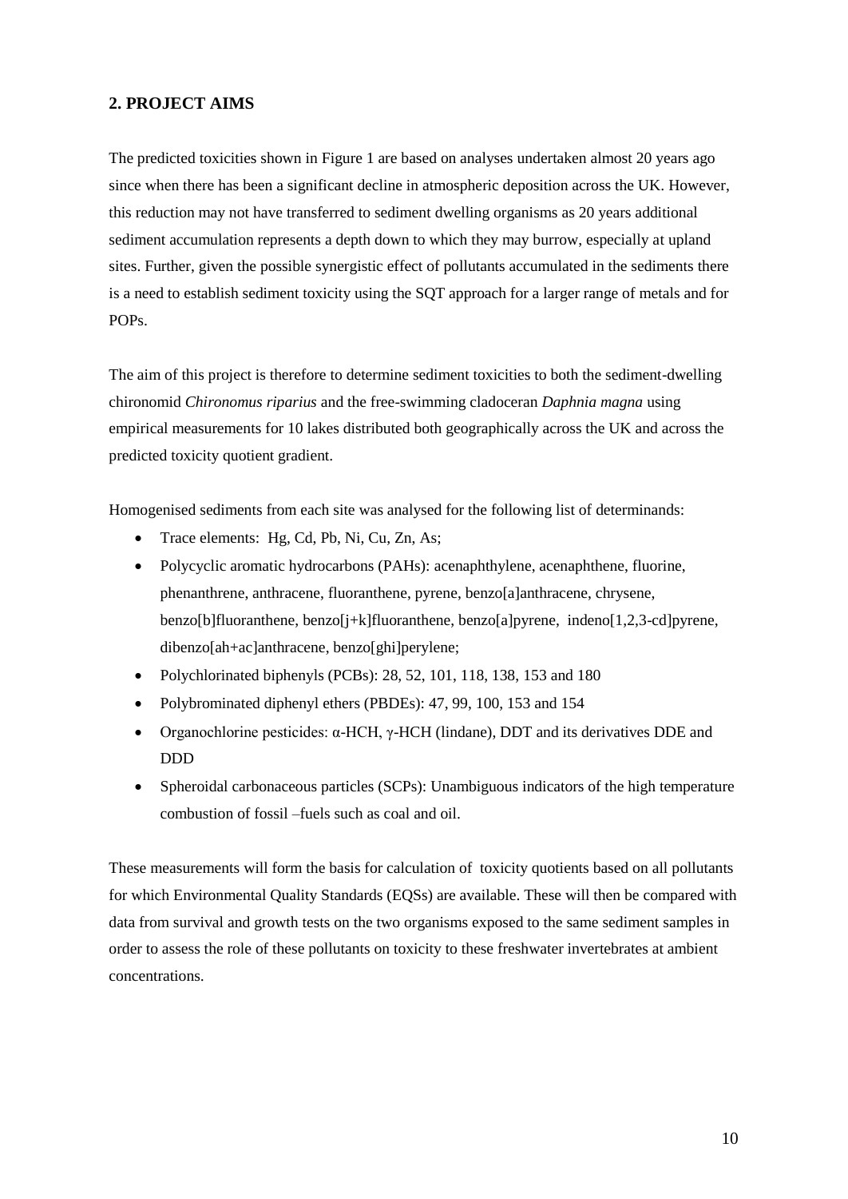## 2. PROJECT AIMS

The predicted toxicities shown in Figure 1 are based on analyses undertaken almost 20 years ago since when there has been a significant decline in atmospheric deposition across the UK. However, this reduction may not have transferred to sediment dwelling organisms as 20 years additional sediment accumulation represents a depth down to which they may burrow, especially at upland sites. Further, given the possible synergistic effect of pollutants accumulated in the sediments there is a need to establish sediment toxicity using the SQT approach for a larger range of metals and for POPs.

The aim of this project is therefore to determine sediment toxicities to both the sediment-dwelling chironomid *Chironomus riparius* and the free-swimming cladoceran *Daphnia magna* using empirical measurements for 10 lakes distributed both geographically across the UK and across the predicted toxicity quotient gradient.

Homogenised sediments from each site was analysed for the following list of determinands:

- Trace elements: Hg, Cd, Pb, Ni, Cu, Zn, As;
- Polycyclic aromatic hydrocarbons (PAHs): acenaphthylene, acenaphthene, fluorine, phenanthrene, anthracene, fluoranthene, pyrene, benzo[a]anthracene, chrysene, benzo[b]fluoranthene, benzo[j+k]fluoranthene, benzo[a]pyrene, indeno[1,2,3-cd]pyrene, dibenzo[ah+ac]anthracene, benzo[ghi]perylene;
- Polychlorinated biphenyls (PCBs): 28, 52, 101, 118, 138, 153 and 180
- Polybrominated diphenyl ethers (PBDEs): 47, 99, 100, 153 and 154
- Organochlorine pesticides: α-HCH, γ-HCH (lindane), DDT and its derivatives DDE and DDD
- Spheroidal carbonaceous particles (SCPs): Unambiguous indicators of the high temperature combustion of fossil –fuels such as coal and oil.

These measurements will form the basis for calculation of toxicity quotients based on all pollutants for which Environmental Quality Standards (EQSs) are available. These will then be compared with data from survival and growth tests on the two organisms exposed to the same sediment samples in order to assess the role of these pollutants on toxicity to these freshwater invertebrates at ambient concentrations.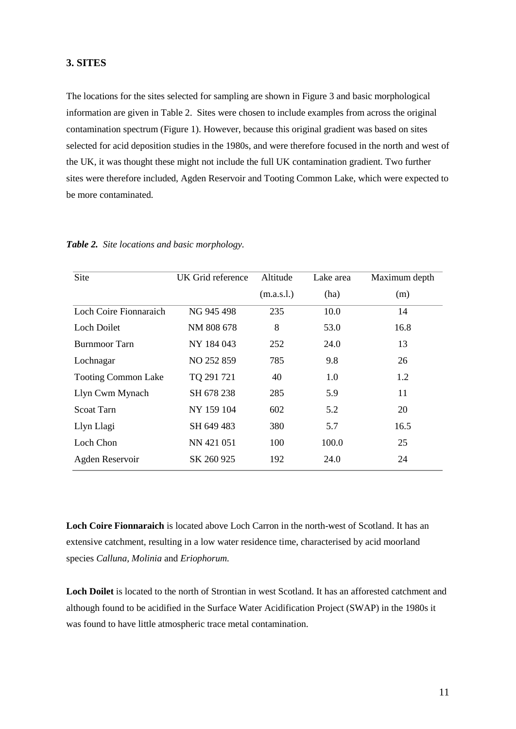## 3. SITES

The locations for the sites selected for sampling are shown in Figure 3 and basic morphological information are given in Table 2. Sites were chosen to include examples from across the original contamination spectrum (Figure 1). However, because this original gradient was based on sites selected for acid deposition studies in the 1980s, and were therefore focused in the north and west of the UK, it was thought these might not include the full UK contamination gradient. Two further sites were therefore included, Agden Reservoir and Tooting Common Lake, which were expected to be more contaminated.

***Table 2.*** *Site locations and basic morphology.*

| Site | UK Grid reference | Altitude (m.a.s.l.) | Lake area (ha) | Maximum depth (m) |
|---|---|---|---|---|
| Loch Coire Fionnaraich | NG 945 498 | 235 | 10.0 | 14 |
| Loch Doilet | NM 808 678 | 8 | 53.0 | 16.8 |
| Burnmoor Tarn | NY 184 043 | 252 | 24.0 | 13 |
| Lochnagar | NO 252 859 | 785 | 9.8 | 26 |
| Tooting Common Lake | TQ 291 721 | 40 | 1.0 | 1.2 |
| Llyn Cwm Mynach | SH 678 238 | 285 | 5.9 | 11 |
| Scoat Tarn | NY 159 104 | 602 | 5.2 | 20 |
| Llyn Llagi | SH 649 483 | 380 | 5.7 | 16.5 |
| Loch Chon | NN 421 051 | 100 | 100.0 | 25 |
| Agden Reservoir | SK 260 925 | 192 | 24.0 | 24 |

**Loch Coire Fionnaraich** is located above Loch Carron in the north-west of Scotland. It has an extensive catchment, resulting in a low water residence time, characterised by acid moorland species *Calluna, Molinia* and *Eriophorum.*

**Loch Doilet** is located to the north of Strontian in west Scotland. It has an afforested catchment and although found to be acidified in the Surface Water Acidification Project (SWAP) in the 1980s it was found to have little atmospheric trace metal contamination.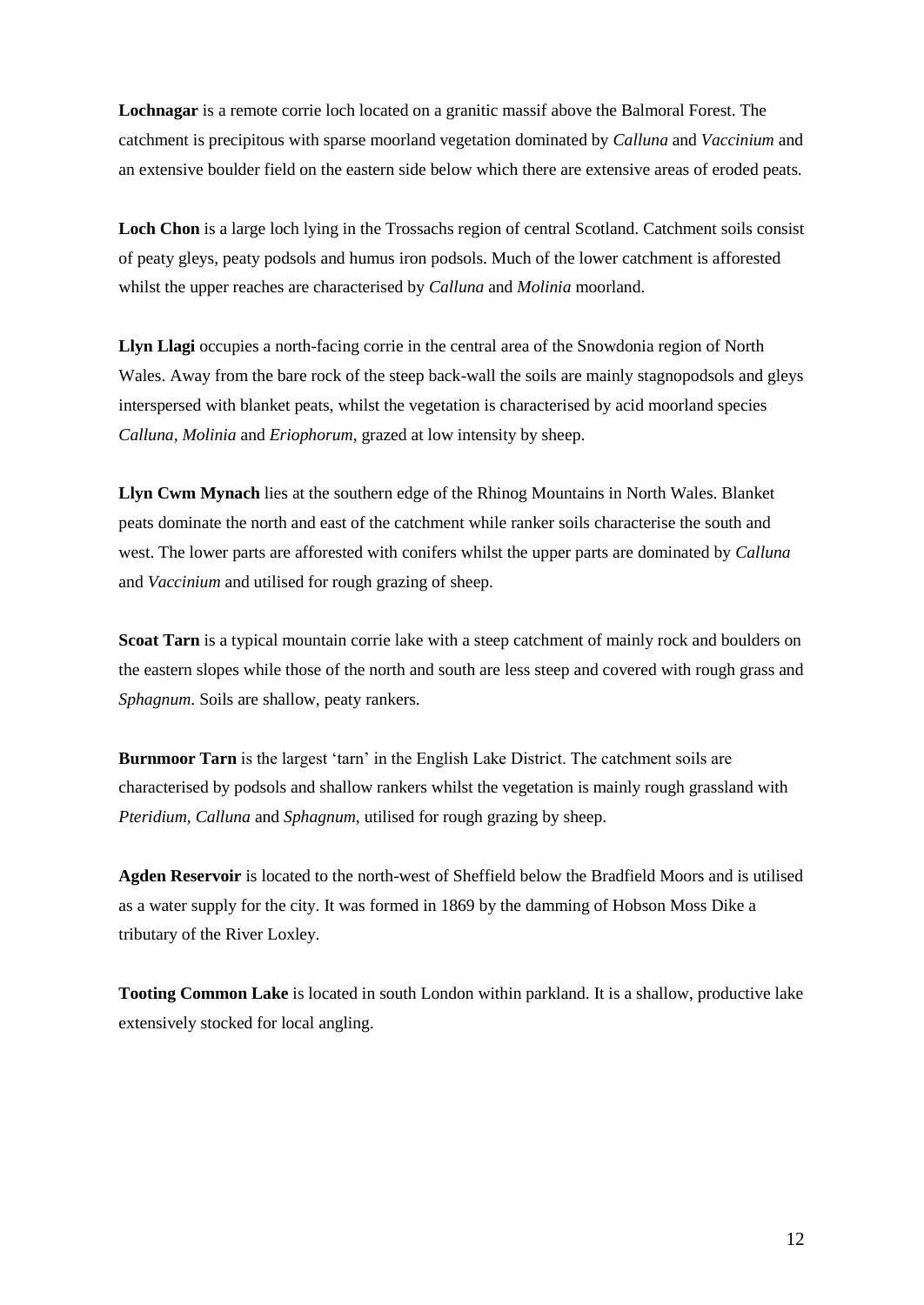**Lochnagar** is a remote corrie loch located on a granitic massif above the Balmoral Forest. The catchment is precipitous with sparse moorland vegetation dominated by *Calluna* and *Vaccinium* and an extensive boulder field on the eastern side below which there are extensive areas of eroded peats.

**Loch Chon** is a large loch lying in the Trossachs region of central Scotland. Catchment soils consist of peaty gleys, peaty podsols and humus iron podsols. Much of the lower catchment is afforested whilst the upper reaches are characterised by *Calluna* and *Molinia* moorland.

**Llyn Llagi** occupies a north-facing corrie in the central area of the Snowdonia region of North Wales. Away from the bare rock of the steep back-wall the soils are mainly stagnopodsols and gleys interspersed with blanket peats, whilst the vegetation is characterised by acid moorland species *Calluna*, *Molinia* and *Eriophorum*, grazed at low intensity by sheep.

**Llyn Cwm Mynach** lies at the southern edge of the Rhinog Mountains in North Wales. Blanket peats dominate the north and east of the catchment while ranker soils characterise the south and west. The lower parts are afforested with conifers whilst the upper parts are dominated by *Calluna* and *Vaccinium* and utilised for rough grazing of sheep.

**Scoat Tarn** is a typical mountain corrie lake with a steep catchment of mainly rock and boulders on the eastern slopes while those of the north and south are less steep and covered with rough grass and *Sphagnum*. Soils are shallow, peaty rankers.

**Burnmoor Tarn** is the largest 'tarn' in the English Lake District. The catchment soils are characterised by podsols and shallow rankers whilst the vegetation is mainly rough grassland with *Pteridium*, *Calluna* and *Sphagnum*, utilised for rough grazing by sheep.

**Agden Reservoir** is located to the north-west of Sheffield below the Bradfield Moors and is utilised as a water supply for the city. It was formed in 1869 by the damming of Hobson Moss Dike a tributary of the River Loxley.

**Tooting Common Lake** is located in south London within parkland. It is a shallow, productive lake extensively stocked for local angling.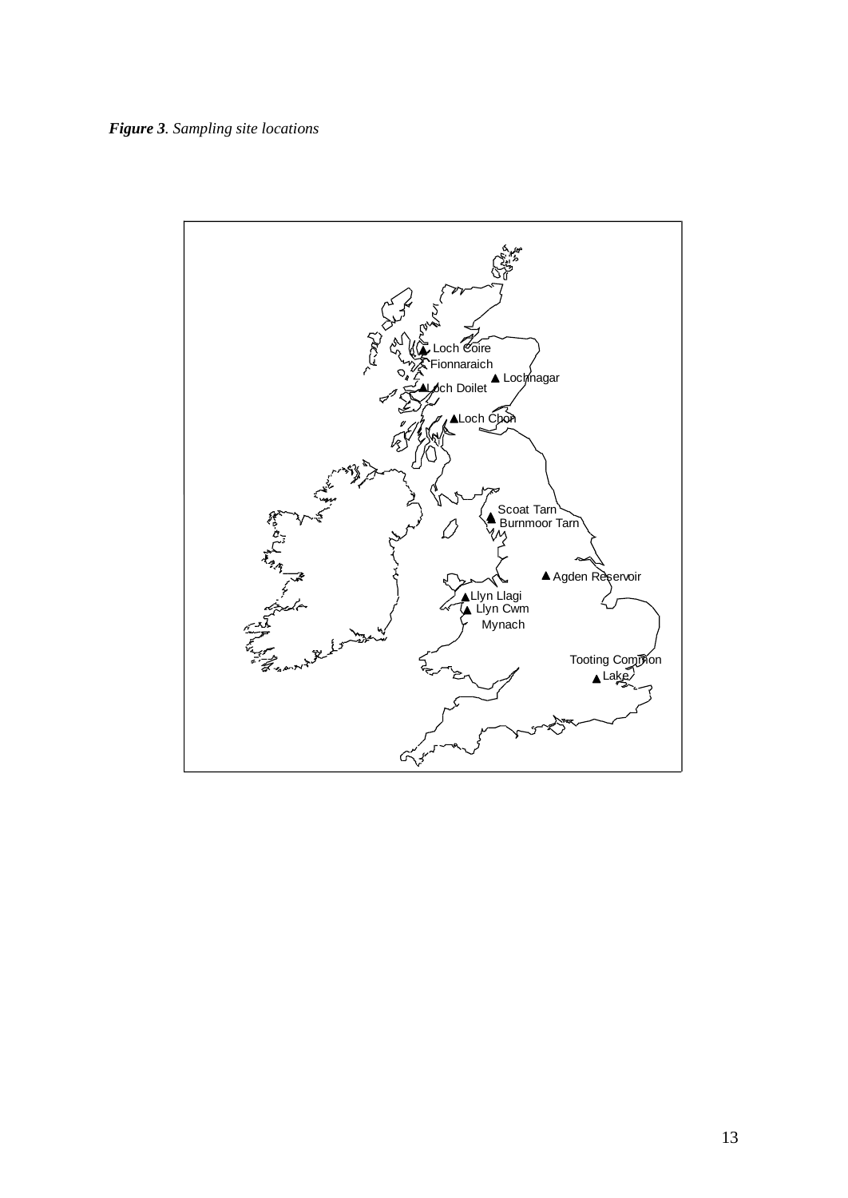***Figure 3***. *Sampling site locations*

Loch Coire Fionnaraich

Lochnagar

Loch Doilet

Loch Chon

Scoat Tarn

Burnmoor Tarn

Agden Reservoir

Llyn Llagi

Llyn Cwm Mynach

Tooting Common Lake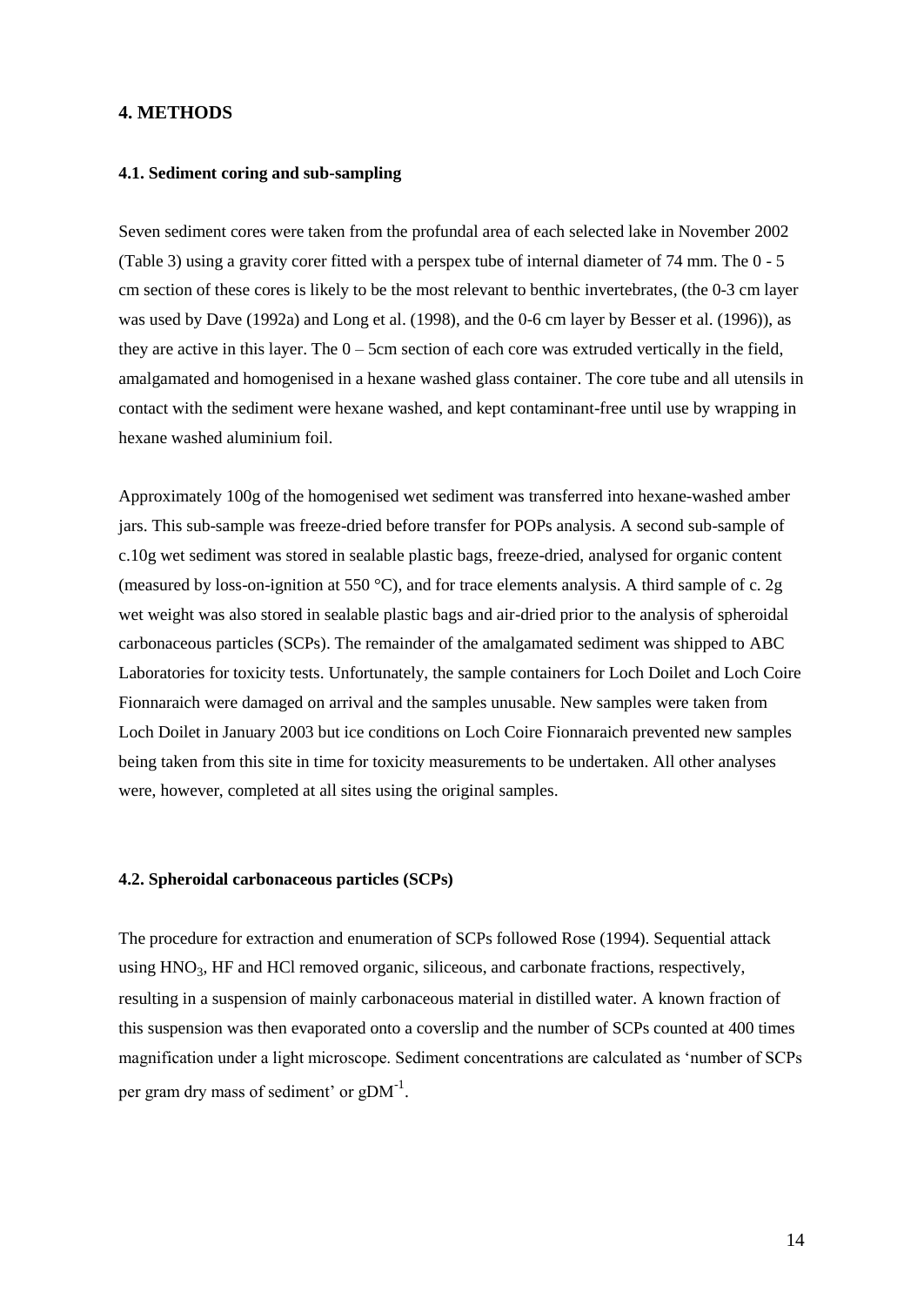## 4. METHODS

### 4.1. Sediment coring and sub-sampling

Seven sediment cores were taken from the profundal area of each selected lake in November 2002 (Table 3) using a gravity corer fitted with a perspex tube of internal diameter of 74 mm. The 0 - 5 cm section of these cores is likely to be the most relevant to benthic invertebrates, (the 0-3 cm layer was used by Dave (1992a) and Long et al. (1998), and the 0-6 cm layer by Besser et al. (1996)), as they are active in this layer. The 0 – 5cm section of each core was extruded vertically in the field, amalgamated and homogenised in a hexane washed glass container. The core tube and all utensils in contact with the sediment were hexane washed, and kept contaminant-free until use by wrapping in hexane washed aluminium foil.

Approximately 100g of the homogenised wet sediment was transferred into hexane-washed amber jars. This sub-sample was freeze-dried before transfer for POPs analysis. A second sub-sample of c.10g wet sediment was stored in sealable plastic bags, freeze-dried, analysed for organic content (measured by loss-on-ignition at 550 °C), and for trace elements analysis. A third sample of c. 2g wet weight was also stored in sealable plastic bags and air-dried prior to the analysis of spheroidal carbonaceous particles (SCPs). The remainder of the amalgamated sediment was shipped to ABC Laboratories for toxicity tests. Unfortunately, the sample containers for Loch Doilet and Loch Coire Fionnaraich were damaged on arrival and the samples unusable. New samples were taken from Loch Doilet in January 2003 but ice conditions on Loch Coire Fionnaraich prevented new samples being taken from this site in time for toxicity measurements to be undertaken. All other analyses were, however, completed at all sites using the original samples.

### 4.2. Spheroidal carbonaceous particles (SCPs)

The procedure for extraction and enumeration of SCPs followed Rose (1994). Sequential attack using $HNO_3$, HF and HCl removed organic, siliceous, and carbonate fractions, respectively, resulting in a suspension of mainly carbonaceous material in distilled water. A known fraction of this suspension was then evaporated onto a coverslip and the number of SCPs counted at 400 times magnification under a light microscope. Sediment concentrations are calculated as 'number of SCPs per gram dry mass of sediment' or $gDM^{-1}$.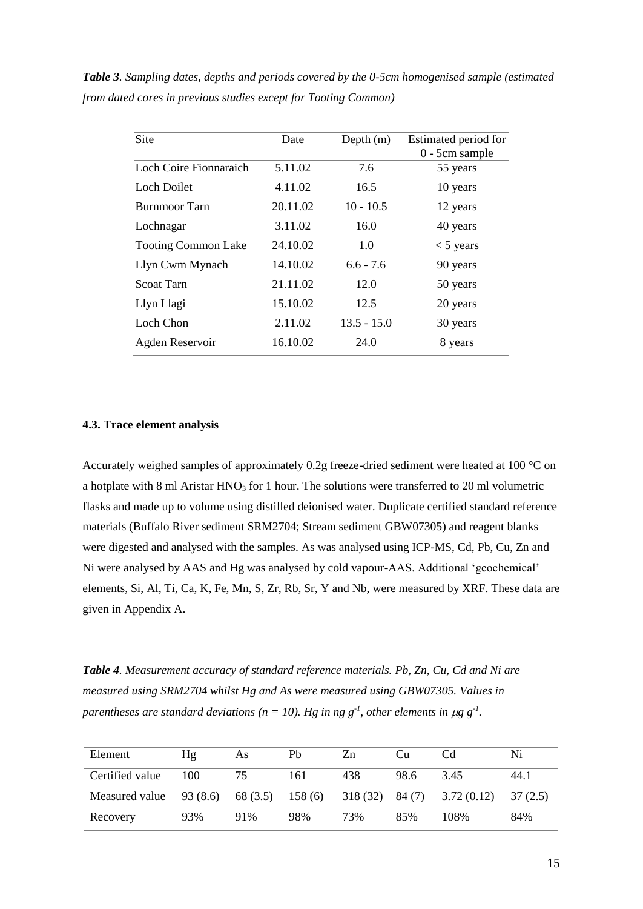***Table 3**. Sampling dates, depths and periods covered by the 0-5cm homogenised sample (estimated from dated cores in previous studies except for Tooting Common)*

| Site | Date | Depth (m) | Estimated period for 0 - 5cm sample |
|---|---|---|---|
| Loch Coire Fionnaraich | 5.11.02 | 7.6 | 55 years |
| Loch Doilet | 4.11.02 | 16.5 | 10 years |
| Burnmoor Tarn | 20.11.02 | 10 - 10.5 | 12 years |
| Lochnagar | 3.11.02 | 16.0 | 40 years |
| Tooting Common Lake | 24.10.02 | 1.0 | < 5 years |
| Llyn Cwm Mynach | 14.10.02 | 6.6 - 7.6 | 90 years |
| Scoat Tarn | 21.11.02 | 12.0 | 50 years |
| Llyn Llagi | 15.10.02 | 12.5 | 20 years |
| Loch Chon | 2.11.02 | 13.5 - 15.0 | 30 years |
| Agden Reservoir | 16.10.02 | 24.0 | 8 years |

### 4.3. Trace element analysis

Accurately weighed samples of approximately 0.2g freeze-dried sediment were heated at 100 °C on a hotplate with 8 ml Aristar $HNO_3$ for 1 hour. The solutions were transferred to 20 ml volumetric flasks and made up to volume using distilled deionised water. Duplicate certified standard reference materials (Buffalo River sediment SRM2704; Stream sediment GBW07305) and reagent blanks were digested and analysed with the samples. As was analysed using ICP-MS, Cd, Pb, Cu, Zn and Ni were analysed by AAS and Hg was analysed by cold vapour-AAS. Additional 'geochemical' elements, Si, Al, Ti, Ca, K, Fe, Mn, S, Zr, Rb, Sr, Y and Nb, were measured by XRF. These data are given in Appendix A.

***Table 4**. Measurement accuracy of standard reference materials. Pb, Zn, Cu, Cd and Ni are measured using SRM2704 whilst Hg and As were measured using GBW07305. Values in parentheses are standard deviations ($n = 10$). Hg in ng $g^{-1}$, other elements in $\mu g\ g^{-1}$.*

| Element | Hg | As | Pb | Zn | Cu | Cd | Ni |
|---|---|---|---|---|---|---|---|
| Certified value | 100 | 75 | 161 | 438 | 98.6 | 3.45 | 44.1 |
| Measured value | 93 (8.6) | 68 (3.5) | 158 (6) | 318 (32) | 84 (7) | 3.72 (0.12) | 37 (2.5) |
| Recovery | 93% | 91% | 98% | 73% | 85% | 108% | 84% |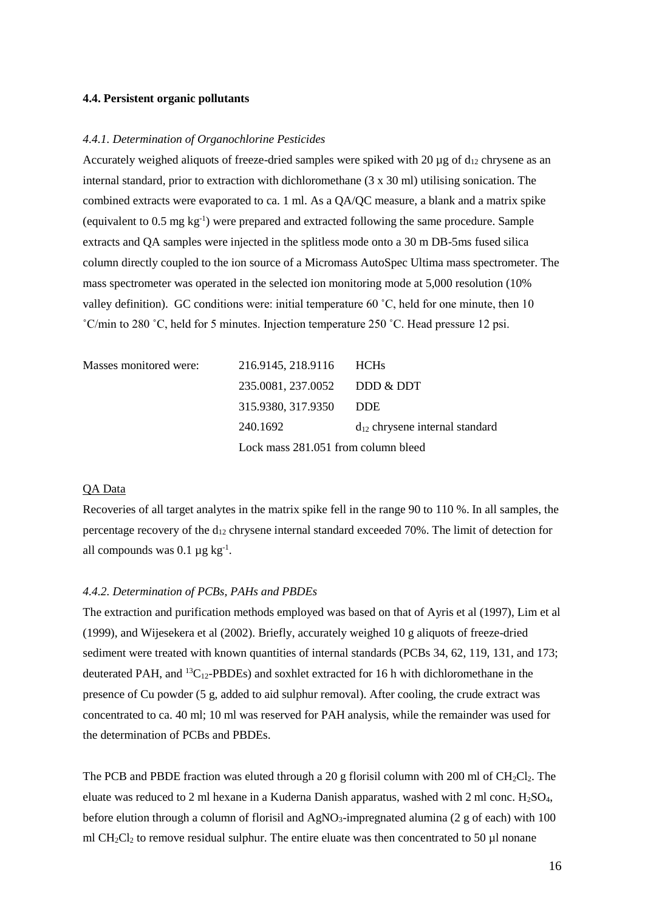### 4.4. Persistent organic pollutants

#### *4.4.1. Determination of Organochlorine Pesticides*

Accurately weighed aliquots of freeze-dried samples were spiked with 20 µg of $d_{12}$ chrysene as an internal standard, prior to extraction with dichloromethane (3 x 30 ml) utilising sonication. The combined extracts were evaporated to ca. 1 ml. As a QA/QC measure, a blank and a matrix spike (equivalent to 0.5 mg $kg^{-1}$) were prepared and extracted following the same procedure. Sample extracts and QA samples were injected in the splitless mode onto a 30 m DB-5ms fused silica column directly coupled to the ion source of a Micromass AutoSpec Ultima mass spectrometer. The mass spectrometer was operated in the selected ion monitoring mode at 5,000 resolution (10% valley definition). GC conditions were: initial temperature 60 ˚C, held for one minute, then 10 ˚C/min to 280 ˚C, held for 5 minutes. Injection temperature 250 ˚C. Head pressure 12 psi.

| Masses monitored were: | 216.9145, 218.9116 | HCHs |
|---|---|---|
| | 235.0081, 237.0052 | DDD & DDT |
| | 315.9380, 317.9350 | DDE |
| | 240.1692 | $d_{12}$ chrysene internal standard |
| | Lock mass 281.051 from column bleed | |

QA Data

Recoveries of all target analytes in the matrix spike fell in the range 90 to 110 %. In all samples, the percentage recovery of the $d_{12}$ chrysene internal standard exceeded 70%. The limit of detection for all compounds was 0.1 µg $kg^{-1}$.

#### *4.4.2. Determination of PCBs, PAHs and PBDEs*

The extraction and purification methods employed was based on that of Ayris et al (1997), Lim et al (1999), and Wijesekera et al (2002). Briefly, accurately weighed 10 g aliquots of freeze-dried sediment were treated with known quantities of internal standards (PCBs 34, 62, 119, 131, and 173; deuterated PAH, and $^{13}C_{12}$-PBDEs) and soxhlet extracted for 16 h with dichloromethane in the presence of Cu powder (5 g, added to aid sulphur removal). After cooling, the crude extract was concentrated to ca. 40 ml; 10 ml was reserved for PAH analysis, while the remainder was used for the determination of PCBs and PBDEs.

The PCB and PBDE fraction was eluted through a 20 g florisil column with 200 ml of $CH_2Cl_2$. The eluate was reduced to 2 ml hexane in a Kuderna Danish apparatus, washed with 2 ml conc. $H_2SO_4$, before elution through a column of florisil and $AgNO_3$-impregnated alumina (2 g of each) with 100 ml $CH_2Cl_2$ to remove residual sulphur. The entire eluate was then concentrated to 50 µl nonane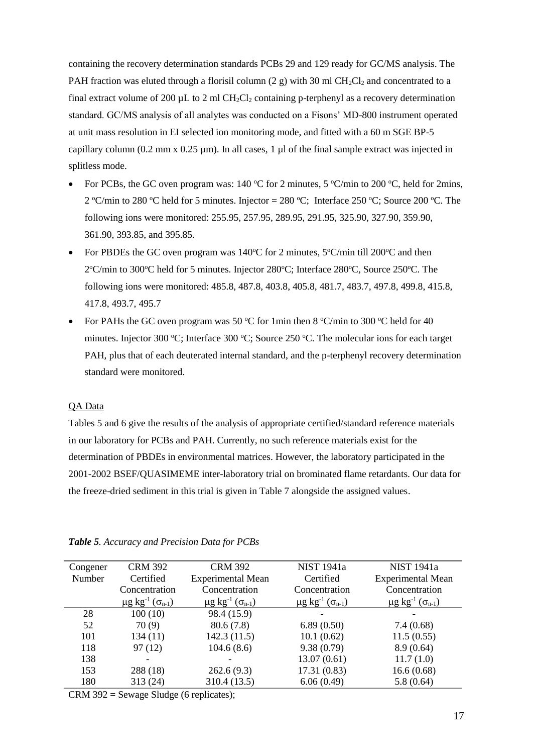containing the recovery determination standards PCBs 29 and 129 ready for GC/MS analysis. The PAH fraction was eluted through a florisil column (2 g) with 30 ml $CH_2Cl_2$ and concentrated to a final extract volume of 200 µL to 2 ml $CH_2Cl_2$ containing p-terphenyl as a recovery determination standard. GC/MS analysis of all analytes was conducted on a Fisons' MD-800 instrument operated at unit mass resolution in EI selected ion monitoring mode, and fitted with a 60 m SGE BP-5 capillary column (0.2 mm x 0.25 µm). In all cases, 1 µl of the final sample extract was injected in splitless mode.

- For PCBs, the GC oven program was: 140 °C for 2 minutes, 5 °C/min to 200 °C, held for 2mins, 2 °C/min to 280 °C held for 5 minutes. Injector = 280 °C; Interface 250 °C; Source 200 °C. The following ions were monitored: 255.95, 257.95, 289.95, 291.95, 325.90, 327.90, 359.90, 361.90, 393.85, and 395.85.
- For PBDEs the GC oven program was 140°C for 2 minutes, 5°C/min till 200°C and then 2°C/min to 300°C held for 5 minutes. Injector 280°C; Interface 280°C, Source 250°C. The following ions were monitored: 485.8, 487.8, 403.8, 405.8, 481.7, 483.7, 497.8, 499.8, 415.8, 417.8, 493.7, 495.7
- For PAHs the GC oven program was 50 °C for 1min then 8 °C/min to 300 °C held for 40 minutes. Injector 300 °C; Interface 300 °C; Source 250 °C. The molecular ions for each target PAH, plus that of each deuterated internal standard, and the p-terphenyl recovery determination standard were monitored.

<u>QA Data</u>

Tables 5 and 6 give the results of the analysis of appropriate certified/standard reference materials in our laboratory for PCBs and PAH. Currently, no such reference materials exist for the determination of PBDEs in environmental matrices. However, the laboratory participated in the 2001-2002 BSEF/QUASIMEME inter-laboratory trial on brominated flame retardants. Our data for the freeze-dried sediment in this trial is given in Table 7 alongside the assigned values.

***Table 5**. Accuracy and Precision Data for PCBs*

| Congener Number | CRM 392 Certified Concentration µg kg$^{-1}$ ($\sigma_{n-1}$) | CRM 392 Experimental Mean Concentration µg kg$^{-1}$ ($\sigma_{n-1}$) | NIST 1941a Certified Concentration µg kg$^{-1}$ ($\sigma_{n-1}$) | NIST 1941a Experimental Mean Concentration µg kg$^{-1}$ ($\sigma_{n-1}$) |
|---|---|---|---|---|
| 28 | 100 (10) | 98.4 (15.9) | - | - |
| 52 | 70 (9) | 80.6 (7.8) | 6.89 (0.50) | 7.4 (0.68) |
| 101 | 134 (11) | 142.3 (11.5) | 10.1 (0.62) | 11.5 (0.55) |
| 118 | 97 (12) | 104.6 (8.6) | 9.38 (0.79) | 8.9 (0.64) |
| 138 | - | - | 13.07 (0.61) | 11.7 (1.0) |
| 153 | 288 (18) | 262.6 (9.3) | 17.31 (0.83) | 16.6 (0.68) |
| 180 | 313 (24) | 310.4 (13.5) | 6.06 (0.49) | 5.8 (0.64) |

CRM 392 = Sewage Sludge (6 replicates);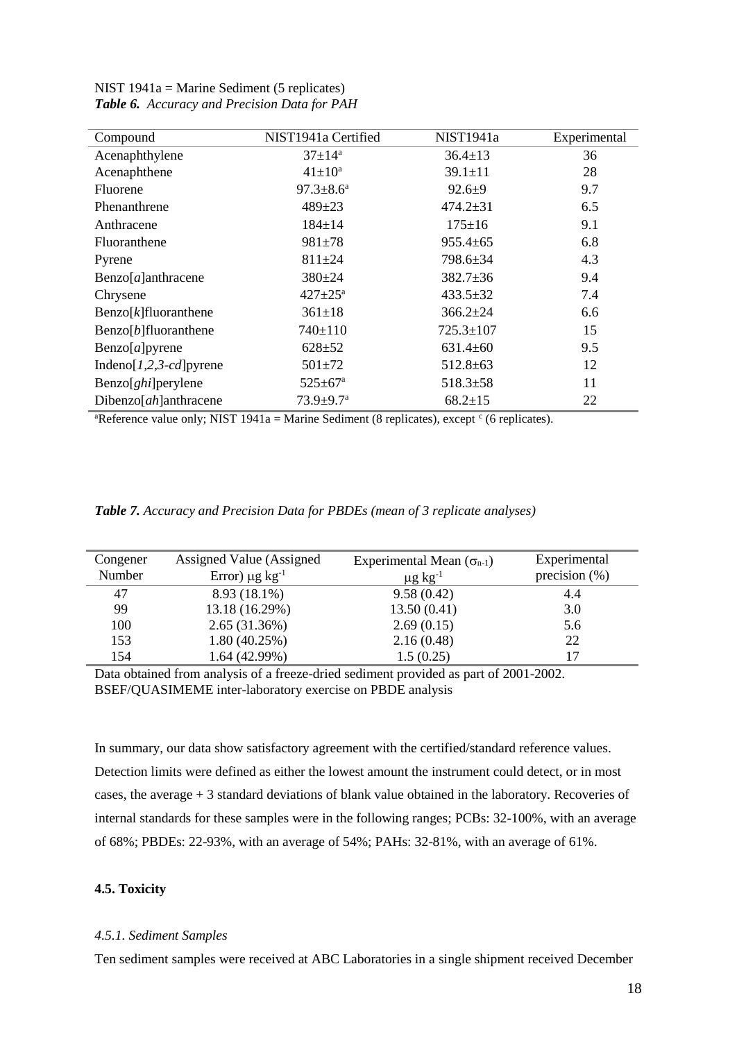NIST 1941a = Marine Sediment (5 replicates)

***Table 6.** Accuracy and Precision Data for PAH*

| Compound | NIST1941a Certified | NIST1941a | Experimental |
|---|---|---|---|
| Acenaphthylene | 37±14[a] | 36.4±13 | 36 |
| Acenaphthene | 41±10[a] | 39.1±11 | 28 |
| Fluorene | 97.3±8.6[a] | 92.6±9 | 9.7 |
| Phenanthrene | 489±23 | 474.2±31 | 6.5 |
| Anthracene | 184±14 | 175±16 | 9.1 |
| Fluoranthene | 981±78 | 955.4±65 | 6.8 |
| Pyrene | 811±24 | 798.6±34 | 4.3 |
| Benzo[*a*]anthracene | 380±24 | 382.7±36 | 9.4 |
| Chrysene | 427±25[a] | 433.5±32 | 7.4 |
| Benzo[*k*]fluoranthene | 361±18 | 366.2±24 | 6.6 |
| Benzo[*b*]fluoranthene | 740±110 | 725.3±107 | 15 |
| Benzo[*a*]pyrene | 628±52 | 631.4±60 | 9.5 |
| Indeno[*1,2,3-cd*]pyrene | 501±72 | 512.8±63 | 12 |
| Benzo[*ghi*]perylene | 525±67[a] | 518.3±58 | 11 |
| Dibenzo[*ah*]anthracene | 73.9±9.7[a] | 68.2±15 | 22 |

[a]Reference value only; NIST 1941a = Marine Sediment (8 replicates), except [c] (6 replicates).

***Table 7.** Accuracy and Precision Data for PBDEs (mean of 3 replicate analyses)*

| Congener Number | Assigned Value (Assigned Error) μg kg$^{-1}$ | Experimental Mean ($\sigma_{n-1}$) μg kg$^{-1}$ | Experimental precision (%) |
|---|---|---|---|
| 47 | 8.93 (18.1%) | 9.58 (0.42) | 4.4 |
| 99 | 13.18 (16.29%) | 13.50 (0.41) | 3.0 |
| 100 | 2.65 (31.36%) | 2.69 (0.15) | 5.6 |
| 153 | 1.80 (40.25%) | 2.16 (0.48) | 22 |
| 154 | 1.64 (42.99%) | 1.5 (0.25) | 17 |

Data obtained from analysis of a freeze-dried sediment provided as part of 2001-2002. BSEF/QUASIMEME inter-laboratory exercise on PBDE analysis

In summary, our data show satisfactory agreement with the certified/standard reference values. Detection limits were defined as either the lowest amount the instrument could detect, or in most cases, the average + 3 standard deviations of blank value obtained in the laboratory. Recoveries of internal standards for these samples were in the following ranges; PCBs: 32-100%, with an average of 68%; PBDEs: 22-93%, with an average of 54%; PAHs: 32-81%, with an average of 61%.

### 4.5. Toxicity

#### *4.5.1. Sediment Samples*

Ten sediment samples were received at ABC Laboratories in a single shipment received December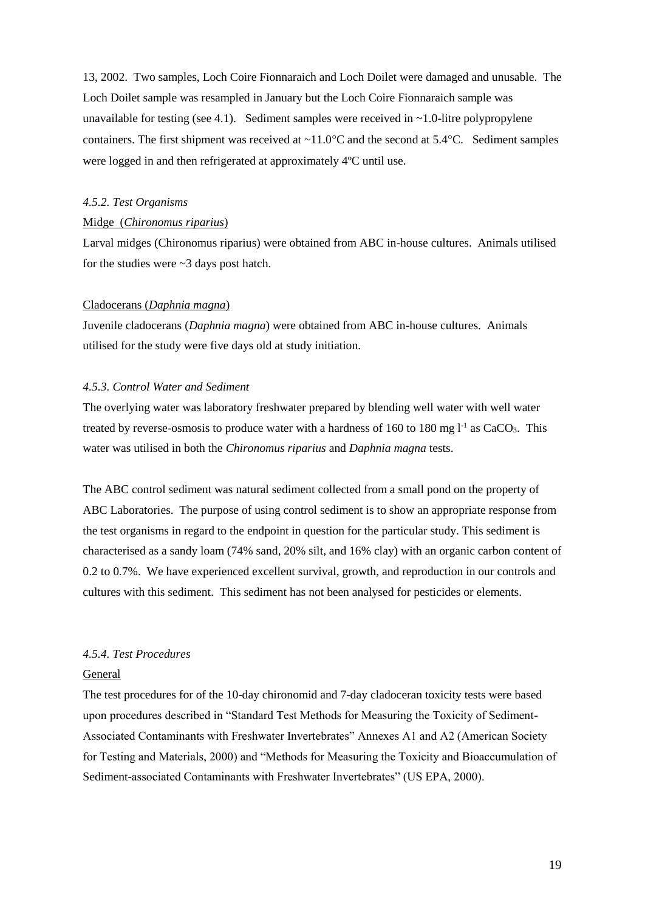13, 2002. Two samples, Loch Coire Fionnaraich and Loch Doilet were damaged and unusable. The Loch Doilet sample was resampled in January but the Loch Coire Fionnaraich sample was unavailable for testing (see 4.1). Sediment samples were received in ~1.0-litre polypropylene containers. The first shipment was received at ~11.0°C and the second at 5.4°C. Sediment samples were logged in and then refrigerated at approximately 4ºC until use.

#### *4.5.2. Test Organisms*

Midge (*Chironomus riparius*)

Larval midges (Chironomus riparius) were obtained from ABC in-house cultures. Animals utilised for the studies were ~3 days post hatch.

Cladocerans (*Daphnia magna*)

Juvenile cladocerans (*Daphnia magna*) were obtained from ABC in-house cultures. Animals utilised for the study were five days old at study initiation.

#### *4.5.3. Control Water and Sediment*

The overlying water was laboratory freshwater prepared by blending well water with well water treated by reverse-osmosis to produce water with a hardness of 160 to 180 mg $l^{-1}$ as $CaCO_3$. This water was utilised in both the *Chironomus riparius* and *Daphnia magna* tests.

The ABC control sediment was natural sediment collected from a small pond on the property of ABC Laboratories. The purpose of using control sediment is to show an appropriate response from the test organisms in regard to the endpoint in question for the particular study. This sediment is characterised as a sandy loam (74% sand, 20% silt, and 16% clay) with an organic carbon content of 0.2 to 0.7%. We have experienced excellent survival, growth, and reproduction in our controls and cultures with this sediment. This sediment has not been analysed for pesticides or elements.

#### *4.5.4. Test Procedures*

General

The test procedures for of the 10-day chironomid and 7-day cladoceran toxicity tests were based upon procedures described in "Standard Test Methods for Measuring the Toxicity of Sediment-Associated Contaminants with Freshwater Invertebrates" Annexes A1 and A2 (American Society for Testing and Materials, 2000) and "Methods for Measuring the Toxicity and Bioaccumulation of Sediment-associated Contaminants with Freshwater Invertebrates" (US EPA, 2000).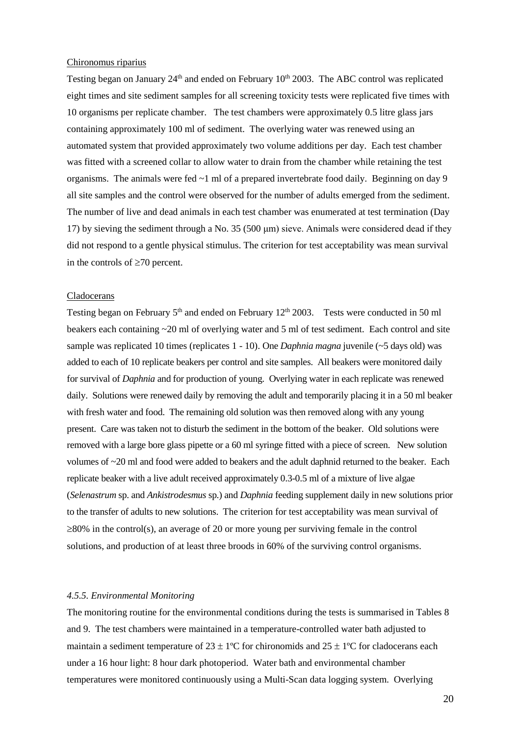Chironomus riparius

Testing began on January 24th and ended on February 10th 2003. The ABC control was replicated eight times and site sediment samples for all screening toxicity tests were replicated five times with 10 organisms per replicate chamber. The test chambers were approximately 0.5 litre glass jars containing approximately 100 ml of sediment. The overlying water was renewed using an automated system that provided approximately two volume additions per day. Each test chamber was fitted with a screened collar to allow water to drain from the chamber while retaining the test organisms. The animals were fed ~1 ml of a prepared invertebrate food daily. Beginning on day 9 all site samples and the control were observed for the number of adults emerged from the sediment. The number of live and dead animals in each test chamber was enumerated at test termination (Day 17) by sieving the sediment through a No. 35 (500 μm) sieve. Animals were considered dead if they did not respond to a gentle physical stimulus. The criterion for test acceptability was mean survival in the controls of ≥70 percent.

Cladocerans

Testing began on February 5th and ended on February 12th 2003. Tests were conducted in 50 ml beakers each containing ~20 ml of overlying water and 5 ml of test sediment. Each control and site sample was replicated 10 times (replicates 1 - 10). One *Daphnia magna* juvenile (~5 days old) was added to each of 10 replicate beakers per control and site samples. All beakers were monitored daily for survival of *Daphnia* and for production of young. Overlying water in each replicate was renewed daily. Solutions were renewed daily by removing the adult and temporarily placing it in a 50 ml beaker with fresh water and food. The remaining old solution was then removed along with any young present. Care was taken not to disturb the sediment in the bottom of the beaker. Old solutions were removed with a large bore glass pipette or a 60 ml syringe fitted with a piece of screen. New solution volumes of ~20 ml and food were added to beakers and the adult daphnid returned to the beaker. Each replicate beaker with a live adult received approximately 0.3-0.5 ml of a mixture of live algae (*Selenastrum* sp. and *Ankistrodesmus* sp.) and *Daphnia* feeding supplement daily in new solutions prior to the transfer of adults to new solutions. The criterion for test acceptability was mean survival of ≥80% in the control(s), an average of 20 or more young per surviving female in the control solutions, and production of at least three broods in 60% of the surviving control organisms.

### *4.5.5. Environmental Monitoring*

The monitoring routine for the environmental conditions during the tests is summarised in Tables 8 and 9. The test chambers were maintained in a temperature-controlled water bath adjusted to maintain a sediment temperature of 23 ± 1ºC for chironomids and 25 ± 1ºC for cladocerans each under a 16 hour light: 8 hour dark photoperiod. Water bath and environmental chamber temperatures were monitored continuously using a Multi-Scan data logging system. Overlying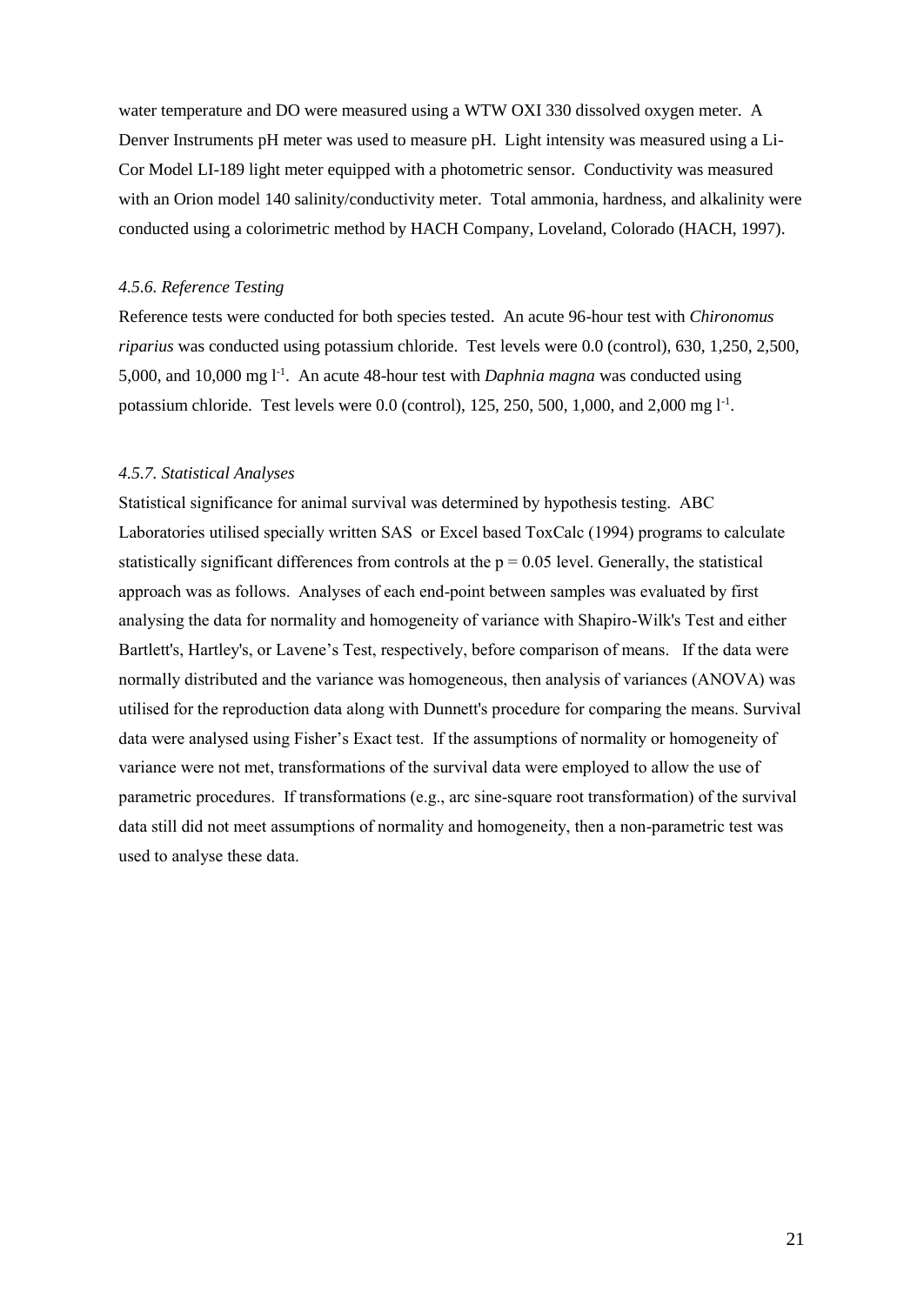water temperature and DO were measured using a WTW OXI 330 dissolved oxygen meter. A Denver Instruments pH meter was used to measure pH. Light intensity was measured using a Li-Cor Model LI-189 light meter equipped with a photometric sensor. Conductivity was measured with an Orion model 140 salinity/conductivity meter. Total ammonia, hardness, and alkalinity were conducted using a colorimetric method by HACH Company, Loveland, Colorado (HACH, 1997).

### *4.5.6. Reference Testing*

Reference tests were conducted for both species tested. An acute 96-hour test with *Chironomus riparius* was conducted using potassium chloride. Test levels were 0.0 (control), 630, 1,250, 2,500, 5,000, and 10,000 mg $l^{-1}$. An acute 48-hour test with *Daphnia magna* was conducted using potassium chloride. Test levels were 0.0 (control), 125, 250, 500, 1,000, and 2,000 mg $l^{-1}$.

### *4.5.7. Statistical Analyses*

Statistical significance for animal survival was determined by hypothesis testing. ABC Laboratories utilised specially written SAS or Excel based ToxCalc (1994) programs to calculate statistically significant differences from controls at the $p = 0.05$ level. Generally, the statistical approach was as follows. Analyses of each end-point between samples was evaluated by first analysing the data for normality and homogeneity of variance with Shapiro-Wilk's Test and either Bartlett's, Hartley's, or Lavene's Test, respectively, before comparison of means. If the data were normally distributed and the variance was homogeneous, then analysis of variances (ANOVA) was utilised for the reproduction data along with Dunnett's procedure for comparing the means. Survival data were analysed using Fisher's Exact test. If the assumptions of normality or homogeneity of variance were not met, transformations of the survival data were employed to allow the use of parametric procedures. If transformations (e.g., arc sine-square root transformation) of the survival data still did not meet assumptions of normality and homogeneity, then a non-parametric test was used to analyse these data.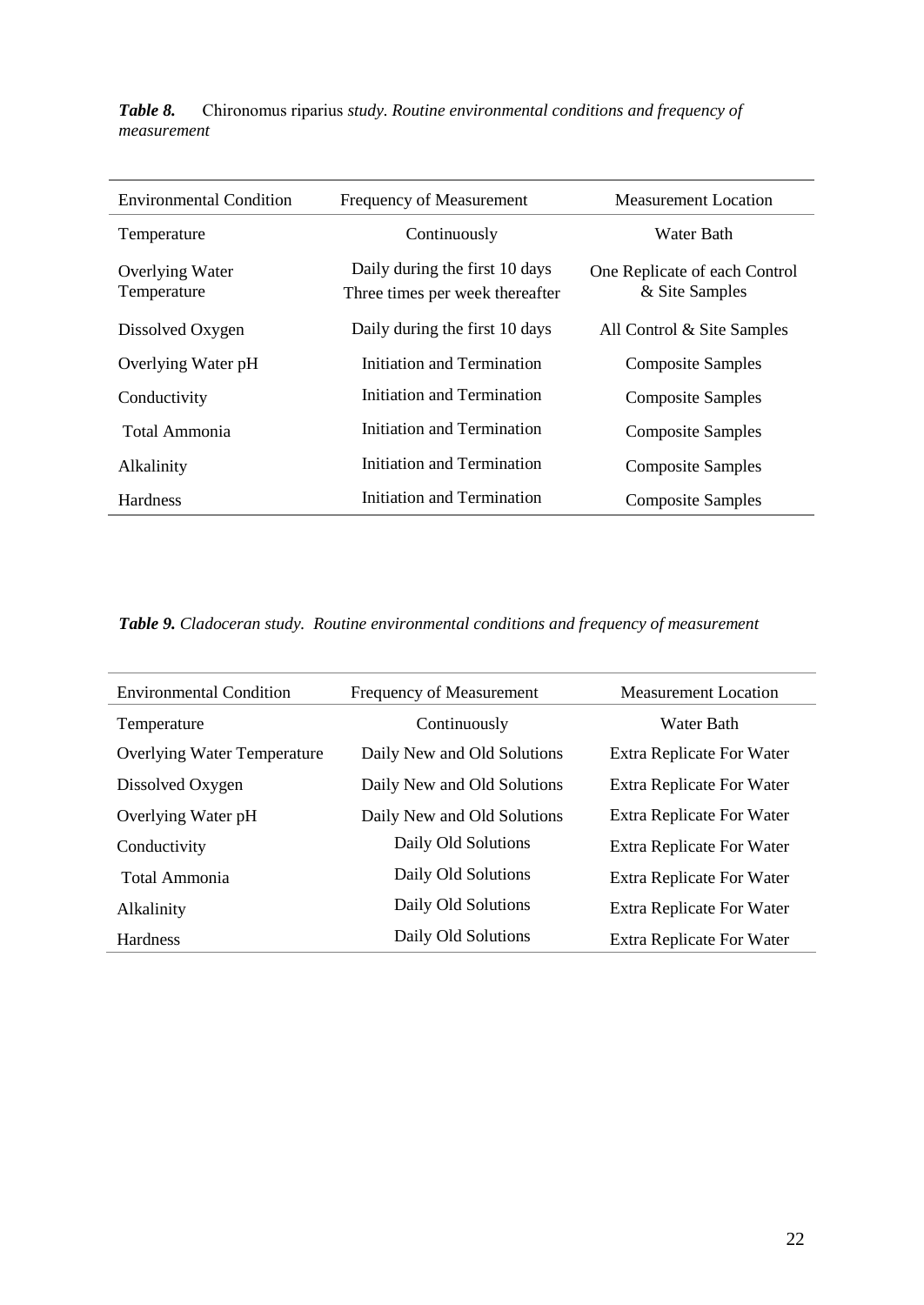***Table 8.*** Chironomus riparius *study. Routine environmental conditions and frequency of measurement*

| Environmental Condition | Frequency of Measurement | Measurement Location |
|---|---|---|
| Temperature | Continuously | Water Bath |
| Overlying Water Temperature | Daily during the first 10 days<br>Three times per week thereafter | One Replicate of each Control & Site Samples |
| Dissolved Oxygen | Daily during the first 10 days | All Control & Site Samples |
| Overlying Water pH | Initiation and Termination | Composite Samples |
| Conductivity | Initiation and Termination | Composite Samples |
| Total Ammonia | Initiation and Termination | Composite Samples |
| Alkalinity | Initiation and Termination | Composite Samples |
| Hardness | Initiation and Termination | Composite Samples |

***Table 9.*** *Cladoceran study. Routine environmental conditions and frequency of measurement*

| Environmental Condition | Frequency of Measurement | Measurement Location |
|---|---|---|
| Temperature | Continuously | Water Bath |
| Overlying Water Temperature | Daily New and Old Solutions | Extra Replicate For Water |
| Dissolved Oxygen | Daily New and Old Solutions | Extra Replicate For Water |
| Overlying Water pH | Daily New and Old Solutions | Extra Replicate For Water |
| Conductivity | Daily Old Solutions | Extra Replicate For Water |
| Total Ammonia | Daily Old Solutions | Extra Replicate For Water |
| Alkalinity | Daily Old Solutions | Extra Replicate For Water |
| Hardness | Daily Old Solutions | Extra Replicate For Water |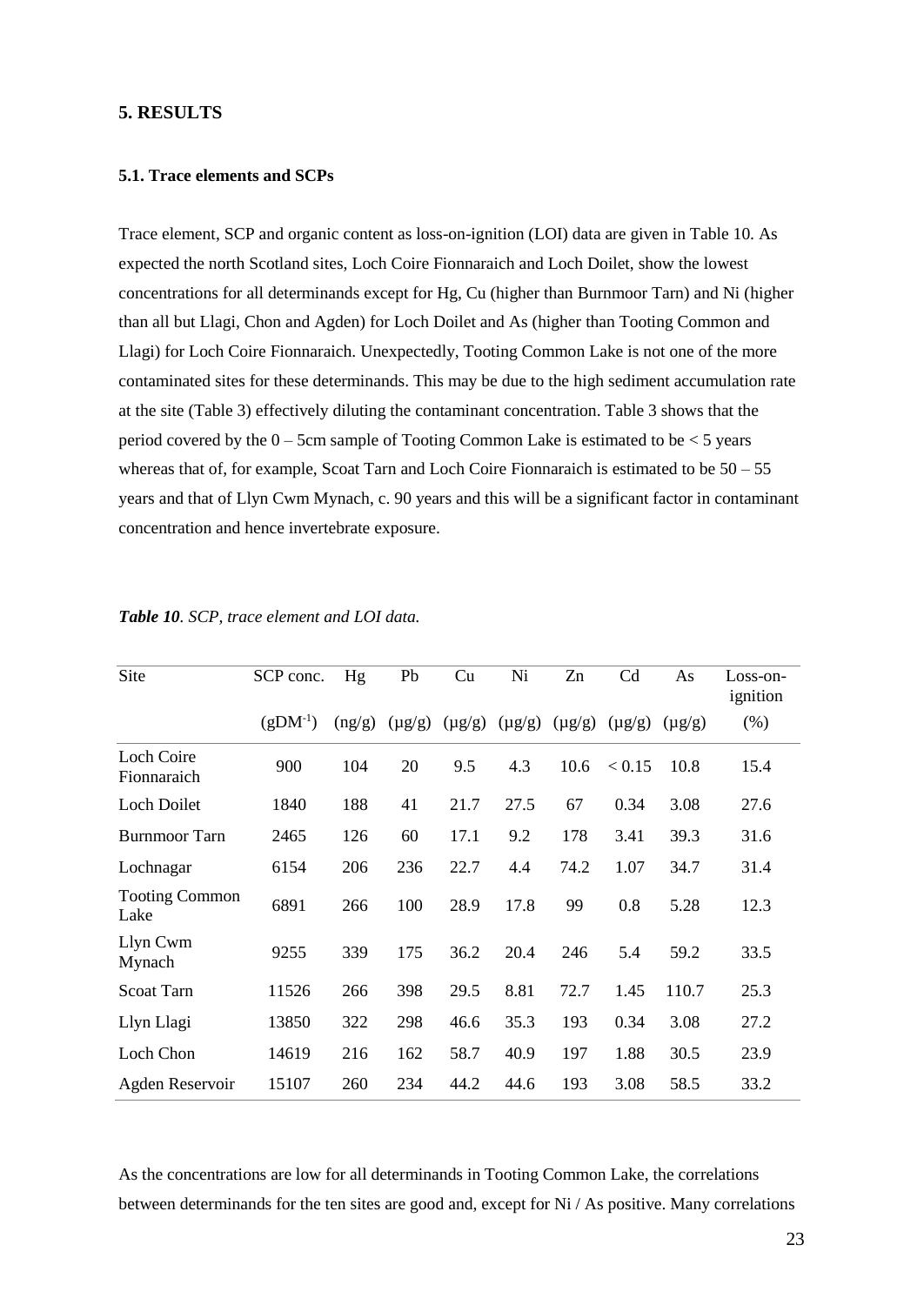## 5. RESULTS

### 5.1. Trace elements and SCPs

Trace element, SCP and organic content as loss-on-ignition (LOI) data are given in Table 10. As expected the north Scotland sites, Loch Coire Fionnaraich and Loch Doilet, show the lowest concentrations for all determinands except for Hg, Cu (higher than Burnmoor Tarn) and Ni (higher than all but Llagi, Chon and Agden) for Loch Doilet and As (higher than Tooting Common and Llagi) for Loch Coire Fionnaraich. Unexpectedly, Tooting Common Lake is not one of the more contaminated sites for these determinands. This may be due to the high sediment accumulation rate at the site (Table 3) effectively diluting the contaminant concentration. Table 3 shows that the period covered by the 0 – 5cm sample of Tooting Common Lake is estimated to be < 5 years whereas that of, for example, Scoat Tarn and Loch Coire Fionnaraich is estimated to be 50 – 55 years and that of Llyn Cwm Mynach, c. 90 years and this will be a significant factor in contaminant concentration and hence invertebrate exposure.

***Table 10**. SCP, trace element and LOI data.*

| Site | SCP conc. | Hg | Pb | Cu | Ni | Zn | Cd | As | Loss-on-ignition |
|---|---|---|---|---|---|---|---|---|---|
| | ($gDM^{-1}$) | (ng/g) | (μg/g) | (μg/g) | (μg/g) | (μg/g) | (μg/g) | (μg/g) | (%) |
| Loch Coire Fionnaraich | 900 | 104 | 20 | 9.5 | 4.3 | 10.6 | < 0.15 | 10.8 | 15.4 |
| Loch Doilet | 1840 | 188 | 41 | 21.7 | 27.5 | 67 | 0.34 | 3.08 | 27.6 |
| Burnmoor Tarn | 2465 | 126 | 60 | 17.1 | 9.2 | 178 | 3.41 | 39.3 | 31.6 |
| Lochnagar | 6154 | 206 | 236 | 22.7 | 4.4 | 74.2 | 1.07 | 34.7 | 31.4 |
| Tooting Common Lake | 6891 | 266 | 100 | 28.9 | 17.8 | 99 | 0.8 | 5.28 | 12.3 |
| Llyn Cwm Mynach | 9255 | 339 | 175 | 36.2 | 20.4 | 246 | 5.4 | 59.2 | 33.5 |
| Scoat Tarn | 11526 | 266 | 398 | 29.5 | 8.81 | 72.7 | 1.45 | 110.7 | 25.3 |
| Llyn Llagi | 13850 | 322 | 298 | 46.6 | 35.3 | 193 | 0.34 | 3.08 | 27.2 |
| Loch Chon | 14619 | 216 | 162 | 58.7 | 40.9 | 197 | 1.88 | 30.5 | 23.9 |
| Agden Reservoir | 15107 | 260 | 234 | 44.2 | 44.6 | 193 | 3.08 | 58.5 | 33.2 |

As the concentrations are low for all determinands in Tooting Common Lake, the correlations between determinands for the ten sites are good and, except for Ni / As positive. Many correlations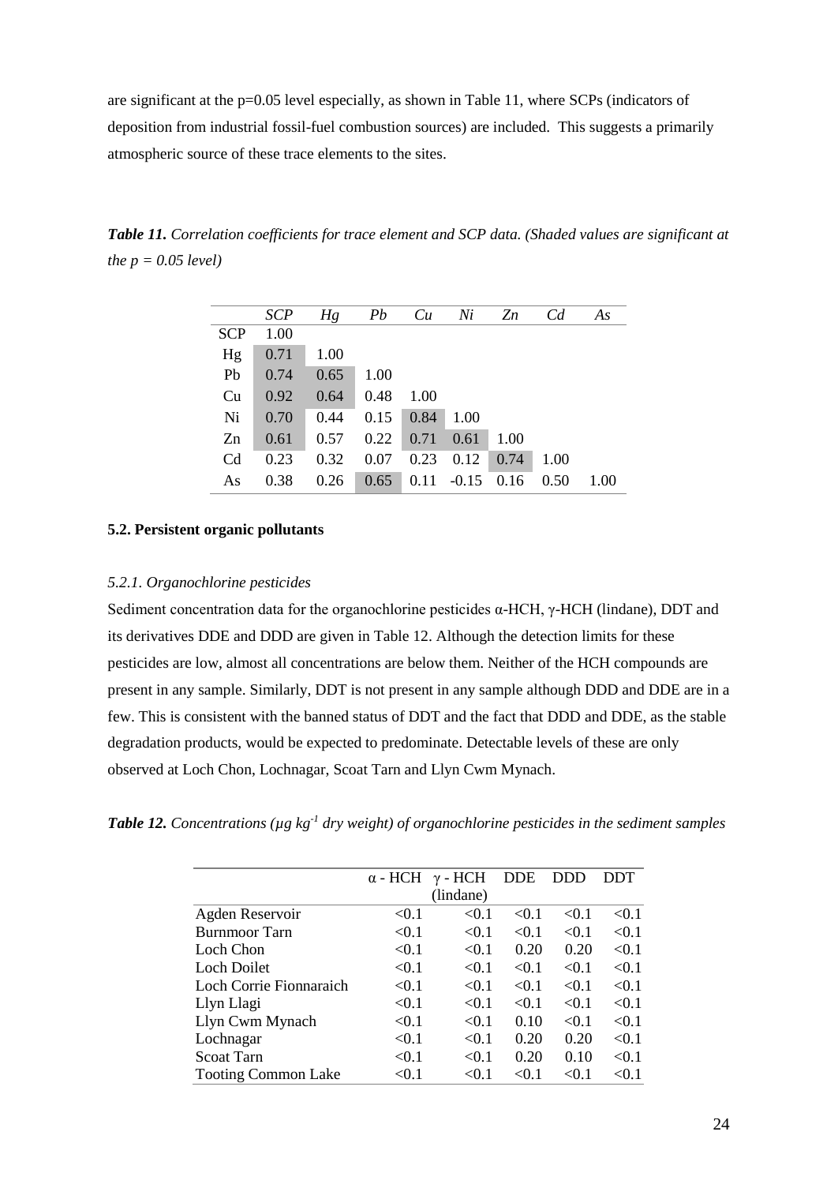are significant at the p=0.05 level especially, as shown in Table 11, where SCPs (indicators of deposition from industrial fossil-fuel combustion sources) are included. This suggests a primarily atmospheric source of these trace elements to the sites.

***Table 11.*** *Correlation coefficients for trace element and SCP data. (Shaded values are significant at the p = 0.05 level)*

| | *SCP* | *Hg* | *Pb* | *Cu* | *Ni* | *Zn* | *Cd* | *As* |
|---|---|---|---|---|---|---|---|---|
| SCP | 1.00 | | | | | | | |
| Hg | 0.71 | 1.00 | | | | | | |
| Pb | 0.74 | 0.65 | 1.00 | | | | | |
| Cu | 0.92 | 0.64 | 0.48 | 1.00 | | | | |
| Ni | 0.70 | 0.44 | 0.15 | 0.84 | 1.00 | | | |
| Zn | 0.61 | 0.57 | 0.22 | 0.71 | 0.61 | 1.00 | | |
| Cd | 0.23 | 0.32 | 0.07 | 0.23 | 0.12 | 0.74 | 1.00 | |
| As | 0.38 | 0.26 | 0.65 | 0.11 | -0.15 | 0.16 | 0.50 | 1.00 |

### 5.2. Persistent organic pollutants

#### *5.2.1. Organochlorine pesticides*

Sediment concentration data for the organochlorine pesticides α-HCH, γ-HCH (lindane), DDT and its derivatives DDE and DDD are given in Table 12. Although the detection limits for these pesticides are low, almost all concentrations are below them. Neither of the HCH compounds are present in any sample. Similarly, DDT is not present in any sample although DDD and DDE are in a few. This is consistent with the banned status of DDT and the fact that DDD and DDE, as the stable degradation products, would be expected to predominate. Detectable levels of these are only observed at Loch Chon, Lochnagar, Scoat Tarn and Llyn Cwm Mynach.

***Table 12.*** *Concentrations (μg kg$^{-1}$ dry weight) of organochlorine pesticides in the sediment samples*

| | α - HCH | γ - HCH (lindane) | DDE | DDD | DDT |
|---|---|---|---|---|---|
| Agden Reservoir | <0.1 | <0.1 | <0.1 | <0.1 | <0.1 |
| Burnmoor Tarn | <0.1 | <0.1 | <0.1 | <0.1 | <0.1 |
| Loch Chon | <0.1 | <0.1 | 0.20 | 0.20 | <0.1 |
| Loch Doilet | <0.1 | <0.1 | <0.1 | <0.1 | <0.1 |
| Loch Corrie Fionnaraich | <0.1 | <0.1 | <0.1 | <0.1 | <0.1 |
| Llyn Llagi | <0.1 | <0.1 | <0.1 | <0.1 | <0.1 |
| Llyn Cwm Mynach | <0.1 | <0.1 | 0.10 | <0.1 | <0.1 |
| Lochnagar | <0.1 | <0.1 | 0.20 | 0.20 | <0.1 |
| Scoat Tarn | <0.1 | <0.1 | 0.20 | 0.10 | <0.1 |
| Tooting Common Lake | <0.1 | <0.1 | <0.1 | <0.1 | <0.1 |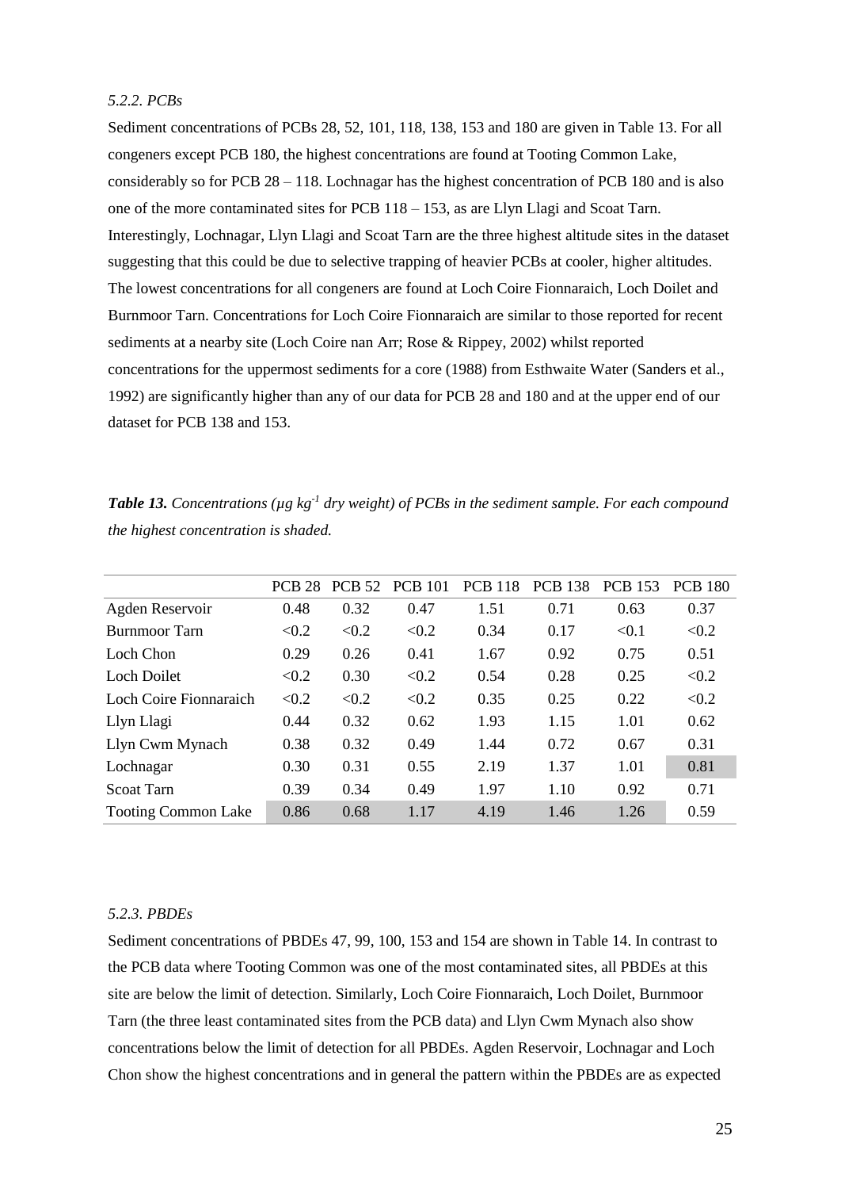*5.2.2. PCBs*

Sediment concentrations of PCBs 28, 52, 101, 118, 138, 153 and 180 are given in Table 13. For all congeners except PCB 180, the highest concentrations are found at Tooting Common Lake, considerably so for PCB 28 – 118. Lochnagar has the highest concentration of PCB 180 and is also one of the more contaminated sites for PCB 118 – 153, as are Llyn Llagi and Scoat Tarn. Interestingly, Lochnagar, Llyn Llagi and Scoat Tarn are the three highest altitude sites in the dataset suggesting that this could be due to selective trapping of heavier PCBs at cooler, higher altitudes. The lowest concentrations for all congeners are found at Loch Coire Fionnaraich, Loch Doilet and Burnmoor Tarn. Concentrations for Loch Coire Fionnaraich are similar to those reported for recent sediments at a nearby site (Loch Coire nan Arr; Rose & Rippey, 2002) whilst reported concentrations for the uppermost sediments for a core (1988) from Esthwaite Water (Sanders et al., 1992) are significantly higher than any of our data for PCB 28 and 180 and at the upper end of our dataset for PCB 138 and 153.

***Table 13.*** *Concentrations (µg kg$^{-1}$ dry weight) of PCBs in the sediment sample. For each compound the highest concentration is shaded.*

| | PCB 28 | PCB 52 | PCB 101 | PCB 118 | PCB 138 | PCB 153 | PCB 180 |
|---|---|---|---|---|---|---|---|
| Agden Reservoir | 0.48 | 0.32 | 0.47 | 1.51 | 0.71 | 0.63 | 0.37 |
| Burnmoor Tarn | <0.2 | <0.2 | <0.2 | 0.34 | 0.17 | <0.1 | <0.2 |
| Loch Chon | 0.29 | 0.26 | 0.41 | 1.67 | 0.92 | 0.75 | 0.51 |
| Loch Doilet | <0.2 | 0.30 | <0.2 | 0.54 | 0.28 | 0.25 | <0.2 |
| Loch Coire Fionnaraich | <0.2 | <0.2 | <0.2 | 0.35 | 0.25 | 0.22 | <0.2 |
| Llyn Llagi | 0.44 | 0.32 | 0.62 | 1.93 | 1.15 | 1.01 | 0.62 |
| Llyn Cwm Mynach | 0.38 | 0.32 | 0.49 | 1.44 | 0.72 | 0.67 | 0.31 |
| Lochnagar | 0.30 | 0.31 | 0.55 | 2.19 | 1.37 | 1.01 | 0.81 |
| Scoat Tarn | 0.39 | 0.34 | 0.49 | 1.97 | 1.10 | 0.92 | 0.71 |
| Tooting Common Lake | 0.86 | 0.68 | 1.17 | 4.19 | 1.46 | 1.26 | 0.59 |

*5.2.3. PBDEs*

Sediment concentrations of PBDEs 47, 99, 100, 153 and 154 are shown in Table 14. In contrast to the PCB data where Tooting Common was one of the most contaminated sites, all PBDEs at this site are below the limit of detection. Similarly, Loch Coire Fionnaraich, Loch Doilet, Burnmoor Tarn (the three least contaminated sites from the PCB data) and Llyn Cwm Mynach also show concentrations below the limit of detection for all PBDEs. Agden Reservoir, Lochnagar and Loch Chon show the highest concentrations and in general the pattern within the PBDEs are as expected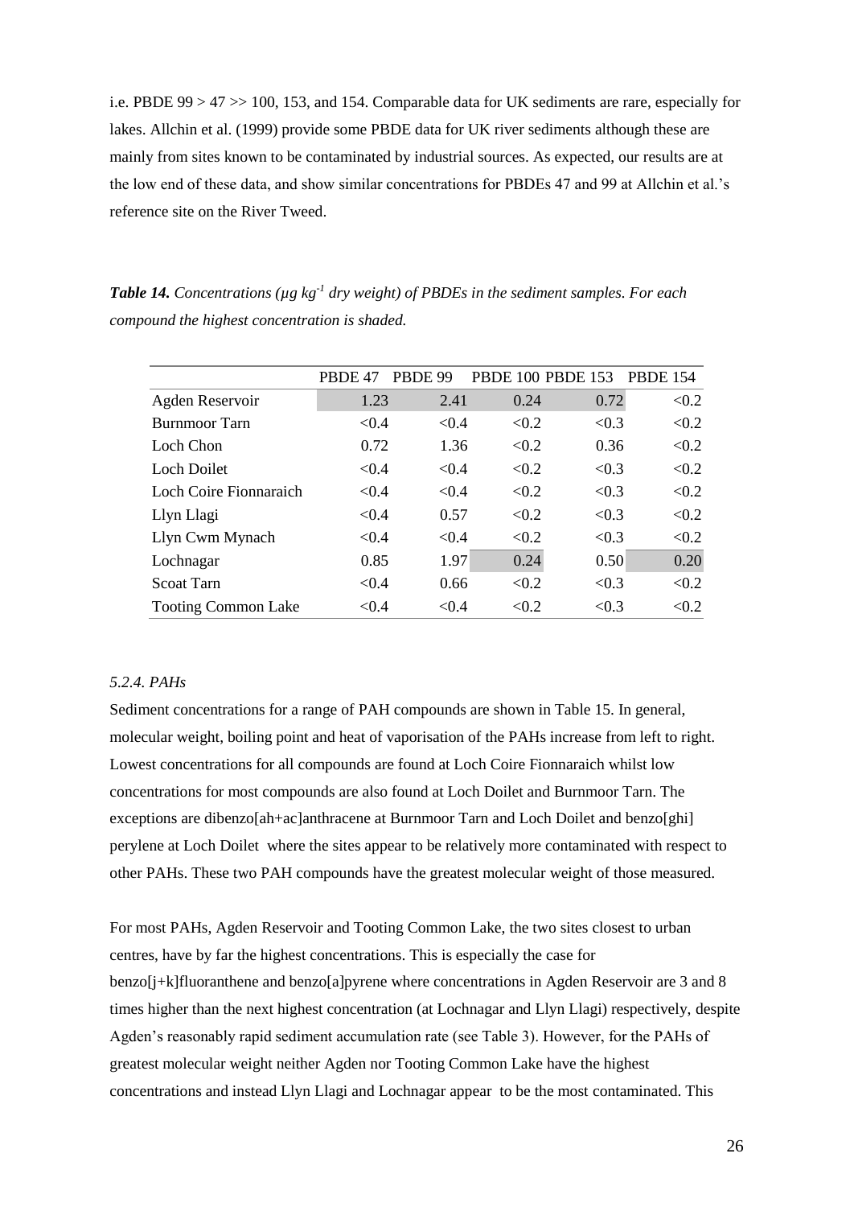i.e. PBDE 99 > 47 >> 100, 153, and 154. Comparable data for UK sediments are rare, especially for lakes. Allchin et al. (1999) provide some PBDE data for UK river sediments although these are mainly from sites known to be contaminated by industrial sources. As expected, our results are at the low end of these data, and show similar concentrations for PBDEs 47 and 99 at Allchin et al.'s reference site on the River Tweed.

***Table 14.*** *Concentrations (μg kg$^{-1}$ dry weight) of PBDEs in the sediment samples. For each compound the highest concentration is shaded.*

| | PBDE 47 | PBDE 99 | PBDE 100 | PBDE 153 | PBDE 154 |
|---|---|---|---|---|---|
| Agden Reservoir | 1.23 | 2.41 | 0.24 | 0.72 | <0.2 |
| Burnmoor Tarn | <0.4 | <0.4 | <0.2 | <0.3 | <0.2 |
| Loch Chon | 0.72 | 1.36 | <0.2 | 0.36 | <0.2 |
| Loch Doilet | <0.4 | <0.4 | <0.2 | <0.3 | <0.2 |
| Loch Coire Fionnaraich | <0.4 | <0.4 | <0.2 | <0.3 | <0.2 |
| Llyn Llagi | <0.4 | 0.57 | <0.2 | <0.3 | <0.2 |
| Llyn Cwm Mynach | <0.4 | <0.4 | <0.2 | <0.3 | <0.2 |
| Lochnagar | 0.85 | 1.97 | 0.24 | 0.50 | 0.20 |
| Scoat Tarn | <0.4 | 0.66 | <0.2 | <0.3 | <0.2 |
| Tooting Common Lake | <0.4 | <0.4 | <0.2 | <0.3 | <0.2 |

### *5.2.4. PAHs*

Sediment concentrations for a range of PAH compounds are shown in Table 15. In general, molecular weight, boiling point and heat of vaporisation of the PAHs increase from left to right. Lowest concentrations for all compounds are found at Loch Coire Fionnaraich whilst low concentrations for most compounds are also found at Loch Doilet and Burnmoor Tarn. The exceptions are dibenzo[ah+ac]anthracene at Burnmoor Tarn and Loch Doilet and benzo[ghi] perylene at Loch Doilet where the sites appear to be relatively more contaminated with respect to other PAHs. These two PAH compounds have the greatest molecular weight of those measured.

For most PAHs, Agden Reservoir and Tooting Common Lake, the two sites closest to urban centres, have by far the highest concentrations. This is especially the case for benzo[j+k]fluoranthene and benzo[a]pyrene where concentrations in Agden Reservoir are 3 and 8 times higher than the next highest concentration (at Lochnagar and Llyn Llagi) respectively, despite Agden's reasonably rapid sediment accumulation rate (see Table 3). However, for the PAHs of greatest molecular weight neither Agden nor Tooting Common Lake have the highest concentrations and instead Llyn Llagi and Lochnagar appear to be the most contaminated. This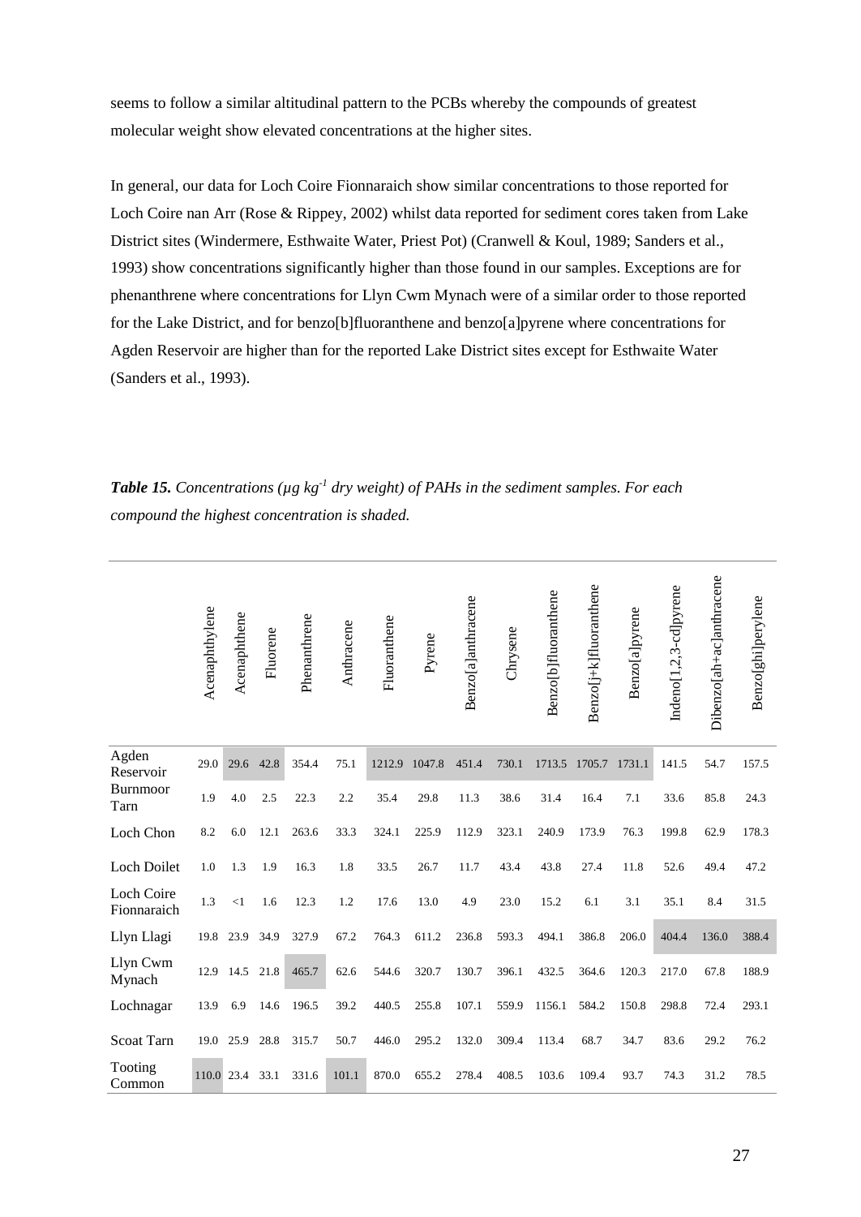seems to follow a similar altitudinal pattern to the PCBs whereby the compounds of greatest molecular weight show elevated concentrations at the higher sites.

In general, our data for Loch Coire Fionnaraich show similar concentrations to those reported for Loch Coire nan Arr (Rose & Rippey, 2002) whilst data reported for sediment cores taken from Lake District sites (Windermere, Esthwaite Water, Priest Pot) (Cranwell & Koul, 1989; Sanders et al., 1993) show concentrations significantly higher than those found in our samples. Exceptions are for phenanthrene where concentrations for Llyn Cwm Mynach were of a similar order to those reported for the Lake District, and for benzo[b]fluoranthene and benzo[a]pyrene where concentrations for Agden Reservoir are higher than for the reported Lake District sites except for Esthwaite Water (Sanders et al., 1993).

***Table 15.*** *Concentrations (µg kg$^{-1}$ dry weight) of PAHs in the sediment samples. For each compound the highest concentration is shaded.*

| | Acenaphthylene | Acenaphthene | Fluorene | Phenanthrene | Anthracene | Fluoranthene | Pyrene | Benzo[a]anthracene | Chrysene | Benzo[b]fluoranthene | Benzo[j+k]fluoranthene | Benzo[a]pyrene | Indeno[1,2,3-cd]pyrene | Dibenzo[ah+ac]anthracene | Benzo[ghi]perylene |
|---|---|---|---|---|---|---|---|---|---|---|---|---|---|---|---|
| Agden Reservoir | 29.0 | 29.6 | 42.8 | 354.4 | 75.1 | 1212.9 | 1047.8 | 451.4 | 730.1 | 1713.5 | 1705.7 | 1731.1 | 141.5 | 54.7 | 157.5 |
| Burnmoor Tarn | 1.9 | 4.0 | 2.5 | 22.3 | 2.2 | 35.4 | 29.8 | 11.3 | 38.6 | 31.4 | 16.4 | 7.1 | 33.6 | 85.8 | 24.3 |
| Loch Chon | 8.2 | 6.0 | 12.1 | 263.6 | 33.3 | 324.1 | 225.9 | 112.9 | 323.1 | 240.9 | 173.9 | 76.3 | 199.8 | 62.9 | 178.3 |
| Loch Doilet | 1.0 | 1.3 | 1.9 | 16.3 | 1.8 | 33.5 | 26.7 | 11.7 | 43.4 | 43.8 | 27.4 | 11.8 | 52.6 | 49.4 | 47.2 |
| Loch Coire Fionnaraich | 1.3 | <1 | 1.6 | 12.3 | 1.2 | 17.6 | 13.0 | 4.9 | 23.0 | 15.2 | 6.1 | 3.1 | 35.1 | 8.4 | 31.5 |
| Llyn Llagi | 19.8 | 23.9 | 34.9 | 327.9 | 67.2 | 764.3 | 611.2 | 236.8 | 593.3 | 494.1 | 386.8 | 206.0 | 404.4 | 136.0 | 388.4 |
| Llyn Cwm Mynach | 12.9 | 14.5 | 21.8 | 465.7 | 62.6 | 544.6 | 320.7 | 130.7 | 396.1 | 432.5 | 364.6 | 120.3 | 217.0 | 67.8 | 188.9 |
| Lochnagar | 13.9 | 6.9 | 14.6 | 196.5 | 39.2 | 440.5 | 255.8 | 107.1 | 559.9 | 1156.1 | 584.2 | 150.8 | 298.8 | 72.4 | 293.1 |
| Scoat Tarn | 19.0 | 25.9 | 28.8 | 315.7 | 50.7 | 446.0 | 295.2 | 132.0 | 309.4 | 113.4 | 68.7 | 34.7 | 83.6 | 29.2 | 76.2 |
| Tooting Common | 110.0 | 23.4 | 33.1 | 331.6 | 101.1 | 870.0 | 655.2 | 278.4 | 408.5 | 103.6 | 109.4 | 93.7 | 74.3 | 31.2 | 78.5 |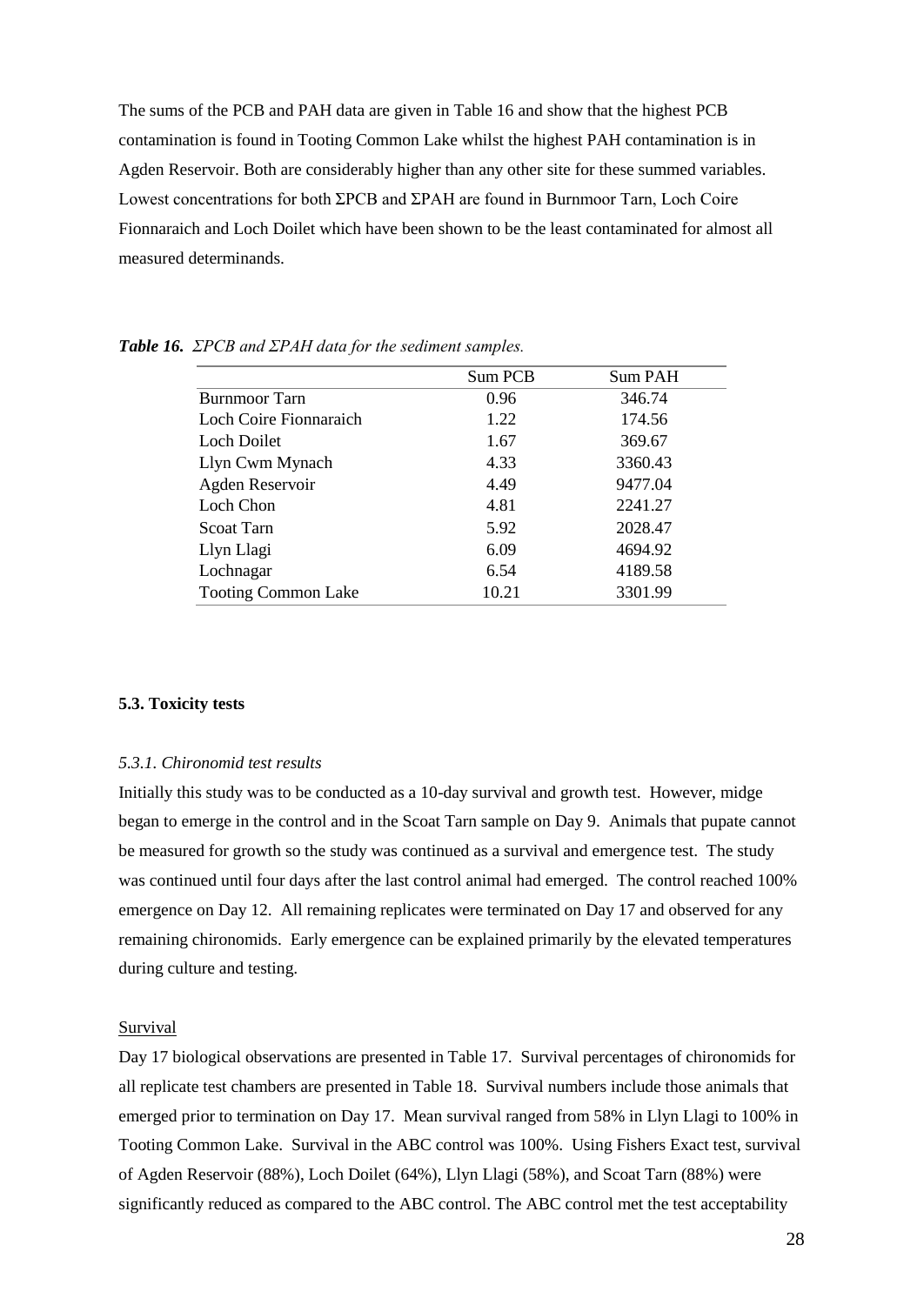The sums of the PCB and PAH data are given in Table 16 and show that the highest PCB contamination is found in Tooting Common Lake whilst the highest PAH contamination is in Agden Reservoir. Both are considerably higher than any other site for these summed variables. Lowest concentrations for both ΣPCB and ΣPAH are found in Burnmoor Tarn, Loch Coire Fionnaraich and Loch Doilet which have been shown to be the least contaminated for almost all measured determinands.

***Table 16.*** *ΣPCB and ΣPAH data for the sediment samples.*

| | Sum PCB | Sum PAH |
|---|---|---|
| Burnmoor Tarn | 0.96 | 346.74 |
| Loch Coire Fionnaraich | 1.22 | 174.56 |
| Loch Doilet | 1.67 | 369.67 |
| Llyn Cwm Mynach | 4.33 | 3360.43 |
| Agden Reservoir | 4.49 | 9477.04 |
| Loch Chon | 4.81 | 2241.27 |
| Scoat Tarn | 5.92 | 2028.47 |
| Llyn Llagi | 6.09 | 4694.92 |
| Lochnagar | 6.54 | 4189.58 |
| Tooting Common Lake | 10.21 | 3301.99 |

### 5.3. Toxicity tests

#### *5.3.1. Chironomid test results*

Initially this study was to be conducted as a 10-day survival and growth test. However, midge began to emerge in the control and in the Scoat Tarn sample on Day 9. Animals that pupate cannot be measured for growth so the study was continued as a survival and emergence test. The study was continued until four days after the last control animal had emerged. The control reached 100% emergence on Day 12. All remaining replicates were terminated on Day 17 and observed for any remaining chironomids. Early emergence can be explained primarily by the elevated temperatures during culture and testing.

Survival

Day 17 biological observations are presented in Table 17. Survival percentages of chironomids for all replicate test chambers are presented in Table 18. Survival numbers include those animals that emerged prior to termination on Day 17. Mean survival ranged from 58% in Llyn Llagi to 100% in Tooting Common Lake. Survival in the ABC control was 100%. Using Fishers Exact test, survival of Agden Reservoir (88%), Loch Doilet (64%), Llyn Llagi (58%), and Scoat Tarn (88%) were significantly reduced as compared to the ABC control. The ABC control met the test acceptability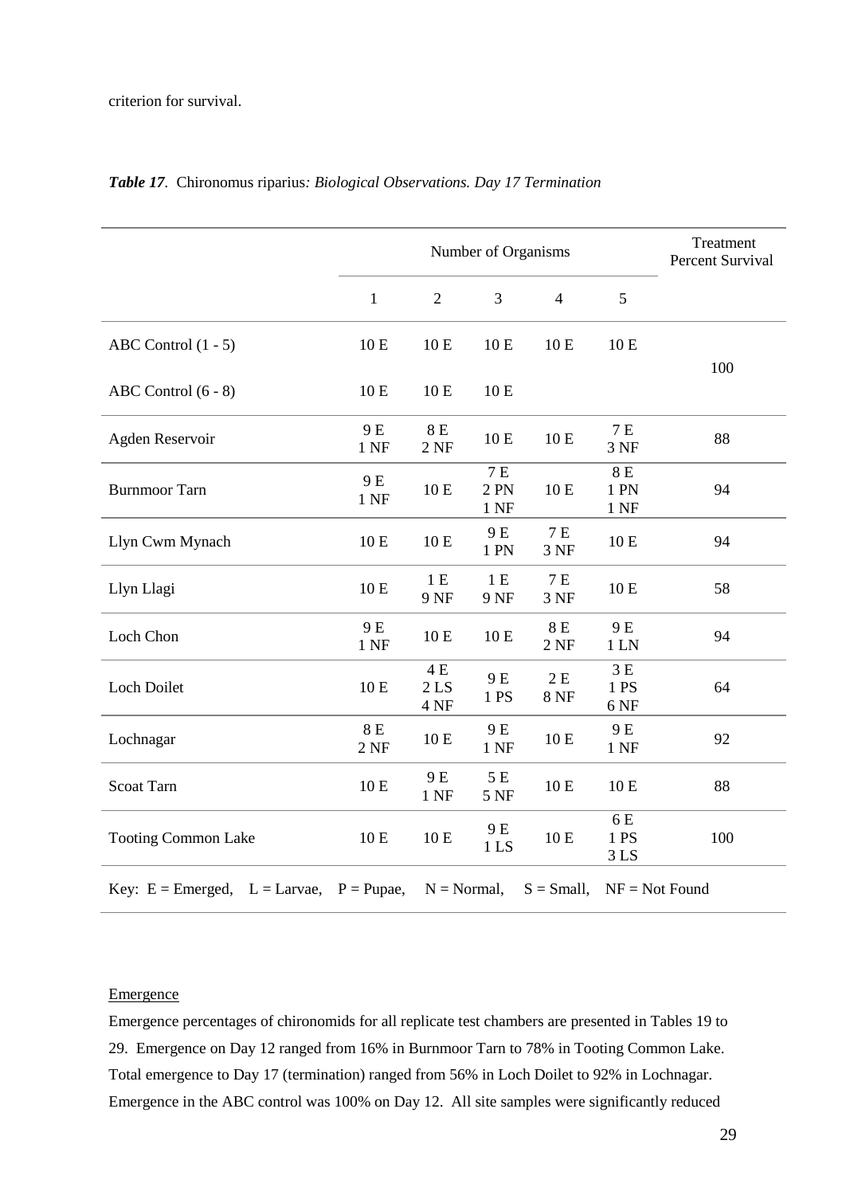criterion for survival.

*Table 17*. Chironomus riparius*: Biological Observations. Day 17 Termination*

| | Number of Organisms | | | | | Treatment Percent Survival |
|---|---|---|---|---|---|---|
| | 1 | 2 | 3 | 4 | 5 | |
| ABC Control (1 - 5) | 10 E | 10 E | 10 E | 10 E | 10 E | 100 |
| ABC Control (6 - 8) | 10 E | 10 E | 10 E | | | |
| Agden Reservoir | 9 E 1 NF | 8 E 2 NF | 10 E | 10 E | 7 E 3 NF | 88 |
| Burnmoor Tarn | 9 E 1 NF | 10 E | 7 E 2 PN 1 NF | 10 E | 8 E 1 PN 1 NF | 94 |
| Llyn Cwm Mynach | 10 E | 10 E | 9 E 1 PN | 7 E 3 NF | 10 E | 94 |
| Llyn Llagi | 10 E | 1 E 9 NF | 1 E 9 NF | 7 E 3 NF | 10 E | 58 |
| Loch Chon | 9 E 1 NF | 10 E | 10 E | 8 E 2 NF | 9 E 1 LN | 94 |
| Loch Doilet | 10 E | 4 E 2 LS 4 NF | 9 E 1 PS | 2 E 8 NF | 3 E 1 PS 6 NF | 64 |
| Lochnagar | 8 E 2 NF | 10 E | 9 E 1 NF | 10 E | 9 E 1 NF | 92 |
| Scoat Tarn | 10 E | 9 E 1 NF | 5 E 5 NF | 10 E | 10 E | 88 |
| Tooting Common Lake | 10 E | 10 E | 9 E 1 LS | 10 E | 6 E 1 PS 3 LS | 100 |

Key: E = Emerged, L = Larvae, P = Pupae, N = Normal, S = Small, NF = Not Found

Emergence

Emergence percentages of chironomids for all replicate test chambers are presented in Tables 19 to 29. Emergence on Day 12 ranged from 16% in Burnmoor Tarn to 78% in Tooting Common Lake. Total emergence to Day 17 (termination) ranged from 56% in Loch Doilet to 92% in Lochnagar. Emergence in the ABC control was 100% on Day 12. All site samples were significantly reduced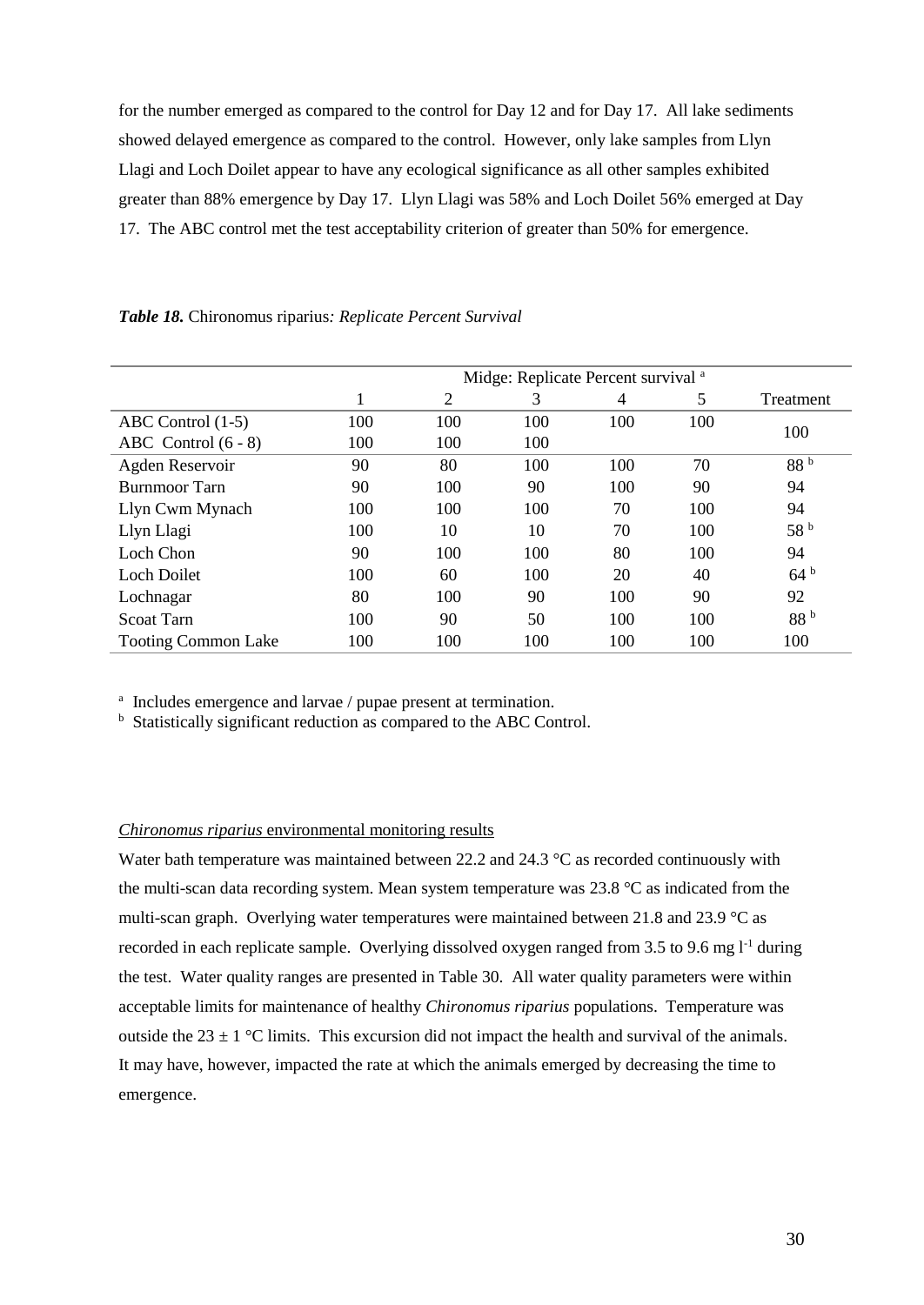for the number emerged as compared to the control for Day 12 and for Day 17. All lake sediments showed delayed emergence as compared to the control. However, only lake samples from Llyn Llagi and Loch Doilet appear to have any ecological significance as all other samples exhibited greater than 88% emergence by Day 17. Llyn Llagi was 58% and Loch Doilet 56% emerged at Day 17. The ABC control met the test acceptability criterion of greater than 50% for emergence.

***Table 18.*** Chironomus riparius*: Replicate Percent Survival*

| | Midge: Replicate Percent survival [a] | | | | | |
|---|---|---|---|---|---|---|
| | 1 | 2 | 3 | 4 | 5 | Treatment |
| ABC Control (1-5) | 100 | 100 | 100 | 100 | 100 | 100 |
| ABC Control (6 - 8) | 100 | 100 | 100 | | | |
| Agden Reservoir | 90 | 80 | 100 | 100 | 70 | 88 [b] |
| Burnmoor Tarn | 90 | 100 | 90 | 100 | 90 | 94 |
| Llyn Cwm Mynach | 100 | 100 | 100 | 70 | 100 | 94 |
| Llyn Llagi | 100 | 10 | 10 | 70 | 100 | 58 [b] |
| Loch Chon | 90 | 100 | 100 | 80 | 100 | 94 |
| Loch Doilet | 100 | 60 | 100 | 20 | 40 | 64 [b] |
| Lochnagar | 80 | 100 | 90 | 100 | 90 | 92 |
| Scoat Tarn | 100 | 90 | 50 | 100 | 100 | 88 [b] |
| Tooting Common Lake | 100 | 100 | 100 | 100 | 100 | 100 |

[a] Includes emergence and larvae / pupae present at termination.
[b] Statistically significant reduction as compared to the ABC Control.

*Chironomus riparius* environmental monitoring results

Water bath temperature was maintained between 22.2 and 24.3 °C as recorded continuously with the multi-scan data recording system. Mean system temperature was 23.8 °C as indicated from the multi-scan graph. Overlying water temperatures were maintained between 21.8 and 23.9 °C as recorded in each replicate sample. Overlying dissolved oxygen ranged from 3.5 to 9.6 mg $l^{-1}$ during the test. Water quality ranges are presented in Table 30. All water quality parameters were within acceptable limits for maintenance of healthy *Chironomus riparius* populations. Temperature was outside the $23 \pm 1$ °C limits. This excursion did not impact the health and survival of the animals. It may have, however, impacted the rate at which the animals emerged by decreasing the time to emergence.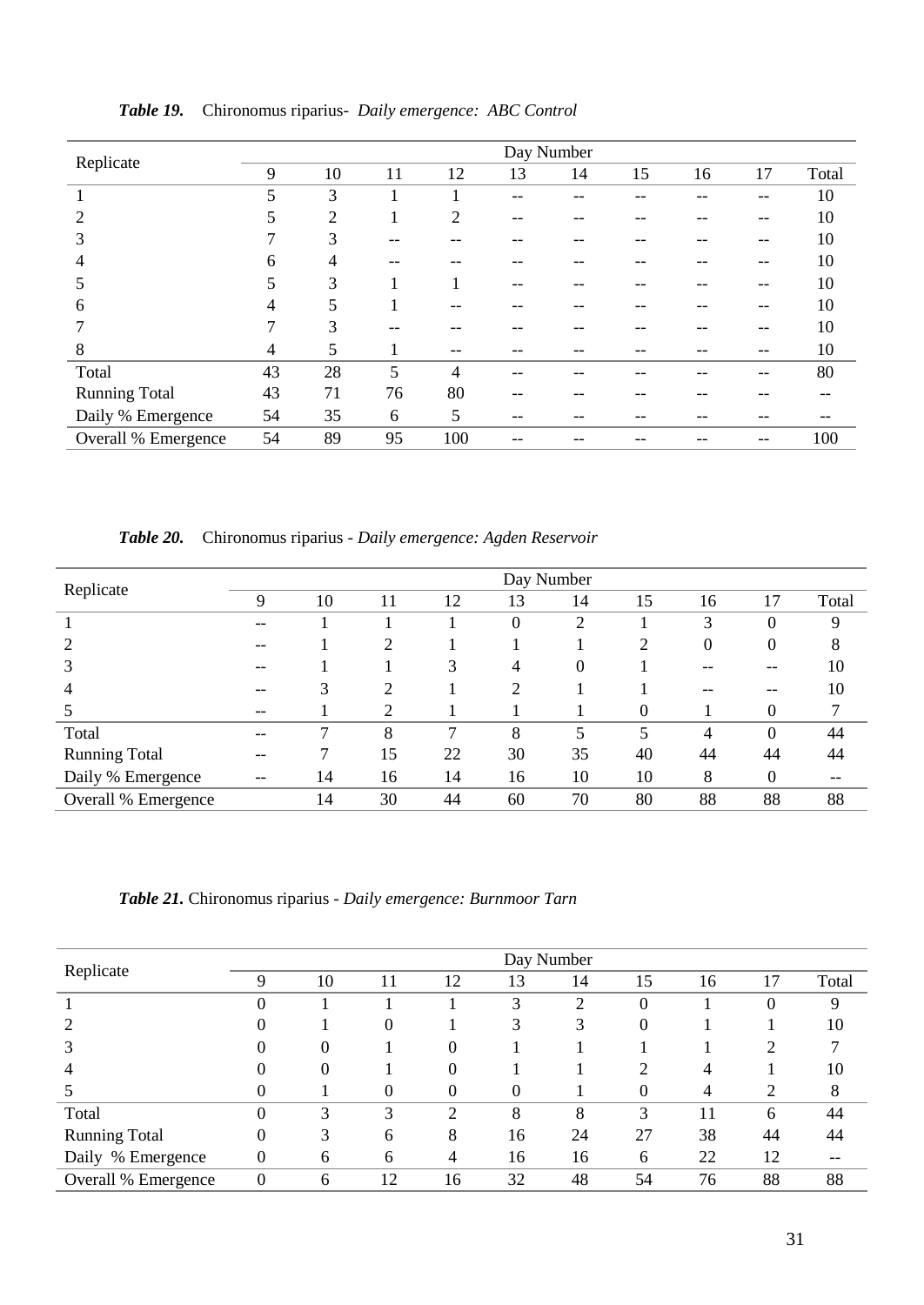***Table 19.*** Chironomus riparius- *Daily emergence: ABC Control*

| Replicate | Day Number | | | | | | | | | |
|---|---|---|---|---|---|---|---|---|---|---|
| | 9 | 10 | 11 | 12 | 13 | 14 | 15 | 16 | 17 | Total |
| 1 | 5 | 3 | 1 | 1 | -- | -- | -- | -- | -- | 10 |
| 2 | 5 | 2 | 1 | 2 | -- | -- | -- | -- | -- | 10 |
| 3 | 7 | 3 | -- | -- | -- | -- | -- | -- | -- | 10 |
| 4 | 6 | 4 | -- | -- | -- | -- | -- | -- | -- | 10 |
| 5 | 5 | 3 | 1 | 1 | -- | -- | -- | -- | -- | 10 |
| 6 | 4 | 5 | 1 | -- | -- | -- | -- | -- | -- | 10 |
| 7 | 7 | 3 | -- | -- | -- | -- | -- | -- | -- | 10 |
| 8 | 4 | 5 | 1 | -- | -- | -- | -- | -- | -- | 10 |
| Total | 43 | 28 | 5 | 4 | -- | -- | -- | -- | -- | 80 |
| Running Total | 43 | 71 | 76 | 80 | -- | -- | -- | -- | -- | -- |
| Daily % Emergence | 54 | 35 | 6 | 5 | -- | -- | -- | -- | -- | -- |
| Overall % Emergence | 54 | 89 | 95 | 100 | -- | -- | -- | -- | -- | 100 |

***Table 20.*** Chironomus riparius - *Daily emergence: Agden Reservoir*

| Replicate | Day Number | | | | | | | | | |
|---|---|---|---|---|---|---|---|---|---|---|
| | 9 | 10 | 11 | 12 | 13 | 14 | 15 | 16 | 17 | Total |
| 1 | -- | 1 | 1 | 1 | 0 | 2 | 1 | 3 | 0 | 9 |
| 2 | -- | 1 | 2 | 1 | 1 | 1 | 2 | 0 | 0 | 8 |
| 3 | -- | 1 | 1 | 3 | 4 | 0 | 1 | -- | -- | 10 |
| 4 | -- | 3 | 2 | 1 | 2 | 1 | 1 | -- | -- | 10 |
| 5 | -- | 1 | 2 | 1 | 1 | 1 | 0 | 1 | 0 | 7 |
| Total | -- | 7 | 8 | 7 | 8 | 5 | 5 | 4 | 0 | 44 |
| Running Total | -- | 7 | 15 | 22 | 30 | 35 | 40 | 44 | 44 | 44 |
| Daily % Emergence | -- | 14 | 16 | 14 | 16 | 10 | 10 | 8 | 0 | -- |
| Overall % Emergence | | 14 | 30 | 44 | 60 | 70 | 80 | 88 | 88 | 88 |

***Table 21.*** Chironomus riparius - *Daily emergence: Burnmoor Tarn*

| Replicate | Day Number | | | | | | | | | |
|---|---|---|---|---|---|---|---|---|---|---|
| | 9 | 10 | 11 | 12 | 13 | 14 | 15 | 16 | 17 | Total |
| 1 | 0 | 1 | 1 | 1 | 3 | 2 | 0 | 1 | 0 | 9 |
| 2 | 0 | 1 | 0 | 1 | 3 | 3 | 0 | 1 | 1 | 10 |
| 3 | 0 | 0 | 1 | 0 | 1 | 1 | 1 | 1 | 2 | 7 |
| 4 | 0 | 0 | 1 | 0 | 1 | 1 | 2 | 4 | 1 | 10 |
| 5 | 0 | 1 | 0 | 0 | 0 | 1 | 0 | 4 | 2 | 8 |
| Total | 0 | 3 | 3 | 2 | 8 | 8 | 3 | 11 | 6 | 44 |
| Running Total | 0 | 3 | 6 | 8 | 16 | 24 | 27 | 38 | 44 | 44 |
| Daily % Emergence | 0 | 6 | 6 | 4 | 16 | 16 | 6 | 22 | 12 | -- |
| Overall % Emergence | 0 | 6 | 12 | 16 | 32 | 48 | 54 | 76 | 88 | 88 |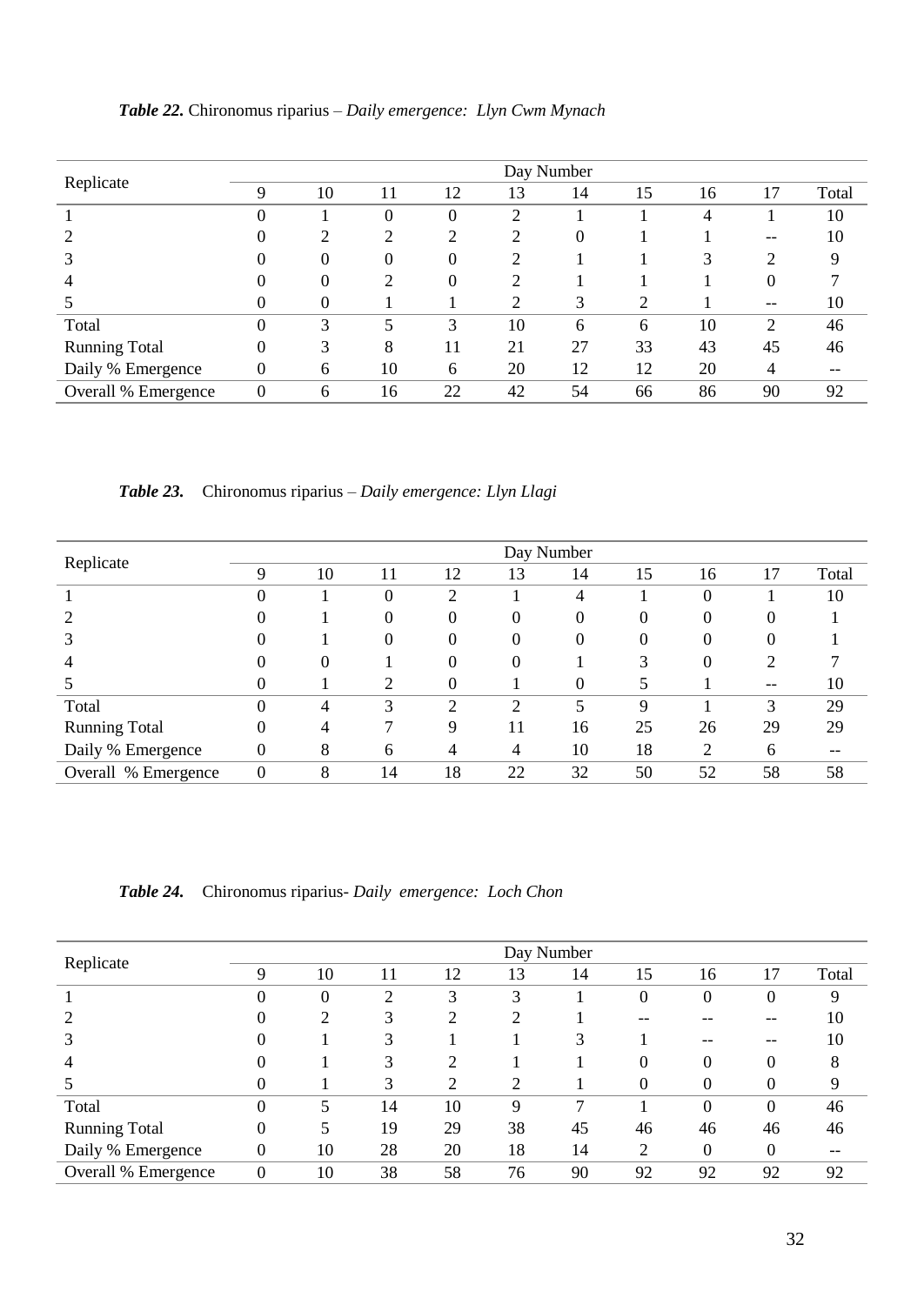***Table 22.*** Chironomus riparius – *Daily emergence: Llyn Cwm Mynach*

| Replicate | Day Number | | | | | | | | | |
|---|---|---|---|---|---|---|---|---|---|---|
| | 9 | 10 | 11 | 12 | 13 | 14 | 15 | 16 | 17 | Total |
| 1 | 0 | 1 | 0 | 0 | 2 | 1 | 1 | 4 | 1 | 10 |
| 2 | 0 | 2 | 2 | 2 | 2 | 0 | 1 | 1 | -- | 10 |
| 3 | 0 | 0 | 0 | 0 | 2 | 1 | 1 | 3 | 2 | 9 |
| 4 | 0 | 0 | 2 | 0 | 2 | 1 | 1 | 1 | 0 | 7 |
| 5 | 0 | 0 | 1 | 1 | 2 | 3 | 2 | 1 | -- | 10 |
| Total | 0 | 3 | 5 | 3 | 10 | 6 | 6 | 10 | 2 | 46 |
| Running Total | 0 | 3 | 8 | 11 | 21 | 27 | 33 | 43 | 45 | 46 |
| Daily % Emergence | 0 | 6 | 10 | 6 | 20 | 12 | 12 | 20 | 4 | -- |
| Overall % Emergence | 0 | 6 | 16 | 22 | 42 | 54 | 66 | 86 | 90 | 92 |

***Table 23.*** Chironomus riparius – *Daily emergence: Llyn Llagi*

| Replicate | Day Number | | | | | | | | | |
|---|---|---|---|---|---|---|---|---|---|---|
| | 9 | 10 | 11 | 12 | 13 | 14 | 15 | 16 | 17 | Total |
| 1 | 0 | 1 | 0 | 2 | 1 | 4 | 1 | 0 | 1 | 10 |
| 2 | 0 | 1 | 0 | 0 | 0 | 0 | 0 | 0 | 0 | 1 |
| 3 | 0 | 1 | 0 | 0 | 0 | 0 | 0 | 0 | 0 | 1 |
| 4 | 0 | 0 | 1 | 0 | 0 | 1 | 3 | 0 | 2 | 7 |
| 5 | 0 | 1 | 2 | 0 | 1 | 0 | 5 | 1 | -- | 10 |
| Total | 0 | 4 | 3 | 2 | 2 | 5 | 9 | 1 | 3 | 29 |
| Running Total | 0 | 4 | 7 | 9 | 11 | 16 | 25 | 26 | 29 | 29 |
| Daily % Emergence | 0 | 8 | 6 | 4 | 4 | 10 | 18 | 2 | 6 | -- |
| Overall % Emergence | 0 | 8 | 14 | 18 | 22 | 32 | 50 | 52 | 58 | 58 |

***Table 24.*** Chironomus riparius- *Daily emergence: Loch Chon*

| Replicate | Day Number | | | | | | | | | |
|---|---|---|---|---|---|---|---|---|---|---|
| | 9 | 10 | 11 | 12 | 13 | 14 | 15 | 16 | 17 | Total |
| 1 | 0 | 0 | 2 | 3 | 3 | 1 | 0 | 0 | 0 | 9 |
| 2 | 0 | 2 | 3 | 2 | 2 | 1 | -- | -- | -- | 10 |
| 3 | 0 | 1 | 3 | 1 | 1 | 3 | 1 | -- | -- | 10 |
| 4 | 0 | 1 | 3 | 2 | 1 | 1 | 0 | 0 | 0 | 8 |
| 5 | 0 | 1 | 3 | 2 | 2 | 1 | 0 | 0 | 0 | 9 |
| Total | 0 | 5 | 14 | 10 | 9 | 7 | 1 | 0 | 0 | 46 |
| Running Total | 0 | 5 | 19 | 29 | 38 | 45 | 46 | 46 | 46 | 46 |
| Daily % Emergence | 0 | 10 | 28 | 20 | 18 | 14 | 2 | 0 | 0 | -- |
| Overall % Emergence | 0 | 10 | 38 | 58 | 76 | 90 | 92 | 92 | 92 | 92 |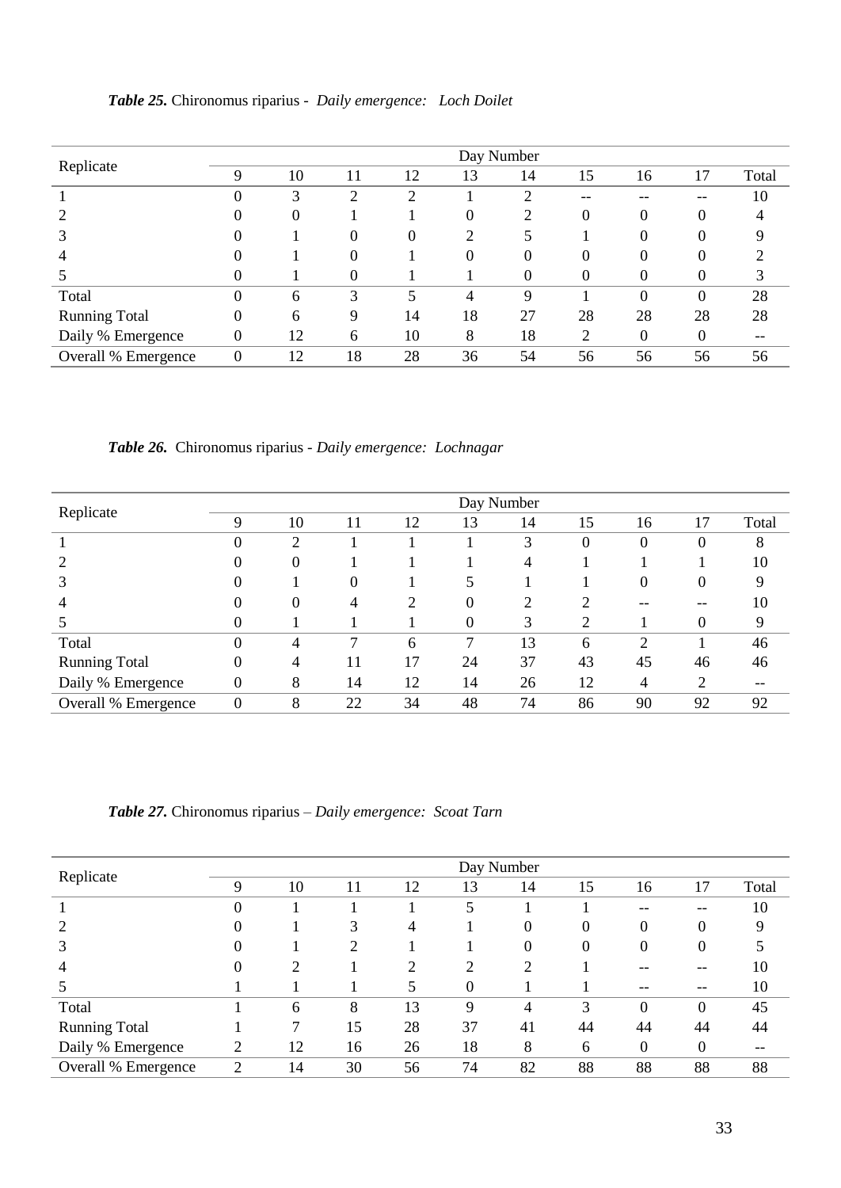***Table 25.*** Chironomus riparius - *Daily emergence: Loch Doilet*

| Replicate | Day Number | | | | | | | | | |
|---|---|---|---|---|---|---|---|---|---|---|
| | 9 | 10 | 11 | 12 | 13 | 14 | 15 | 16 | 17 | Total |
| 1 | 0 | 3 | 2 | 2 | 1 | 2 | -- | -- | -- | 10 |
| 2 | 0 | 0 | 1 | 1 | 0 | 2 | 0 | 0 | 0 | 4 |
| 3 | 0 | 1 | 0 | 0 | 2 | 5 | 1 | 0 | 0 | 9 |
| 4 | 0 | 1 | 0 | 1 | 0 | 0 | 0 | 0 | 0 | 2 |
| 5 | 0 | 1 | 0 | 1 | 1 | 0 | 0 | 0 | 0 | 3 |
| Total | 0 | 6 | 3 | 5 | 4 | 9 | 1 | 0 | 0 | 28 |
| Running Total | 0 | 6 | 9 | 14 | 18 | 27 | 28 | 28 | 28 | 28 |
| Daily % Emergence | 0 | 12 | 6 | 10 | 8 | 18 | 2 | 0 | 0 | -- |
| Overall % Emergence | 0 | 12 | 18 | 28 | 36 | 54 | 56 | 56 | 56 | 56 |

***Table 26.*** Chironomus riparius - *Daily emergence: Lochnagar*

| Replicate | Day Number | | | | | | | | | |
|---|---|---|---|---|---|---|---|---|---|---|
| | 9 | 10 | 11 | 12 | 13 | 14 | 15 | 16 | 17 | Total |
| 1 | 0 | 2 | 1 | 1 | 1 | 3 | 0 | 0 | 0 | 8 |
| 2 | 0 | 0 | 1 | 1 | 1 | 4 | 1 | 1 | 1 | 10 |
| 3 | 0 | 1 | 0 | 1 | 5 | 1 | 1 | 0 | 0 | 9 |
| 4 | 0 | 0 | 4 | 2 | 0 | 2 | 2 | -- | -- | 10 |
| 5 | 0 | 1 | 1 | 1 | 0 | 3 | 2 | 1 | 0 | 9 |
| Total | 0 | 4 | 7 | 6 | 7 | 13 | 6 | 2 | 1 | 46 |
| Running Total | 0 | 4 | 11 | 17 | 24 | 37 | 43 | 45 | 46 | 46 |
| Daily % Emergence | 0 | 8 | 14 | 12 | 14 | 26 | 12 | 4 | 2 | -- |
| Overall % Emergence | 0 | 8 | 22 | 34 | 48 | 74 | 86 | 90 | 92 | 92 |

***Table 27.*** Chironomus riparius – *Daily emergence: Scoat Tarn*

| Replicate | Day Number | | | | | | | | | |
|---|---|---|---|---|---|---|---|---|---|---|
| | 9 | 10 | 11 | 12 | 13 | 14 | 15 | 16 | 17 | Total |
| 1 | 0 | 1 | 1 | 1 | 5 | 1 | 1 | -- | -- | 10 |
| 2 | 0 | 1 | 3 | 4 | 1 | 0 | 0 | 0 | 0 | 9 |
| 3 | 0 | 1 | 2 | 1 | 1 | 0 | 0 | 0 | 0 | 5 |
| 4 | 0 | 2 | 1 | 2 | 2 | 2 | 1 | -- | -- | 10 |
| 5 | 1 | 1 | 1 | 5 | 0 | 1 | 1 | -- | -- | 10 |
| Total | 1 | 6 | 8 | 13 | 9 | 4 | 3 | 0 | 0 | 45 |
| Running Total | 1 | 7 | 15 | 28 | 37 | 41 | 44 | 44 | 44 | 44 |
| Daily % Emergence | 2 | 12 | 16 | 26 | 18 | 8 | 6 | 0 | 0 | -- |
| Overall % Emergence | 2 | 14 | 30 | 56 | 74 | 82 | 88 | 88 | 88 | 88 |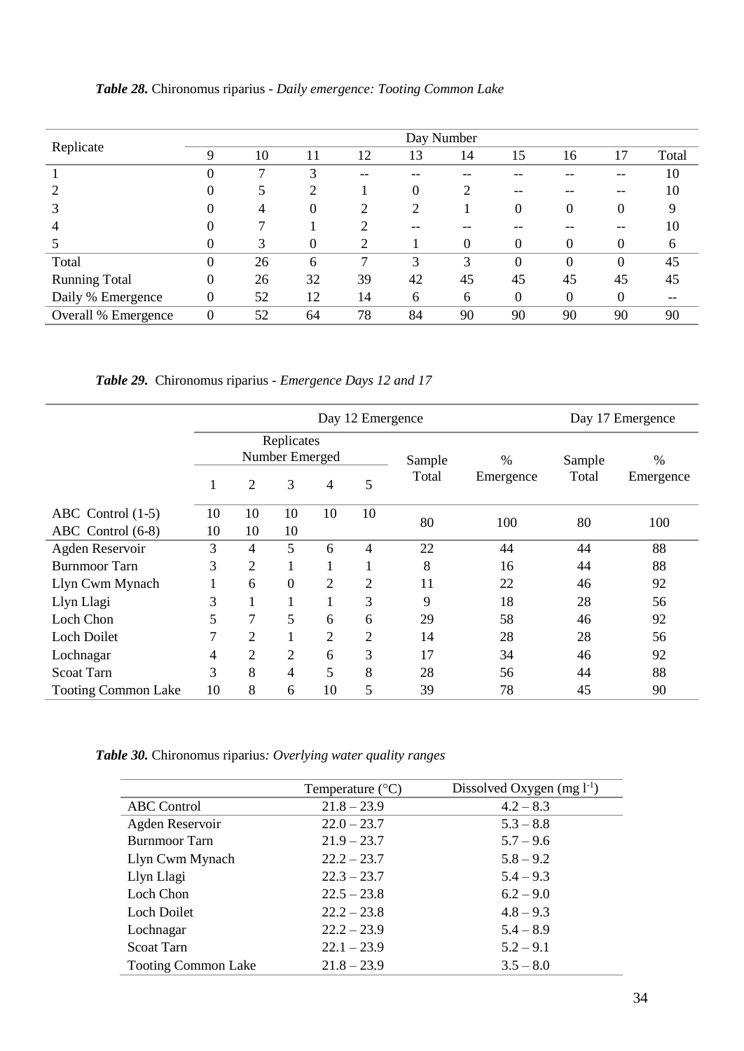***Table 28.*** Chironomus riparius - *Daily emergence: Tooting Common Lake*

| Replicate | Day Number | | | | | | | | | |
|---|---|---|---|---|---|---|---|---|---|---|
| | 9 | 10 | 11 | 12 | 13 | 14 | 15 | 16 | 17 | Total |
| 1 | 0 | 7 | 3 | -- | -- | -- | -- | -- | -- | 10 |
| 2 | 0 | 5 | 2 | 1 | 0 | 2 | -- | -- | -- | 10 |
| 3 | 0 | 4 | 0 | 2 | 2 | 1 | 0 | 0 | 0 | 9 |
| 4 | 0 | 7 | 1 | 2 | -- | -- | -- | -- | -- | 10 |
| 5 | 0 | 3 | 0 | 2 | 1 | 0 | 0 | 0 | 0 | 6 |
| Total | 0 | 26 | 6 | 7 | 3 | 3 | 0 | 0 | 0 | 45 |
| Running Total | 0 | 26 | 32 | 39 | 42 | 45 | 45 | 45 | 45 | 45 |
| Daily % Emergence | 0 | 52 | 12 | 14 | 6 | 6 | 0 | 0 | 0 | -- |
| Overall % Emergence | 0 | 52 | 64 | 78 | 84 | 90 | 90 | 90 | 90 | 90 |

***Table 29.*** Chironomus riparius - *Emergence Days 12 and 17*

| | Day 12 Emergence | | | | | | | Day 17 Emergence | |
|---|---|---|---|---|---|---|---|---|---|
| | Replicates Number Emerged | | | | | Sample Total | % Emergence | Sample Total | % Emergence |
| | 1 | 2 | 3 | 4 | 5 | | | | |
| ABC Control (1-5) | 10 | 10 | 10 | 10 | 10 | 80 | 100 | 80 | 100 |
| ABC Control (6-8) | 10 | 10 | 10 | | | | | | |
| Agden Reservoir | 3 | 4 | 5 | 6 | 4 | 22 | 44 | 44 | 88 |
| Burnmoor Tarn | 3 | 2 | 1 | 1 | 1 | 8 | 16 | 44 | 88 |
| Llyn Cwm Mynach | 1 | 6 | 0 | 2 | 2 | 11 | 22 | 46 | 92 |
| Llyn Llagi | 3 | 1 | 1 | 1 | 3 | 9 | 18 | 28 | 56 |
| Loch Chon | 5 | 7 | 5 | 6 | 6 | 29 | 58 | 46 | 92 |
| Loch Doilet | 7 | 2 | 1 | 2 | 2 | 14 | 28 | 28 | 56 |
| Lochnagar | 4 | 2 | 2 | 6 | 3 | 17 | 34 | 46 | 92 |
| Scoat Tarn | 3 | 8 | 4 | 5 | 8 | 28 | 56 | 44 | 88 |
| Tooting Common Lake | 10 | 8 | 6 | 10 | 5 | 39 | 78 | 45 | 90 |

***Table 30.*** Chironomus riparius*: Overlying water quality ranges*

| | Temperature (°C) | Dissolved Oxygen (mg $l^{-1}$) |
|---|---|---|
| ABC Control | 21.8 – 23.9 | 4.2 – 8.3 |
| Agden Reservoir | 22.0 – 23.7 | 5.3 – 8.8 |
| Burnmoor Tarn | 21.9 – 23.7 | 5.7 – 9.6 |
| Llyn Cwm Mynach | 22.2 – 23.7 | 5.8 – 9.2 |
| Llyn Llagi | 22.3 – 23.7 | 5.4 – 9.3 |
| Loch Chon | 22.5 – 23.8 | 6.2 – 9.0 |
| Loch Doilet | 22.2 – 23.8 | 4.8 – 9.3 |
| Lochnagar | 22.2 – 23.9 | 5.4 – 8.9 |
| Scoat Tarn | 22.1 – 23.9 | 5.2 – 9.1 |
| Tooting Common Lake | 21.8 – 23.9 | 3.5 – 8.0 |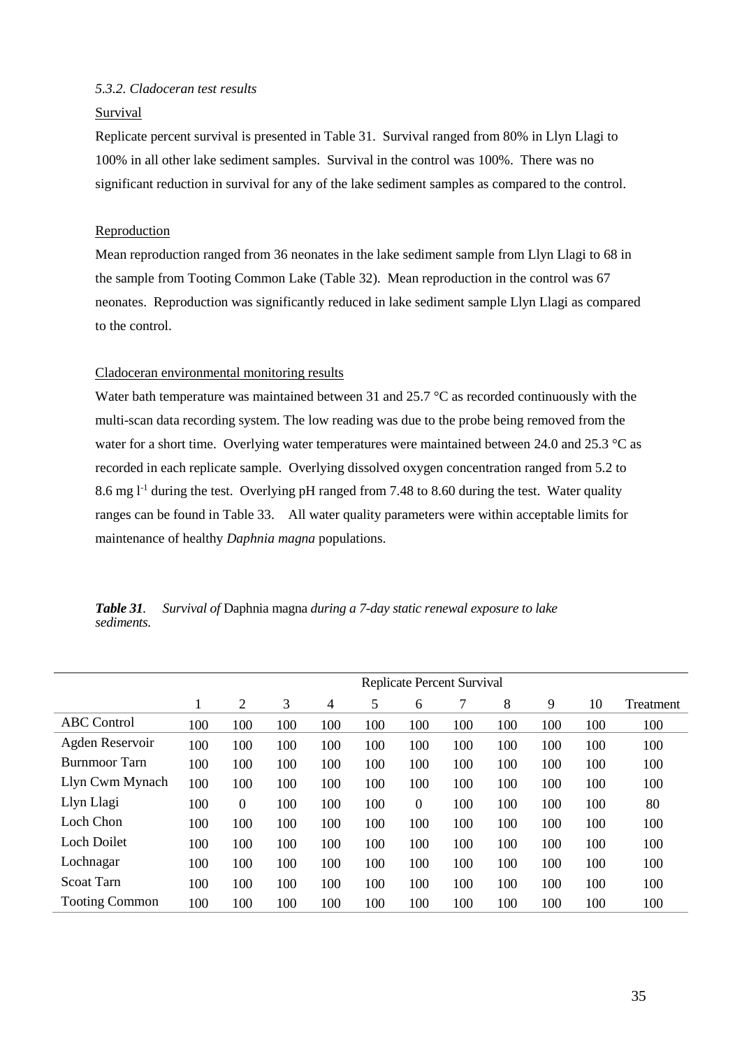*5.3.2. Cladoceran test results*

Survival

Replicate percent survival is presented in Table 31. Survival ranged from 80% in Llyn Llagi to 100% in all other lake sediment samples. Survival in the control was 100%. There was no significant reduction in survival for any of the lake sediment samples as compared to the control.

Reproduction

Mean reproduction ranged from 36 neonates in the lake sediment sample from Llyn Llagi to 68 in the sample from Tooting Common Lake (Table 32). Mean reproduction in the control was 67 neonates. Reproduction was significantly reduced in lake sediment sample Llyn Llagi as compared to the control.

Cladoceran environmental monitoring results

Water bath temperature was maintained between 31 and 25.7 °C as recorded continuously with the multi-scan data recording system. The low reading was due to the probe being removed from the water for a short time. Overlying water temperatures were maintained between 24.0 and 25.3 °C as recorded in each replicate sample. Overlying dissolved oxygen concentration ranged from 5.2 to 8.6 mg $l^{-1}$ during the test. Overlying pH ranged from 7.48 to 8.60 during the test. Water quality ranges can be found in Table 33. All water quality parameters were within acceptable limits for maintenance of healthy *Daphnia magna* populations.

***Table 31.*** *Survival of* Daphnia magna *during a 7-day static renewal exposure to lake sediments.*

| | Replicate Percent Survival | | | | | | | | | | |
|---|---|---|---|---|---|---|---|---|---|---|---|
| | 1 | 2 | 3 | 4 | 5 | 6 | 7 | 8 | 9 | 10 | Treatment |
| ABC Control | 100 | 100 | 100 | 100 | 100 | 100 | 100 | 100 | 100 | 100 | 100 |
| Agden Reservoir | 100 | 100 | 100 | 100 | 100 | 100 | 100 | 100 | 100 | 100 | 100 |
| Burnmoor Tarn | 100 | 100 | 100 | 100 | 100 | 100 | 100 | 100 | 100 | 100 | 100 |
| Llyn Cwm Mynach | 100 | 100 | 100 | 100 | 100 | 100 | 100 | 100 | 100 | 100 | 100 |
| Llyn Llagi | 100 | 0 | 100 | 100 | 100 | 0 | 100 | 100 | 100 | 100 | 80 |
| Loch Chon | 100 | 100 | 100 | 100 | 100 | 100 | 100 | 100 | 100 | 100 | 100 |
| Loch Doilet | 100 | 100 | 100 | 100 | 100 | 100 | 100 | 100 | 100 | 100 | 100 |
| Lochnagar | 100 | 100 | 100 | 100 | 100 | 100 | 100 | 100 | 100 | 100 | 100 |
| Scoat Tarn | 100 | 100 | 100 | 100 | 100 | 100 | 100 | 100 | 100 | 100 | 100 |
| Tooting Common | 100 | 100 | 100 | 100 | 100 | 100 | 100 | 100 | 100 | 100 | 100 |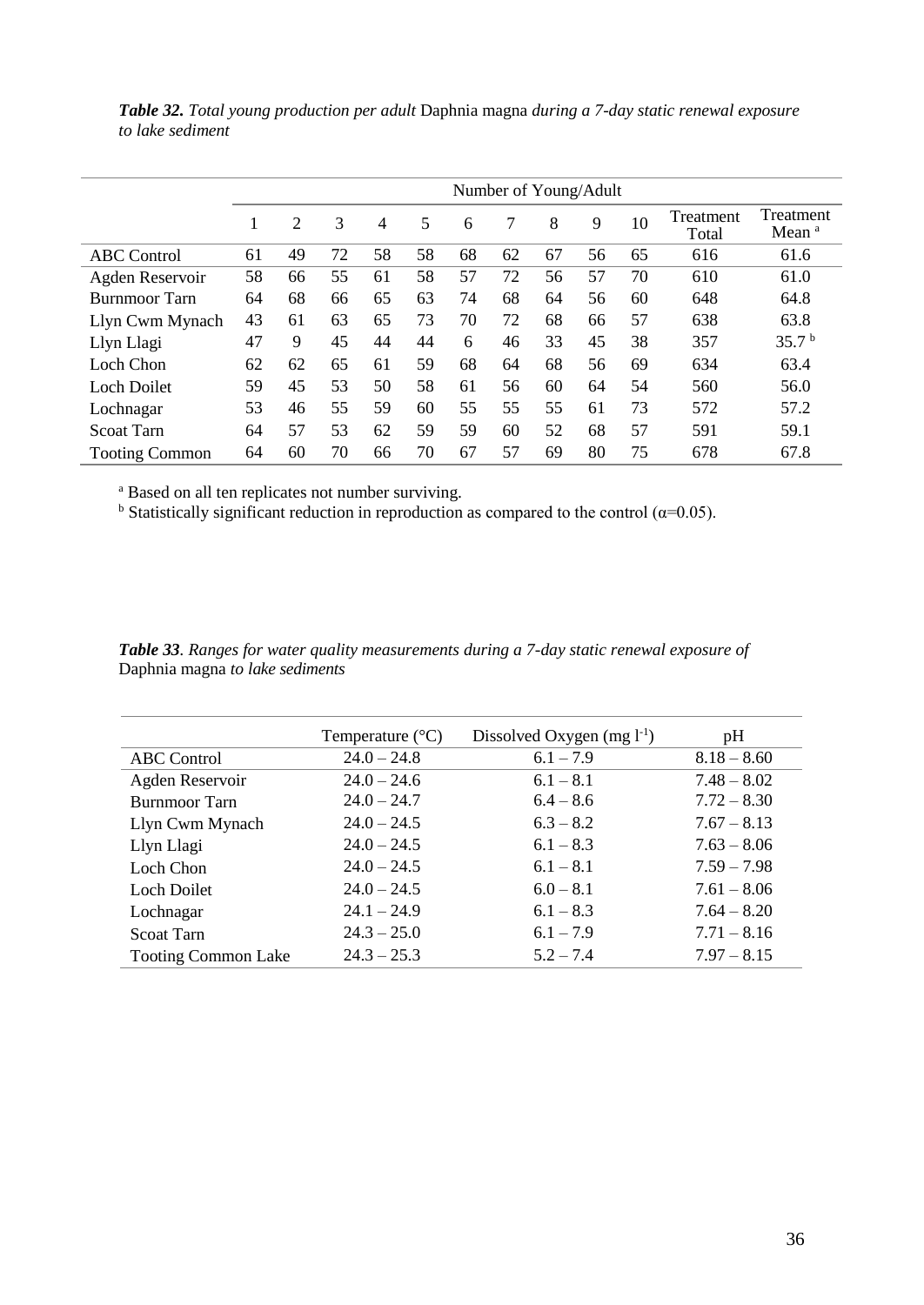***Table 32.*** *Total young production per adult* Daphnia magna *during a 7-day static renewal exposure to lake sediment*

| | Number of Young/Adult | | | | | | | | | | | |
|---|---|---|---|---|---|---|---|---|---|---|---|---|
| | 1 | 2 | 3 | 4 | 5 | 6 | 7 | 8 | 9 | 10 | Treatment Total | Treatment Mean [a] |
| ABC Control | 61 | 49 | 72 | 58 | 58 | 68 | 62 | 67 | 56 | 65 | 616 | 61.6 |
| Agden Reservoir | 58 | 66 | 55 | 61 | 58 | 57 | 72 | 56 | 57 | 70 | 610 | 61.0 |
| Burnmoor Tarn | 64 | 68 | 66 | 65 | 63 | 74 | 68 | 64 | 56 | 60 | 648 | 64.8 |
| Llyn Cwm Mynach | 43 | 61 | 63 | 65 | 73 | 70 | 72 | 68 | 66 | 57 | 638 | 63.8 |
| Llyn Llagi | 47 | 9 | 45 | 44 | 44 | 6 | 46 | 33 | 45 | 38 | 357 | 35.7 [b] |
| Loch Chon | 62 | 62 | 65 | 61 | 59 | 68 | 64 | 68 | 56 | 69 | 634 | 63.4 |
| Loch Doilet | 59 | 45 | 53 | 50 | 58 | 61 | 56 | 60 | 64 | 54 | 560 | 56.0 |
| Lochnagar | 53 | 46 | 55 | 59 | 60 | 55 | 55 | 55 | 61 | 73 | 572 | 57.2 |
| Scoat Tarn | 64 | 57 | 53 | 62 | 59 | 59 | 60 | 52 | 68 | 57 | 591 | 59.1 |
| Tooting Common | 64 | 60 | 70 | 66 | 70 | 67 | 57 | 69 | 80 | 75 | 678 | 67.8 |

[a] Based on all ten replicates not number surviving.
[b] Statistically significant reduction in reproduction as compared to the control ($\alpha$=0.05).

***Table 33****. Ranges for water quality measurements during a 7-day static renewal exposure of* Daphnia magna *to lake sediments*

| | Temperature (°C) | Dissolved Oxygen (mg $l^{-1}$) | pH |
|---|---|---|---|
| ABC Control | 24.0 – 24.8 | 6.1 – 7.9 | 8.18 – 8.60 |
| Agden Reservoir | 24.0 – 24.6 | 6.1 – 8.1 | 7.48 – 8.02 |
| Burnmoor Tarn | 24.0 – 24.7 | 6.4 – 8.6 | 7.72 – 8.30 |
| Llyn Cwm Mynach | 24.0 – 24.5 | 6.3 – 8.2 | 7.67 – 8.13 |
| Llyn Llagi | 24.0 – 24.5 | 6.1 – 8.3 | 7.63 – 8.06 |
| Loch Chon | 24.0 – 24.5 | 6.1 – 8.1 | 7.59 – 7.98 |
| Loch Doilet | 24.0 – 24.5 | 6.0 – 8.1 | 7.61 – 8.06 |
| Lochnagar | 24.1 – 24.9 | 6.1 – 8.3 | 7.64 – 8.20 |
| Scoat Tarn | 24.3 – 25.0 | 6.1 – 7.9 | 7.71 – 8.16 |
| Tooting Common Lake | 24.3 – 25.3 | 5.2 – 7.4 | 7.97 – 8.15 |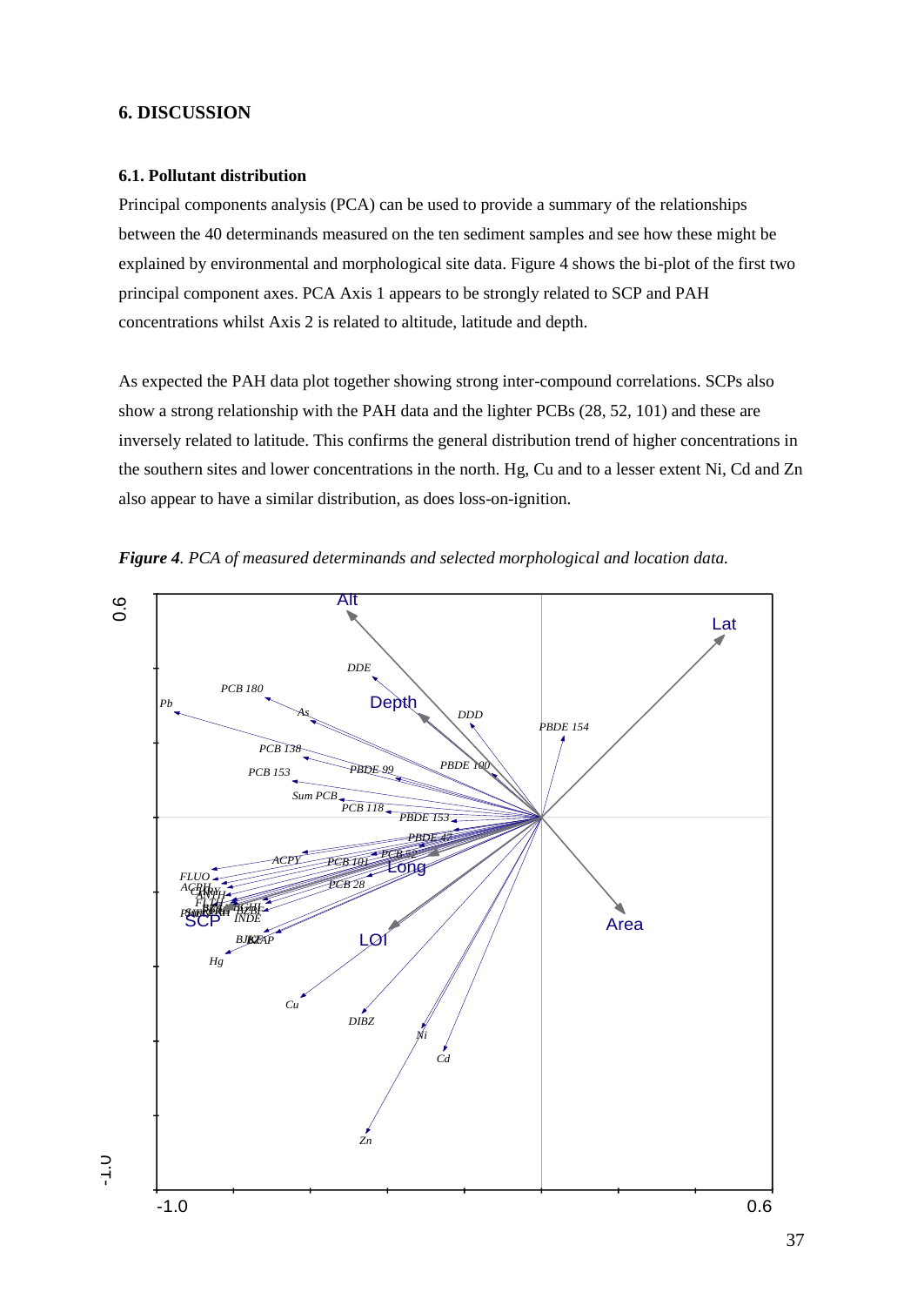# 6. DISCUSSION

## 6.1. Pollutant distribution

Principal components analysis (PCA) can be used to provide a summary of the relationships between the 40 determinands measured on the ten sediment samples and see how these might be explained by environmental and morphological site data. Figure 4 shows the bi-plot of the first two principal component axes. PCA Axis 1 appears to be strongly related to SCP and PAH concentrations whilst Axis 2 is related to altitude, latitude and depth.

As expected the PAH data plot together showing strong inter-compound correlations. SCPs also show a strong relationship with the PAH data and the lighter PCBs (28, 52, 101) and these are inversely related to latitude. This confirms the general distribution trend of higher concentrations in the southern sites and lower concentrations in the north. Hg, Cu and to a lesser extent Ni, Cd and Zn also appear to have a similar distribution, as does loss-on-ignition.

***Figure 4**. PCA of measured determinands and selected morphological and location data.*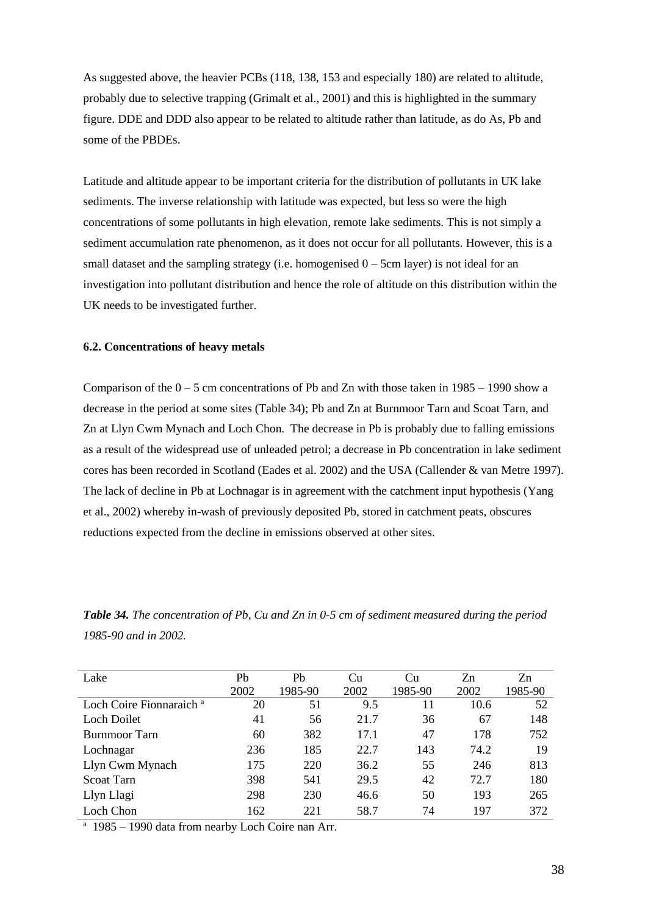As suggested above, the heavier PCBs (118, 138, 153 and especially 180) are related to altitude, probably due to selective trapping (Grimalt et al., 2001) and this is highlighted in the summary figure. DDE and DDD also appear to be related to altitude rather than latitude, as do As, Pb and some of the PBDEs.

Latitude and altitude appear to be important criteria for the distribution of pollutants in UK lake sediments. The inverse relationship with latitude was expected, but less so were the high concentrations of some pollutants in high elevation, remote lake sediments. This is not simply a sediment accumulation rate phenomenon, as it does not occur for all pollutants. However, this is a small dataset and the sampling strategy (i.e. homogenised 0 – 5cm layer) is not ideal for an investigation into pollutant distribution and hence the role of altitude on this distribution within the UK needs to be investigated further.

#### 6.2. Concentrations of heavy metals

Comparison of the 0 – 5 cm concentrations of Pb and Zn with those taken in 1985 – 1990 show a decrease in the period at some sites (Table 34); Pb and Zn at Burnmoor Tarn and Scoat Tarn, and Zn at Llyn Cwm Mynach and Loch Chon. The decrease in Pb is probably due to falling emissions as a result of the widespread use of unleaded petrol; a decrease in Pb concentration in lake sediment cores has been recorded in Scotland (Eades et al. 2002) and the USA (Callender & van Metre 1997). The lack of decline in Pb at Lochnagar is in agreement with the catchment input hypothesis (Yang et al., 2002) whereby in-wash of previously deposited Pb, stored in catchment peats, obscures reductions expected from the decline in emissions observed at other sites.

***Table 34.*** *The concentration of Pb, Cu and Zn in 0-5 cm of sediment measured during the period 1985-90 and in 2002.*

| Lake | Pb 2002 | Pb 1985-90 | Cu 2002 | Cu 1985-90 | Zn 2002 | Zn 1985-90 |
|---|---|---|---|---|---|---|
| Loch Coire Fionnaraich [a] | 20 | 51 | 9.5 | 11 | 10.6 | 52 |
| Loch Doilet | 41 | 56 | 21.7 | 36 | 67 | 148 |
| Burnmoor Tarn | 60 | 382 | 17.1 | 47 | 178 | 752 |
| Lochnagar | 236 | 185 | 22.7 | 143 | 74.2 | 19 |
| Llyn Cwm Mynach | 175 | 220 | 36.2 | 55 | 246 | 813 |
| Scoat Tarn | 398 | 541 | 29.5 | 42 | 72.7 | 180 |
| Llyn Llagi | 298 | 230 | 46.6 | 50 | 193 | 265 |
| Loch Chon | 162 | 221 | 58.7 | 74 | 197 | 372 |

[a] 1985 – 1990 data from nearby Loch Coire nan Arr.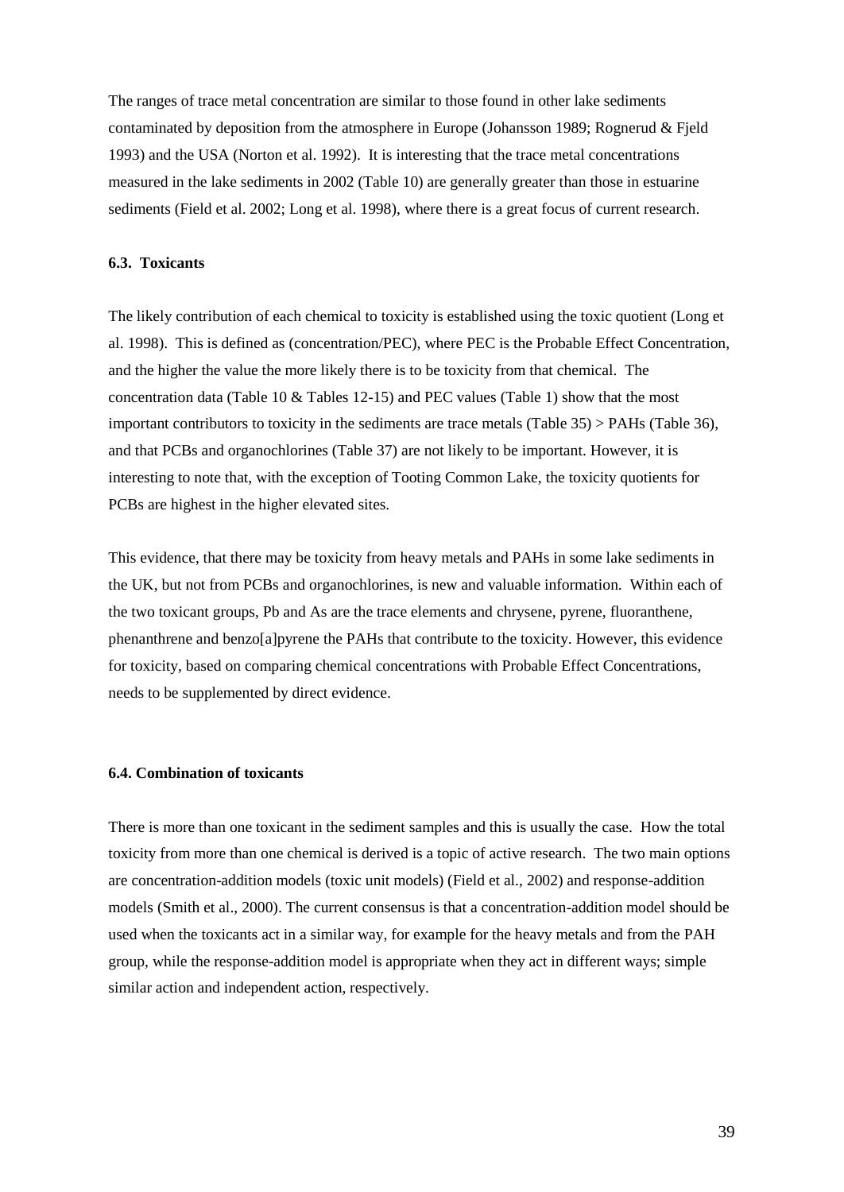The ranges of trace metal concentration are similar to those found in other lake sediments contaminated by deposition from the atmosphere in Europe (Johansson 1989; Rognerud & Fjeld 1993) and the USA (Norton et al. 1992). It is interesting that the trace metal concentrations measured in the lake sediments in 2002 (Table 10) are generally greater than those in estuarine sediments (Field et al. 2002; Long et al. 1998), where there is a great focus of current research.

### 6.3. Toxicants

The likely contribution of each chemical to toxicity is established using the toxic quotient (Long et al. 1998). This is defined as (concentration/PEC), where PEC is the Probable Effect Concentration, and the higher the value the more likely there is to be toxicity from that chemical. The concentration data (Table 10 & Tables 12-15) and PEC values (Table 1) show that the most important contributors to toxicity in the sediments are trace metals (Table 35) > PAHs (Table 36), and that PCBs and organochlorines (Table 37) are not likely to be important. However, it is interesting to note that, with the exception of Tooting Common Lake, the toxicity quotients for PCBs are highest in the higher elevated sites.

This evidence, that there may be toxicity from heavy metals and PAHs in some lake sediments in the UK, but not from PCBs and organochlorines, is new and valuable information. Within each of the two toxicant groups, Pb and As are the trace elements and chrysene, pyrene, fluoranthene, phenanthrene and benzo[a]pyrene the PAHs that contribute to the toxicity. However, this evidence for toxicity, based on comparing chemical concentrations with Probable Effect Concentrations, needs to be supplemented by direct evidence.

### 6.4. Combination of toxicants

There is more than one toxicant in the sediment samples and this is usually the case. How the total toxicity from more than one chemical is derived is a topic of active research. The two main options are concentration-addition models (toxic unit models) (Field et al., 2002) and response-addition models (Smith et al., 2000). The current consensus is that a concentration-addition model should be used when the toxicants act in a similar way, for example for the heavy metals and from the PAH group, while the response-addition model is appropriate when they act in different ways; simple similar action and independent action, respectively.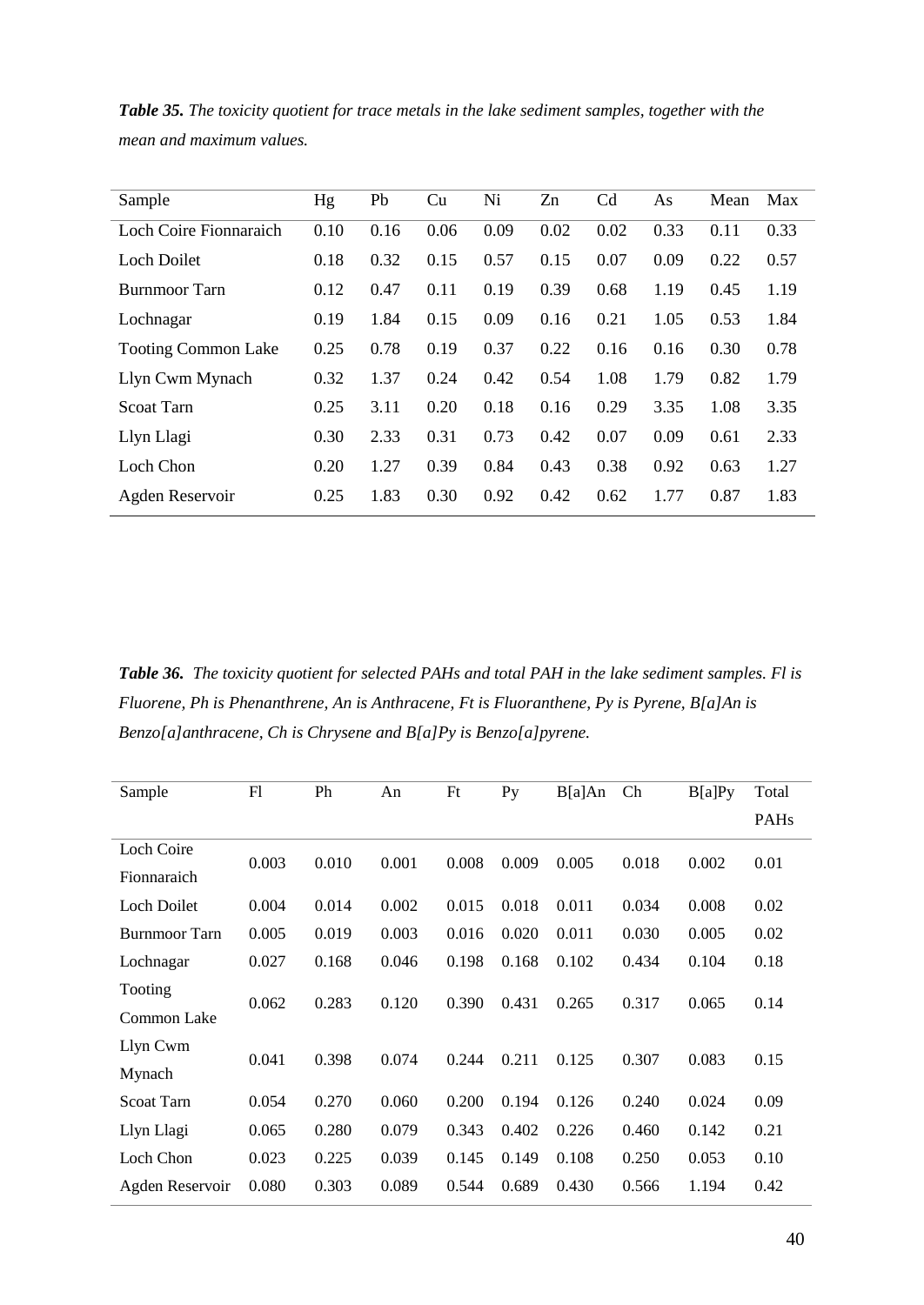***Table 35.*** *The toxicity quotient for trace metals in the lake sediment samples, together with the mean and maximum values.*

| Sample | Hg | Pb | Cu | Ni | Zn | Cd | As | Mean | Max |
|---|---|---|---|---|---|---|---|---|---|
| Loch Coire Fionnaraich | 0.10 | 0.16 | 0.06 | 0.09 | 0.02 | 0.02 | 0.33 | 0.11 | 0.33 |
| Loch Doilet | 0.18 | 0.32 | 0.15 | 0.57 | 0.15 | 0.07 | 0.09 | 0.22 | 0.57 |
| Burnmoor Tarn | 0.12 | 0.47 | 0.11 | 0.19 | 0.39 | 0.68 | 1.19 | 0.45 | 1.19 |
| Lochnagar | 0.19 | 1.84 | 0.15 | 0.09 | 0.16 | 0.21 | 1.05 | 0.53 | 1.84 |
| Tooting Common Lake | 0.25 | 0.78 | 0.19 | 0.37 | 0.22 | 0.16 | 0.16 | 0.30 | 0.78 |
| Llyn Cwm Mynach | 0.32 | 1.37 | 0.24 | 0.42 | 0.54 | 1.08 | 1.79 | 0.82 | 1.79 |
| Scoat Tarn | 0.25 | 3.11 | 0.20 | 0.18 | 0.16 | 0.29 | 3.35 | 1.08 | 3.35 |
| Llyn Llagi | 0.30 | 2.33 | 0.31 | 0.73 | 0.42 | 0.07 | 0.09 | 0.61 | 2.33 |
| Loch Chon | 0.20 | 1.27 | 0.39 | 0.84 | 0.43 | 0.38 | 0.92 | 0.63 | 1.27 |
| Agden Reservoir | 0.25 | 1.83 | 0.30 | 0.92 | 0.42 | 0.62 | 1.77 | 0.87 | 1.83 |

***Table 36.*** *The toxicity quotient for selected PAHs and total PAH in the lake sediment samples. Fl is Fluorene, Ph is Phenanthrene, An is Anthracene, Ft is Fluoranthene, Py is Pyrene, B[a]An is Benzo[a]anthracene, Ch is Chrysene and B[a]Py is Benzo[a]pyrene.*

| Sample | Fl | Ph | An | Ft | Py | B[a]An | Ch | B[a]Py | Total PAHs |
|---|---|---|---|---|---|---|---|---|---|
| Loch Coire Fionnaraich | 0.003 | 0.010 | 0.001 | 0.008 | 0.009 | 0.005 | 0.018 | 0.002 | 0.01 |
| Loch Doilet | 0.004 | 0.014 | 0.002 | 0.015 | 0.018 | 0.011 | 0.034 | 0.008 | 0.02 |
| Burnmoor Tarn | 0.005 | 0.019 | 0.003 | 0.016 | 0.020 | 0.011 | 0.030 | 0.005 | 0.02 |
| Lochnagar | 0.027 | 0.168 | 0.046 | 0.198 | 0.168 | 0.102 | 0.434 | 0.104 | 0.18 |
| Tooting Common Lake | 0.062 | 0.283 | 0.120 | 0.390 | 0.431 | 0.265 | 0.317 | 0.065 | 0.14 |
| Llyn Cwm Mynach | 0.041 | 0.398 | 0.074 | 0.244 | 0.211 | 0.125 | 0.307 | 0.083 | 0.15 |
| Scoat Tarn | 0.054 | 0.270 | 0.060 | 0.200 | 0.194 | 0.126 | 0.240 | 0.024 | 0.09 |
| Llyn Llagi | 0.065 | 0.280 | 0.079 | 0.343 | 0.402 | 0.226 | 0.460 | 0.142 | 0.21 |
| Loch Chon | 0.023 | 0.225 | 0.039 | 0.145 | 0.149 | 0.108 | 0.250 | 0.053 | 0.10 |
| Agden Reservoir | 0.080 | 0.303 | 0.089 | 0.544 | 0.689 | 0.430 | 0.566 | 1.194 | 0.42 |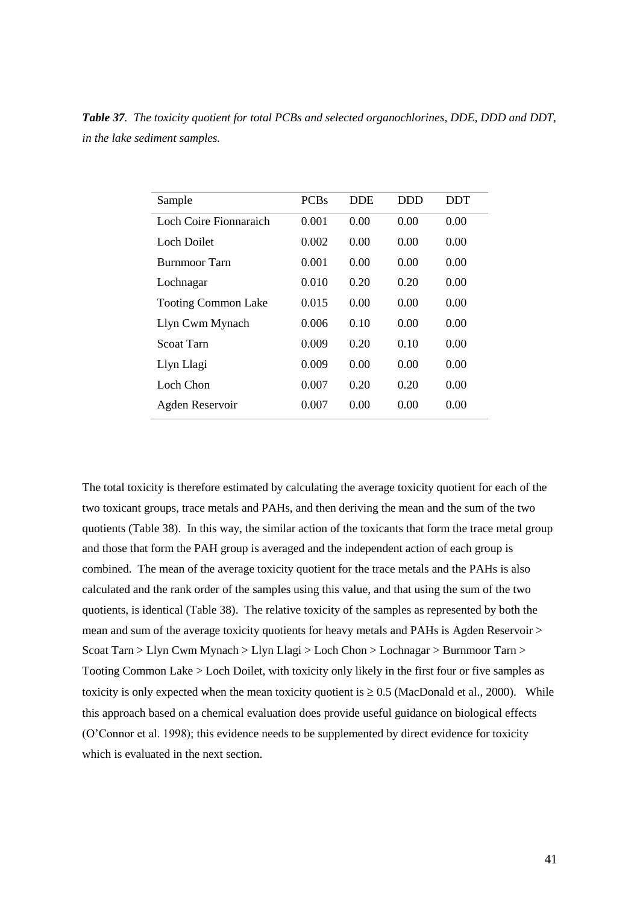***Table 37***. *The toxicity quotient for total PCBs and selected organochlorines, DDE, DDD and DDT, in the lake sediment samples.*

| Sample | PCBs | DDE | DDD | DDT |
|---|---|---|---|---|
| Loch Coire Fionnaraich | 0.001 | 0.00 | 0.00 | 0.00 |
| Loch Doilet | 0.002 | 0.00 | 0.00 | 0.00 |
| Burnmoor Tarn | 0.001 | 0.00 | 0.00 | 0.00 |
| Lochnagar | 0.010 | 0.20 | 0.20 | 0.00 |
| Tooting Common Lake | 0.015 | 0.00 | 0.00 | 0.00 |
| Llyn Cwm Mynach | 0.006 | 0.10 | 0.00 | 0.00 |
| Scoat Tarn | 0.009 | 0.20 | 0.10 | 0.00 |
| Llyn Llagi | 0.009 | 0.00 | 0.00 | 0.00 |
| Loch Chon | 0.007 | 0.20 | 0.20 | 0.00 |
| Agden Reservoir | 0.007 | 0.00 | 0.00 | 0.00 |

The total toxicity is therefore estimated by calculating the average toxicity quotient for each of the two toxicant groups, trace metals and PAHs, and then deriving the mean and the sum of the two quotients (Table 38). In this way, the similar action of the toxicants that form the trace metal group and those that form the PAH group is averaged and the independent action of each group is combined. The mean of the average toxicity quotient for the trace metals and the PAHs is also calculated and the rank order of the samples using this value, and that using the sum of the two quotients, is identical (Table 38). The relative toxicity of the samples as represented by both the mean and sum of the average toxicity quotients for heavy metals and PAHs is Agden Reservoir > Scoat Tarn > Llyn Cwm Mynach > Llyn Llagi > Loch Chon > Lochnagar > Burnmoor Tarn > Tooting Common Lake > Loch Doilet, with toxicity only likely in the first four or five samples as toxicity is only expected when the mean toxicity quotient is $\geq 0.5$ (MacDonald et al., 2000). While this approach based on a chemical evaluation does provide useful guidance on biological effects (O'Connor et al. 1998); this evidence needs to be supplemented by direct evidence for toxicity which is evaluated in the next section.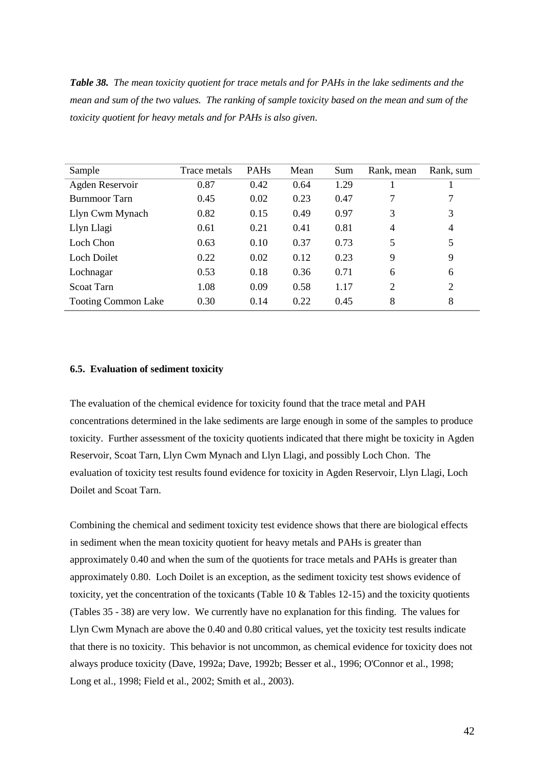***Table 38.*** *The mean toxicity quotient for trace metals and for PAHs in the lake sediments and the mean and sum of the two values. The ranking of sample toxicity based on the mean and sum of the toxicity quotient for heavy metals and for PAHs is also given.*

| Sample | Trace metals | PAHs | Mean | Sum | Rank, mean | Rank, sum |
|---|---|---|---|---|---|---|
| Agden Reservoir | 0.87 | 0.42 | 0.64 | 1.29 | 1 | 1 |
| Burnmoor Tarn | 0.45 | 0.02 | 0.23 | 0.47 | 7 | 7 |
| Llyn Cwm Mynach | 0.82 | 0.15 | 0.49 | 0.97 | 3 | 3 |
| Llyn Llagi | 0.61 | 0.21 | 0.41 | 0.81 | 4 | 4 |
| Loch Chon | 0.63 | 0.10 | 0.37 | 0.73 | 5 | 5 |
| Loch Doilet | 0.22 | 0.02 | 0.12 | 0.23 | 9 | 9 |
| Lochnagar | 0.53 | 0.18 | 0.36 | 0.71 | 6 | 6 |
| Scoat Tarn | 1.08 | 0.09 | 0.58 | 1.17 | 2 | 2 |
| Tooting Common Lake | 0.30 | 0.14 | 0.22 | 0.45 | 8 | 8 |

### 6.5. Evaluation of sediment toxicity

The evaluation of the chemical evidence for toxicity found that the trace metal and PAH concentrations determined in the lake sediments are large enough in some of the samples to produce toxicity. Further assessment of the toxicity quotients indicated that there might be toxicity in Agden Reservoir, Scoat Tarn, Llyn Cwm Mynach and Llyn Llagi, and possibly Loch Chon. The evaluation of toxicity test results found evidence for toxicity in Agden Reservoir, Llyn Llagi, Loch Doilet and Scoat Tarn.

Combining the chemical and sediment toxicity test evidence shows that there are biological effects in sediment when the mean toxicity quotient for heavy metals and PAHs is greater than approximately 0.40 and when the sum of the quotients for trace metals and PAHs is greater than approximately 0.80. Loch Doilet is an exception, as the sediment toxicity test shows evidence of toxicity, yet the concentration of the toxicants (Table 10 & Tables 12-15) and the toxicity quotients (Tables 35 - 38) are very low. We currently have no explanation for this finding. The values for Llyn Cwm Mynach are above the 0.40 and 0.80 critical values, yet the toxicity test results indicate that there is no toxicity. This behavior is not uncommon, as chemical evidence for toxicity does not always produce toxicity (Dave, 1992a; Dave, 1992b; Besser et al., 1996; O'Connor et al., 1998; Long et al., 1998; Field et al., 2002; Smith et al., 2003).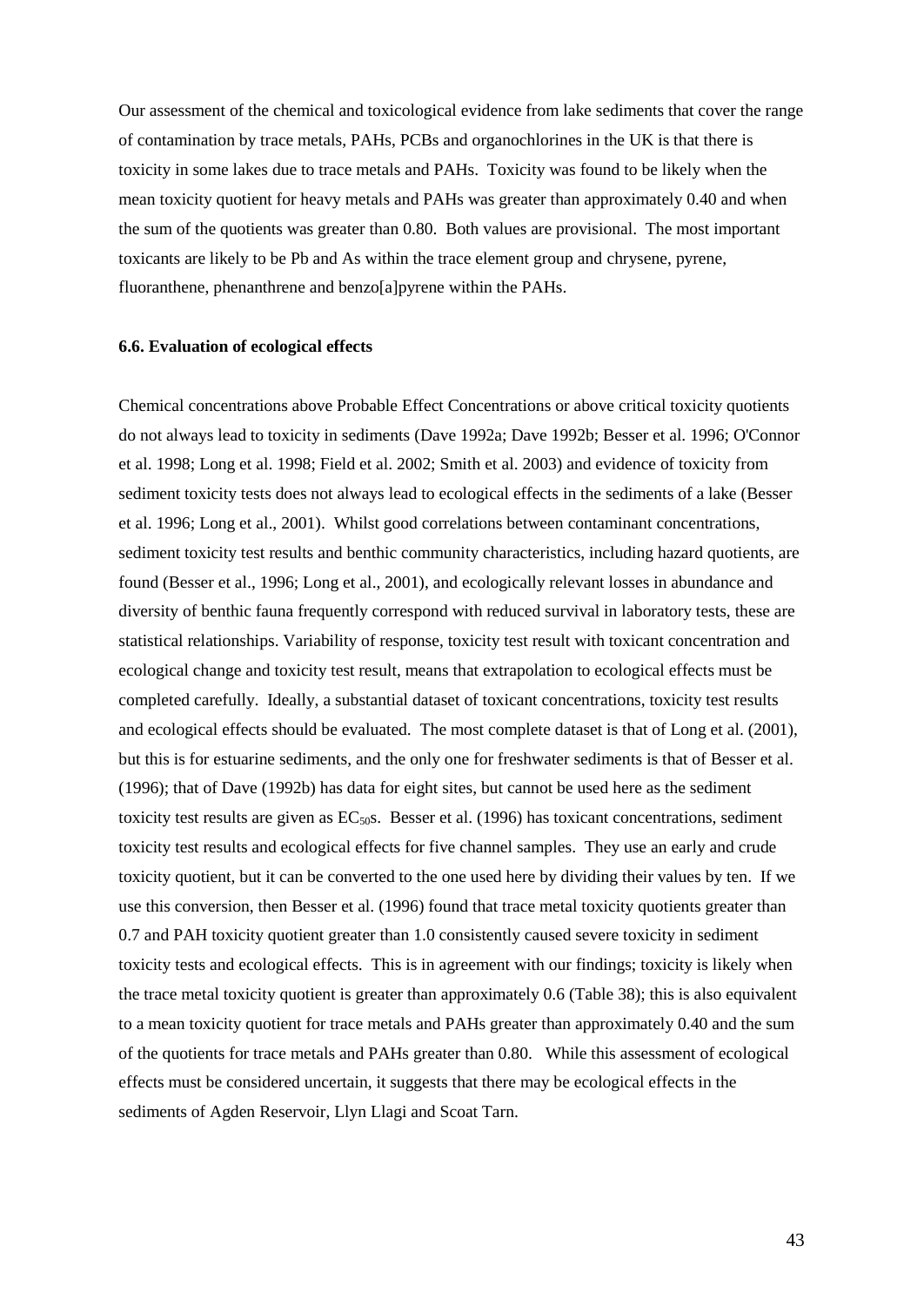Our assessment of the chemical and toxicological evidence from lake sediments that cover the range of contamination by trace metals, PAHs, PCBs and organochlorines in the UK is that there is toxicity in some lakes due to trace metals and PAHs. Toxicity was found to be likely when the mean toxicity quotient for heavy metals and PAHs was greater than approximately 0.40 and when the sum of the quotients was greater than 0.80. Both values are provisional. The most important toxicants are likely to be Pb and As within the trace element group and chrysene, pyrene, fluoranthene, phenanthrene and benzo[a]pyrene within the PAHs.

### 6.6. Evaluation of ecological effects

Chemical concentrations above Probable Effect Concentrations or above critical toxicity quotients do not always lead to toxicity in sediments (Dave 1992a; Dave 1992b; Besser et al. 1996; O'Connor et al. 1998; Long et al. 1998; Field et al. 2002; Smith et al. 2003) and evidence of toxicity from sediment toxicity tests does not always lead to ecological effects in the sediments of a lake (Besser et al. 1996; Long et al., 2001). Whilst good correlations between contaminant concentrations, sediment toxicity test results and benthic community characteristics, including hazard quotients, are found (Besser et al., 1996; Long et al., 2001), and ecologically relevant losses in abundance and diversity of benthic fauna frequently correspond with reduced survival in laboratory tests, these are statistical relationships. Variability of response, toxicity test result with toxicant concentration and ecological change and toxicity test result, means that extrapolation to ecological effects must be completed carefully. Ideally, a substantial dataset of toxicant concentrations, toxicity test results and ecological effects should be evaluated. The most complete dataset is that of Long et al. (2001), but this is for estuarine sediments, and the only one for freshwater sediments is that of Besser et al. (1996); that of Dave (1992b) has data for eight sites, but cannot be used here as the sediment toxicity test results are given as $EC_{50}$s. Besser et al. (1996) has toxicant concentrations, sediment toxicity test results and ecological effects for five channel samples. They use an early and crude toxicity quotient, but it can be converted to the one used here by dividing their values by ten. If we use this conversion, then Besser et al. (1996) found that trace metal toxicity quotients greater than 0.7 and PAH toxicity quotient greater than 1.0 consistently caused severe toxicity in sediment toxicity tests and ecological effects. This is in agreement with our findings; toxicity is likely when the trace metal toxicity quotient is greater than approximately 0.6 (Table 38); this is also equivalent to a mean toxicity quotient for trace metals and PAHs greater than approximately 0.40 and the sum of the quotients for trace metals and PAHs greater than 0.80. While this assessment of ecological effects must be considered uncertain, it suggests that there may be ecological effects in the sediments of Agden Reservoir, Llyn Llagi and Scoat Tarn.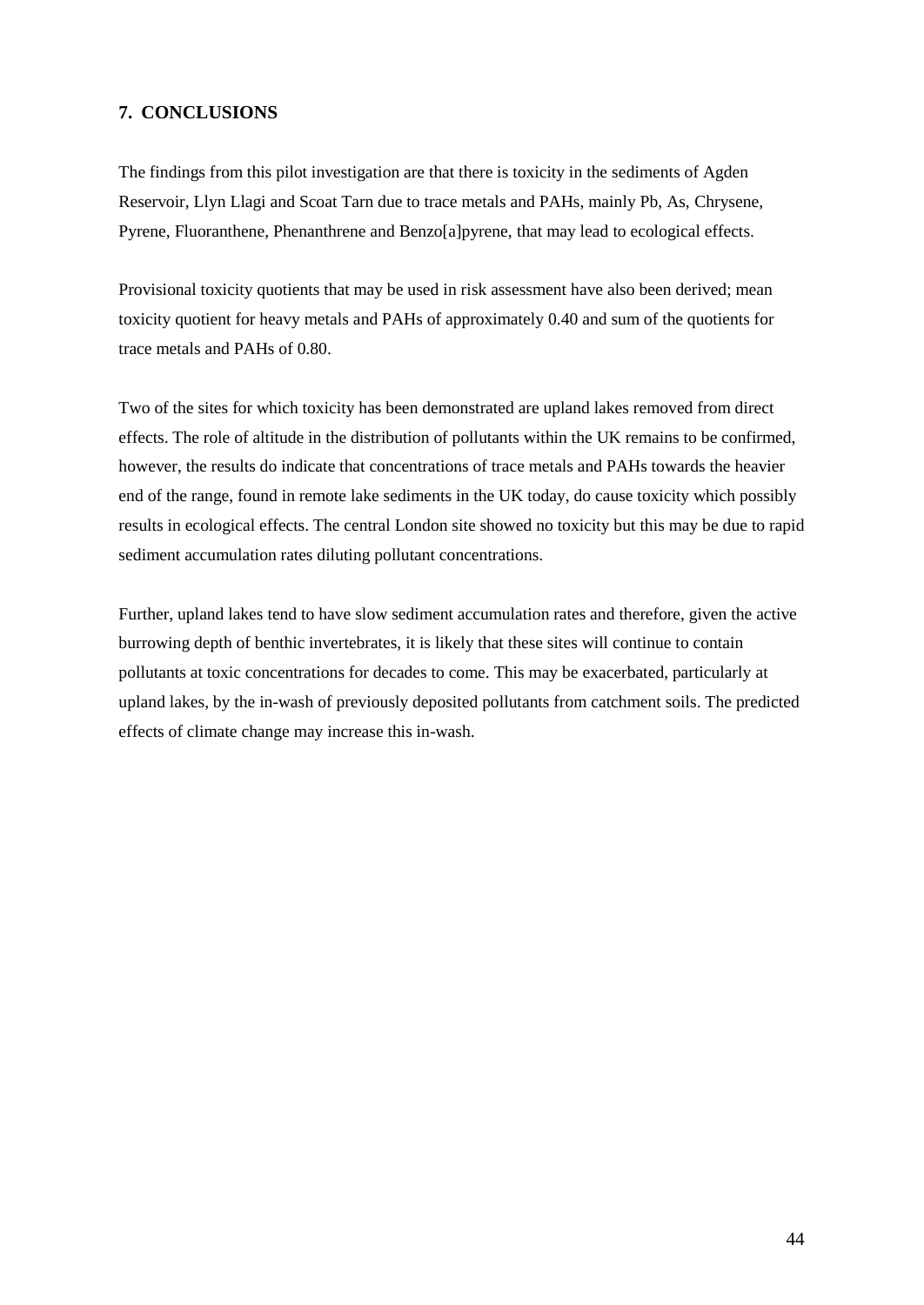## 7. CONCLUSIONS

The findings from this pilot investigation are that there is toxicity in the sediments of Agden Reservoir, Llyn Llagi and Scoat Tarn due to trace metals and PAHs, mainly Pb, As, Chrysene, Pyrene, Fluoranthene, Phenanthrene and Benzo[a]pyrene, that may lead to ecological effects.

Provisional toxicity quotients that may be used in risk assessment have also been derived; mean toxicity quotient for heavy metals and PAHs of approximately 0.40 and sum of the quotients for trace metals and PAHs of 0.80.

Two of the sites for which toxicity has been demonstrated are upland lakes removed from direct effects. The role of altitude in the distribution of pollutants within the UK remains to be confirmed, however, the results do indicate that concentrations of trace metals and PAHs towards the heavier end of the range, found in remote lake sediments in the UK today, do cause toxicity which possibly results in ecological effects. The central London site showed no toxicity but this may be due to rapid sediment accumulation rates diluting pollutant concentrations.

Further, upland lakes tend to have slow sediment accumulation rates and therefore, given the active burrowing depth of benthic invertebrates, it is likely that these sites will continue to contain pollutants at toxic concentrations for decades to come. This may be exacerbated, particularly at upland lakes, by the in-wash of previously deposited pollutants from catchment soils. The predicted effects of climate change may increase this in-wash.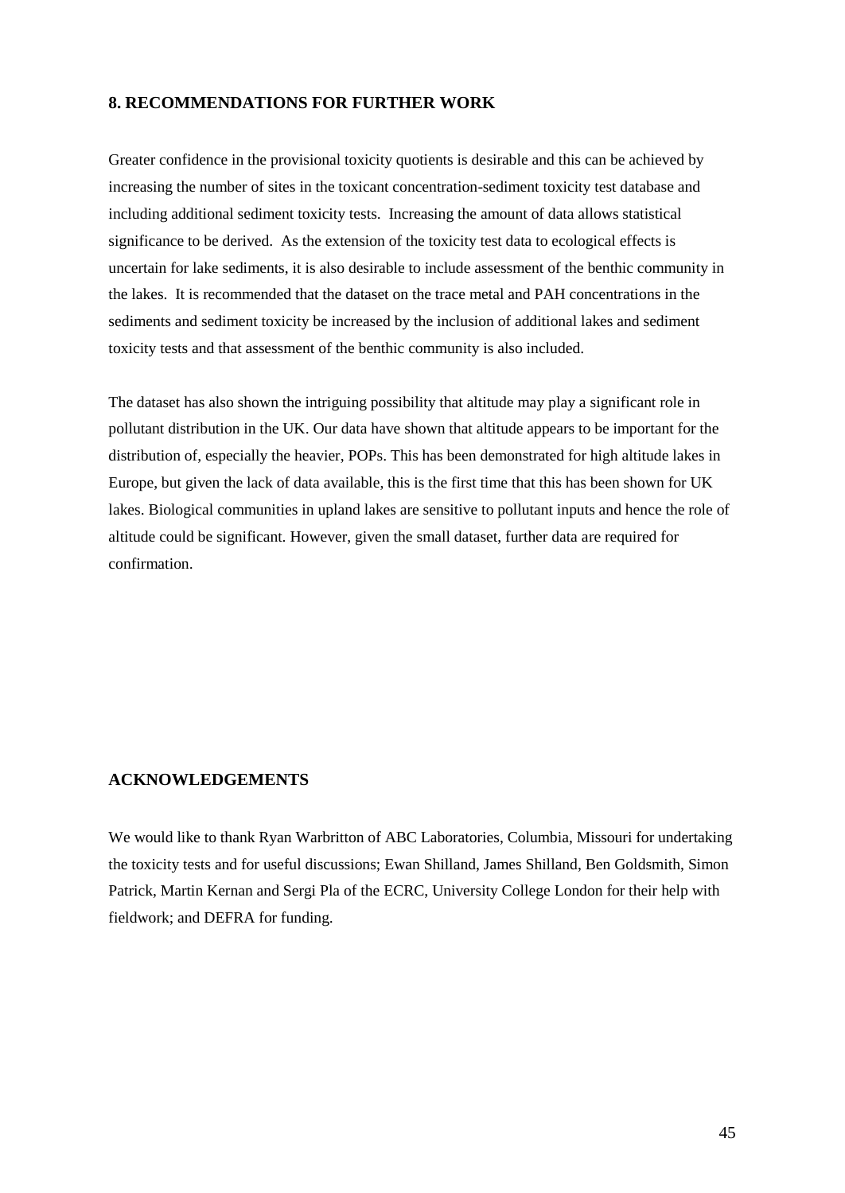## 8. RECOMMENDATIONS FOR FURTHER WORK

Greater confidence in the provisional toxicity quotients is desirable and this can be achieved by increasing the number of sites in the toxicant concentration-sediment toxicity test database and including additional sediment toxicity tests. Increasing the amount of data allows statistical significance to be derived. As the extension of the toxicity test data to ecological effects is uncertain for lake sediments, it is also desirable to include assessment of the benthic community in the lakes. It is recommended that the dataset on the trace metal and PAH concentrations in the sediments and sediment toxicity be increased by the inclusion of additional lakes and sediment toxicity tests and that assessment of the benthic community is also included.

The dataset has also shown the intriguing possibility that altitude may play a significant role in pollutant distribution in the UK. Our data have shown that altitude appears to be important for the distribution of, especially the heavier, POPs. This has been demonstrated for high altitude lakes in Europe, but given the lack of data available, this is the first time that this has been shown for UK lakes. Biological communities in upland lakes are sensitive to pollutant inputs and hence the role of altitude could be significant. However, given the small dataset, further data are required for confirmation.

## ACKNOWLEDGEMENTS

We would like to thank Ryan Warbritton of ABC Laboratories, Columbia, Missouri for undertaking the toxicity tests and for useful discussions; Ewan Shilland, James Shilland, Ben Goldsmith, Simon Patrick, Martin Kernan and Sergi Pla of the ECRC, University College London for their help with fieldwork; and DEFRA for funding.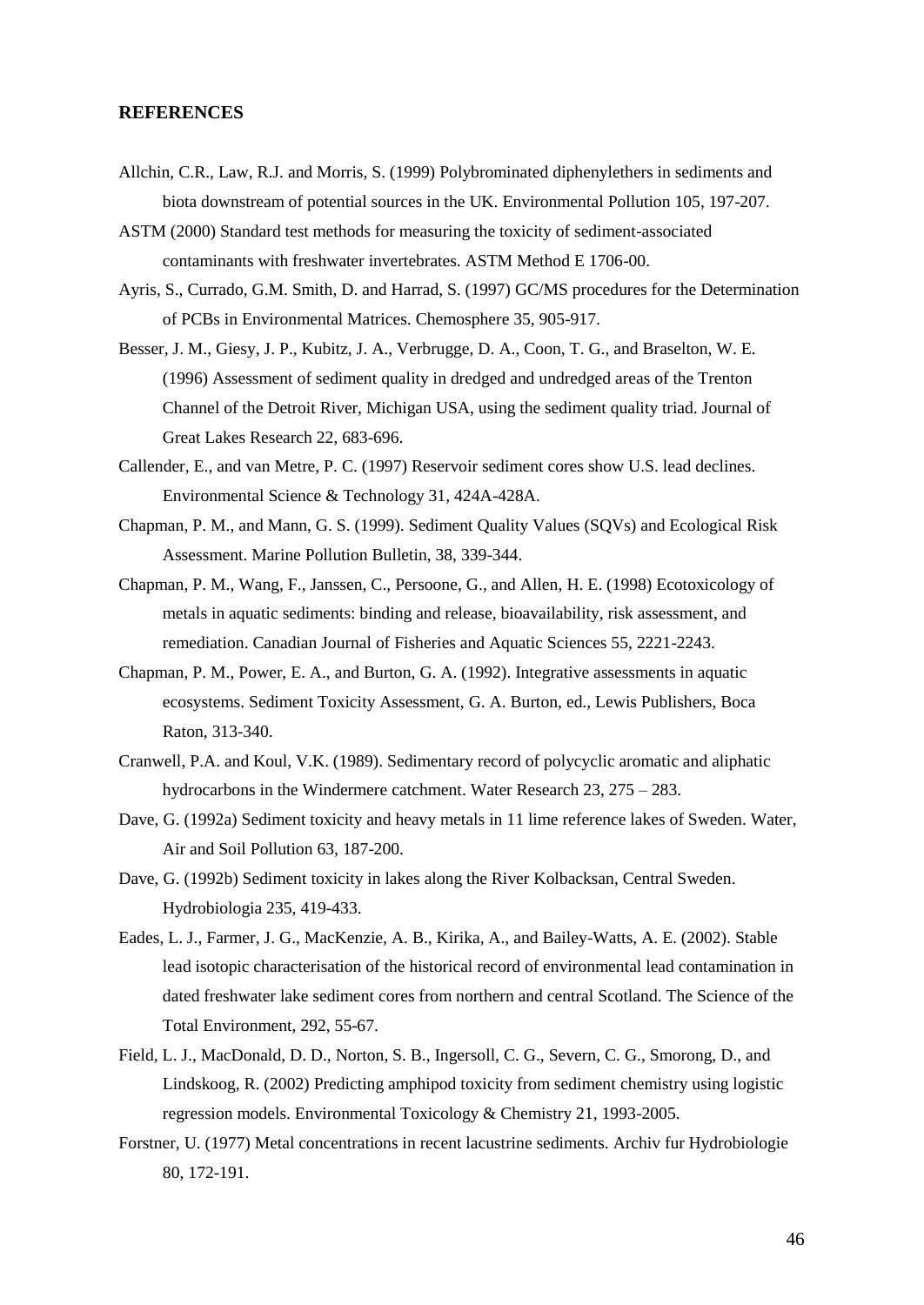## REFERENCES

Allchin, C.R., Law, R.J. and Morris, S. (1999) Polybrominated diphenylethers in sediments and biota downstream of potential sources in the UK. Environmental Pollution 105, 197-207.

ASTM (2000) Standard test methods for measuring the toxicity of sediment-associated contaminants with freshwater invertebrates. ASTM Method E 1706-00.

Ayris, S., Currado, G.M. Smith, D. and Harrad, S. (1997) GC/MS procedures for the Determination of PCBs in Environmental Matrices. Chemosphere 35, 905-917.

Besser, J. M., Giesy, J. P., Kubitz, J. A., Verbrugge, D. A., Coon, T. G., and Braselton, W. E. (1996) Assessment of sediment quality in dredged and undredged areas of the Trenton Channel of the Detroit River, Michigan USA, using the sediment quality triad. Journal of Great Lakes Research 22, 683-696.

Callender, E., and van Metre, P. C. (1997) Reservoir sediment cores show U.S. lead declines. Environmental Science & Technology 31, 424A-428A.

Chapman, P. M., and Mann, G. S. (1999). Sediment Quality Values (SQVs) and Ecological Risk Assessment. Marine Pollution Bulletin, 38, 339-344.

Chapman, P. M., Wang, F., Janssen, C., Persoone, G., and Allen, H. E. (1998) Ecotoxicology of metals in aquatic sediments: binding and release, bioavailability, risk assessment, and remediation. Canadian Journal of Fisheries and Aquatic Sciences 55, 2221-2243.

Chapman, P. M., Power, E. A., and Burton, G. A. (1992). Integrative assessments in aquatic ecosystems. Sediment Toxicity Assessment, G. A. Burton, ed., Lewis Publishers, Boca Raton, 313-340.

Cranwell, P.A. and Koul, V.K. (1989). Sedimentary record of polycyclic aromatic and aliphatic hydrocarbons in the Windermere catchment. Water Research 23, 275 – 283.

Dave, G. (1992a) Sediment toxicity and heavy metals in 11 lime reference lakes of Sweden. Water, Air and Soil Pollution 63, 187-200.

Dave, G. (1992b) Sediment toxicity in lakes along the River Kolbacksan, Central Sweden. Hydrobiologia 235, 419-433.

Eades, L. J., Farmer, J. G., MacKenzie, A. B., Kirika, A., and Bailey-Watts, A. E. (2002). Stable lead isotopic characterisation of the historical record of environmental lead contamination in dated freshwater lake sediment cores from northern and central Scotland. The Science of the Total Environment, 292, 55-67.

Field, L. J., MacDonald, D. D., Norton, S. B., Ingersoll, C. G., Severn, C. G., Smorong, D., and Lindskoog, R. (2002) Predicting amphipod toxicity from sediment chemistry using logistic regression models. Environmental Toxicology & Chemistry 21, 1993-2005.

Forstner, U. (1977) Metal concentrations in recent lacustrine sediments. Archiv fur Hydrobiologie 80, 172-191.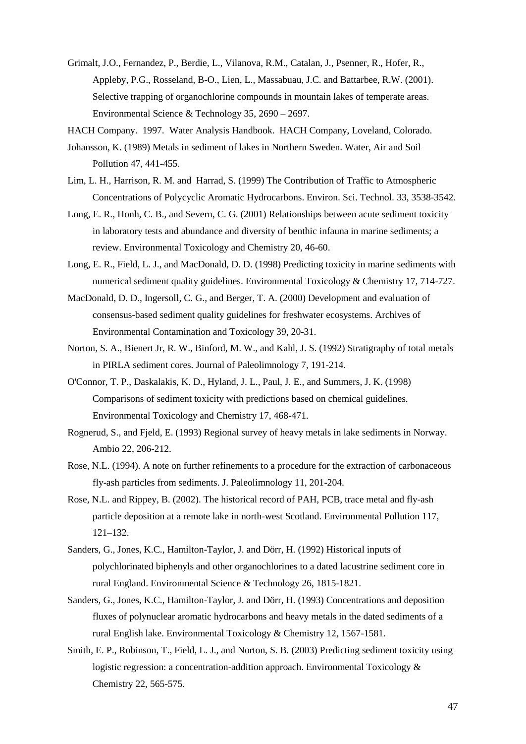Grimalt, J.O., Fernandez, P., Berdie, L., Vilanova, R.M., Catalan, J., Psenner, R., Hofer, R., Appleby, P.G., Rosseland, B-O., Lien, L., Massabuau, J.C. and Battarbee, R.W. (2001). Selective trapping of organochlorine compounds in mountain lakes of temperate areas. Environmental Science & Technology 35, 2690 – 2697.

HACH Company. 1997. Water Analysis Handbook. HACH Company, Loveland, Colorado.

Johansson, K. (1989) Metals in sediment of lakes in Northern Sweden. Water, Air and Soil Pollution 47, 441-455.

Lim, L. H., Harrison, R. M. and Harrad, S. (1999) The Contribution of Traffic to Atmospheric Concentrations of Polycyclic Aromatic Hydrocarbons. Environ. Sci. Technol. 33, 3538-3542.

Long, E. R., Honh, C. B., and Severn, C. G. (2001) Relationships between acute sediment toxicity in laboratory tests and abundance and diversity of benthic infauna in marine sediments; a review. Environmental Toxicology and Chemistry 20, 46-60.

Long, E. R., Field, L. J., and MacDonald, D. D. (1998) Predicting toxicity in marine sediments with numerical sediment quality guidelines. Environmental Toxicology & Chemistry 17, 714-727.

MacDonald, D. D., Ingersoll, C. G., and Berger, T. A. (2000) Development and evaluation of consensus-based sediment quality guidelines for freshwater ecosystems. Archives of Environmental Contamination and Toxicology 39, 20-31.

Norton, S. A., Bienert Jr, R. W., Binford, M. W., and Kahl, J. S. (1992) Stratigraphy of total metals in PIRLA sediment cores. Journal of Paleolimnology 7, 191-214.

O'Connor, T. P., Daskalakis, K. D., Hyland, J. L., Paul, J. E., and Summers, J. K. (1998) Comparisons of sediment toxicity with predictions based on chemical guidelines. Environmental Toxicology and Chemistry 17, 468-471.

Rognerud, S., and Fjeld, E. (1993) Regional survey of heavy metals in lake sediments in Norway. Ambio 22, 206-212.

Rose, N.L. (1994). A note on further refinements to a procedure for the extraction of carbonaceous fly-ash particles from sediments. J. Paleolimnology 11, 201-204.

Rose, N.L. and Rippey, B. (2002). The historical record of PAH, PCB, trace metal and fly-ash particle deposition at a remote lake in north-west Scotland. Environmental Pollution 117, 121–132.

Sanders, G., Jones, K.C., Hamilton-Taylor, J. and Dörr, H. (1992) Historical inputs of polychlorinated biphenyls and other organochlorines to a dated lacustrine sediment core in rural England. Environmental Science & Technology 26, 1815-1821.

Sanders, G., Jones, K.C., Hamilton-Taylor, J. and Dörr, H. (1993) Concentrations and deposition fluxes of polynuclear aromatic hydrocarbons and heavy metals in the dated sediments of a rural English lake. Environmental Toxicology & Chemistry 12, 1567-1581.

Smith, E. P., Robinson, T., Field, L. J., and Norton, S. B. (2003) Predicting sediment toxicity using logistic regression: a concentration-addition approach. Environmental Toxicology & Chemistry 22, 565-575.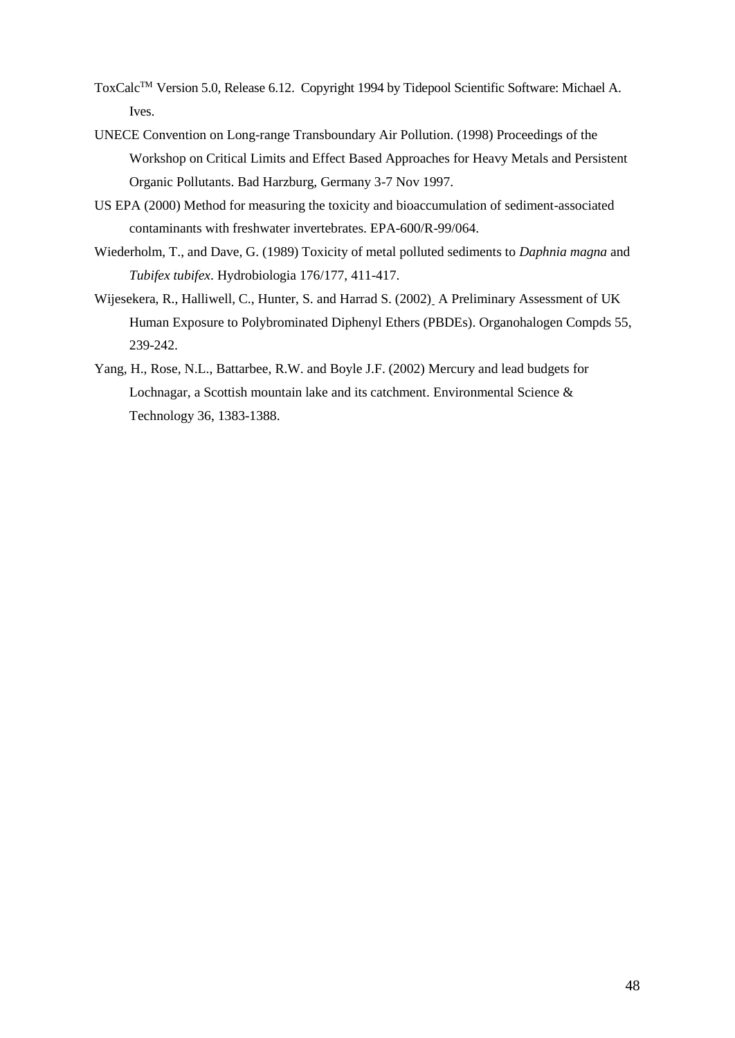ToxCalc™ Version 5.0, Release 6.12. Copyright 1994 by Tidepool Scientific Software: Michael A. Ives.

UNECE Convention on Long-range Transboundary Air Pollution. (1998) Proceedings of the Workshop on Critical Limits and Effect Based Approaches for Heavy Metals and Persistent Organic Pollutants. Bad Harzburg, Germany 3-7 Nov 1997.

US EPA (2000) Method for measuring the toxicity and bioaccumulation of sediment-associated contaminants with freshwater invertebrates. EPA-600/R-99/064.

Wiederholm, T., and Dave, G. (1989) Toxicity of metal polluted sediments to *Daphnia magna* and *Tubifex tubifex*. Hydrobiologia 176/177, 411-417.

Wijesekera, R., Halliwell, C., Hunter, S. and Harrad S. (2002) A Preliminary Assessment of UK Human Exposure to Polybrominated Diphenyl Ethers (PBDEs). Organohalogen Compds 55, 239-242.

Yang, H., Rose, N.L., Battarbee, R.W. and Boyle J.F. (2002) Mercury and lead budgets for Lochnagar, a Scottish mountain lake and its catchment. Environmental Science & Technology 36, 1383-1388.